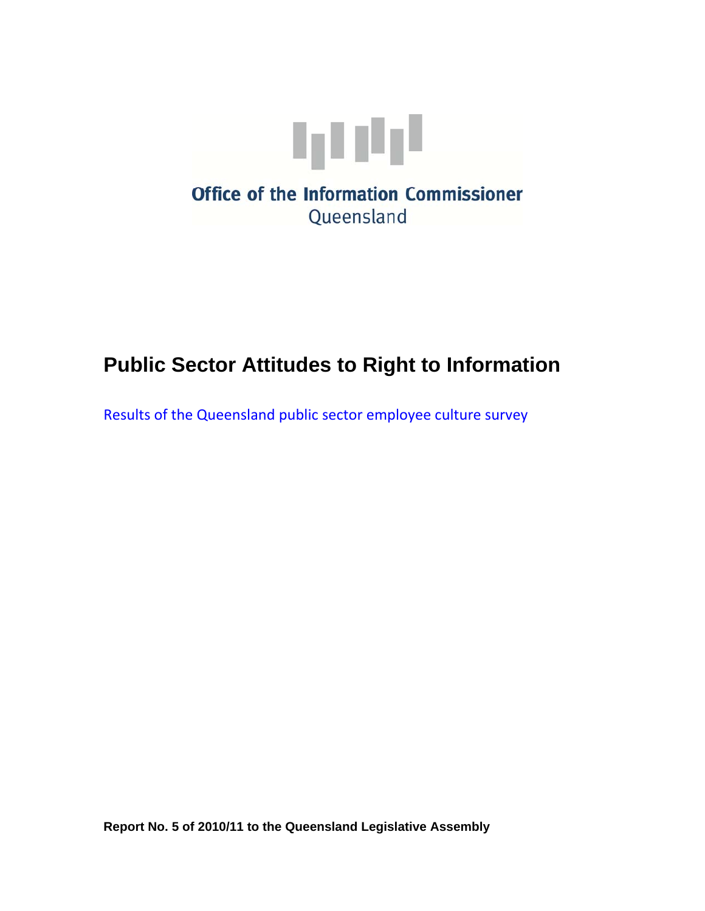Office of the Information Commissioner
Queensland

# Public Sector Attitudes to Right to Information

Results of the Queensland public sector employee culture survey

**Report No. 5 of 2010/11 to the Queensland Legislative Assembly**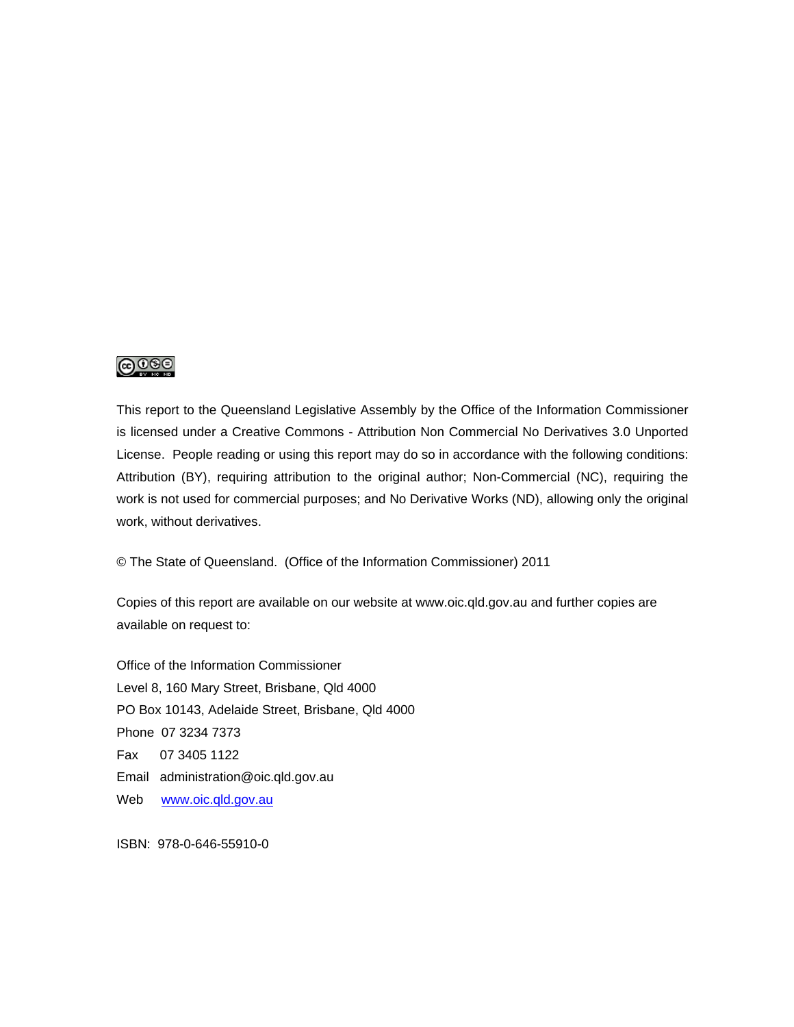This report to the Queensland Legislative Assembly by the Office of the Information Commissioner is licensed under a Creative Commons - Attribution Non Commercial No Derivatives 3.0 Unported License. People reading or using this report may do so in accordance with the following conditions: Attribution (BY), requiring attribution to the original author; Non-Commercial (NC), requiring the work is not used for commercial purposes; and No Derivative Works (ND), allowing only the original work, without derivatives.

© The State of Queensland. (Office of the Information Commissioner) 2011

Copies of this report are available on our website at www.oic.qld.gov.au and further copies are available on request to:

Office of the Information Commissioner
Level 8, 160 Mary Street, Brisbane, Qld 4000
PO Box 10143, Adelaide Street, Brisbane, Qld 4000
Phone 07 3234 7373
Fax 07 3405 1122
Email administration@oic.qld.gov.au
Web www.oic.qld.gov.au

ISBN: 978-0-646-55910-0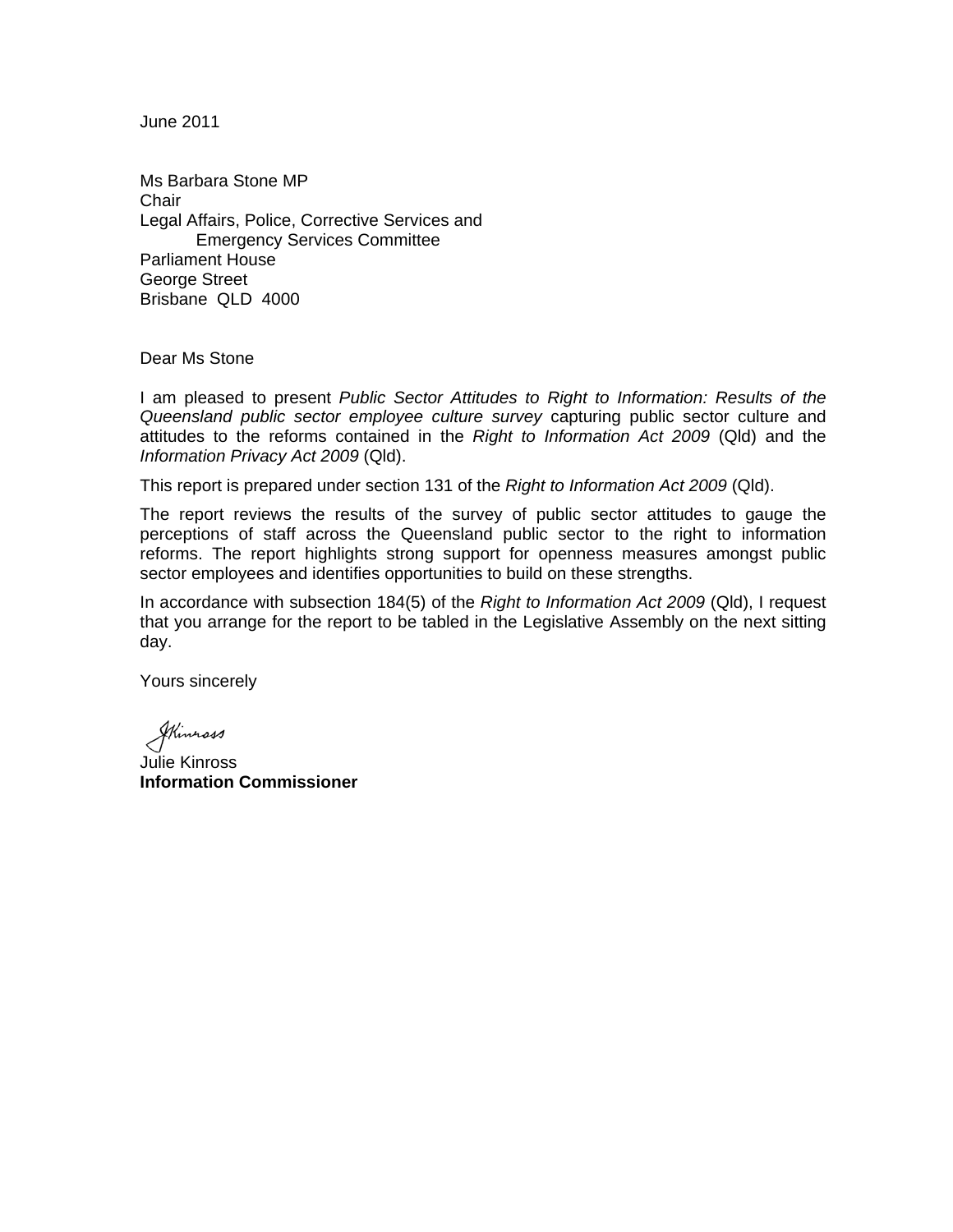June 2011

Ms Barbara Stone MP
Chair
Legal Affairs, Police, Corrective Services and
Emergency Services Committee
Parliament House
George Street
Brisbane QLD 4000

Dear Ms Stone

I am pleased to present *Public Sector Attitudes to Right to Information: Results of the Queensland public sector employee culture survey* capturing public sector culture and attitudes to the reforms contained in the *Right to Information Act 2009* (Qld) and the *Information Privacy Act 2009* (Qld).

This report is prepared under section 131 of the *Right to Information Act 2009* (Qld).

The report reviews the results of the survey of public sector attitudes to gauge the perceptions of staff across the Queensland public sector to the right to information reforms. The report highlights strong support for openness measures amongst public sector employees and identifies opportunities to build on these strengths.

In accordance with subsection 184(5) of the *Right to Information Act 2009* (Qld), I request that you arrange for the report to be tabled in the Legislative Assembly on the next sitting day.

Yours sincerely

Julie Kinross
**Information Commissioner**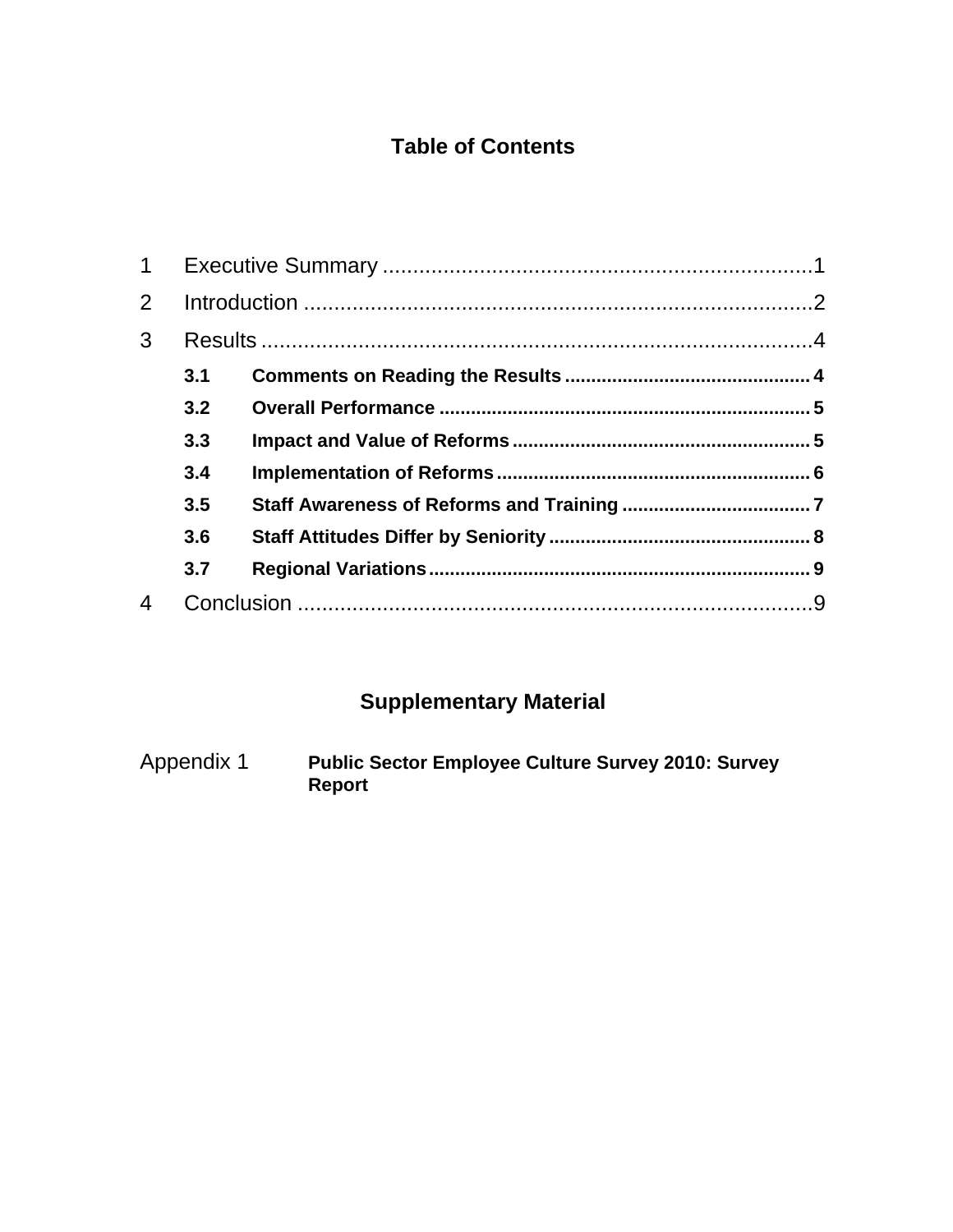# Table of Contents

1 Executive Summary ........................................................................1

2 Introduction ....................................................................................2

3 Results ...........................................................................................4

- **3.1 Comments on Reading the Results** ............................................. 4
- **3.2 Overall Performance** ...................................................................... 5
- **3.3 Impact and Value of Reforms** ........................................................ 5
- **3.4 Implementation of Reforms** ........................................................... 6
- **3.5 Staff Awareness of Reforms and Training** ................................... 7
- **3.6 Staff Attitudes Differ by Seniority** ................................................. 8
- **3.7 Regional Variations** ........................................................................ 9

4 Conclusion .....................................................................................9

## Supplementary Material

Appendix 1 **Public Sector Employee Culture Survey 2010: Survey Report**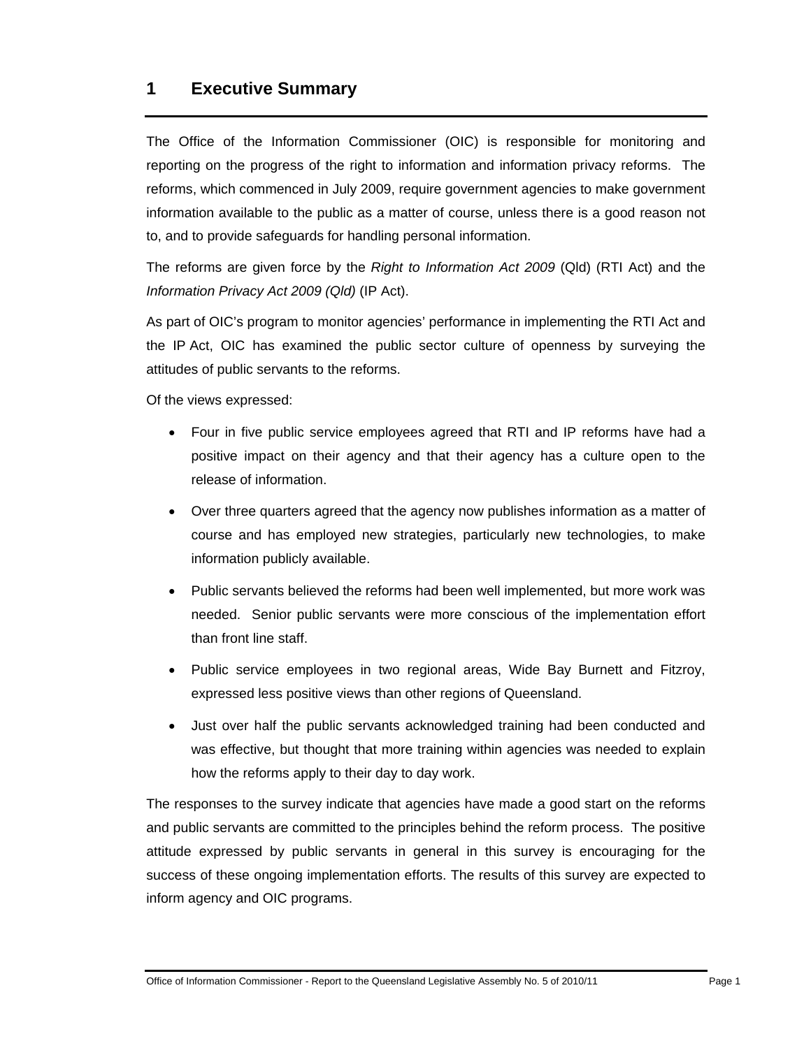# 1 Executive Summary

The Office of the Information Commissioner (OIC) is responsible for monitoring and reporting on the progress of the right to information and information privacy reforms. The reforms, which commenced in July 2009, require government agencies to make government information available to the public as a matter of course, unless there is a good reason not to, and to provide safeguards for handling personal information.

The reforms are given force by the *Right to Information Act 2009* (Qld) (RTI Act) and the *Information Privacy Act 2009 (Qld)* (IP Act).

As part of OIC's program to monitor agencies' performance in implementing the RTI Act and the IP Act, OIC has examined the public sector culture of openness by surveying the attitudes of public servants to the reforms.

Of the views expressed:

- Four in five public service employees agreed that RTI and IP reforms have had a positive impact on their agency and that their agency has a culture open to the release of information.
- Over three quarters agreed that the agency now publishes information as a matter of course and has employed new strategies, particularly new technologies, to make information publicly available.
- Public servants believed the reforms had been well implemented, but more work was needed. Senior public servants were more conscious of the implementation effort than front line staff.
- Public service employees in two regional areas, Wide Bay Burnett and Fitzroy, expressed less positive views than other regions of Queensland.
- Just over half the public servants acknowledged training had been conducted and was effective, but thought that more training within agencies was needed to explain how the reforms apply to their day to day work.

The responses to the survey indicate that agencies have made a good start on the reforms and public servants are committed to the principles behind the reform process. The positive attitude expressed by public servants in general in this survey is encouraging for the success of these ongoing implementation efforts. The results of this survey are expected to inform agency and OIC programs.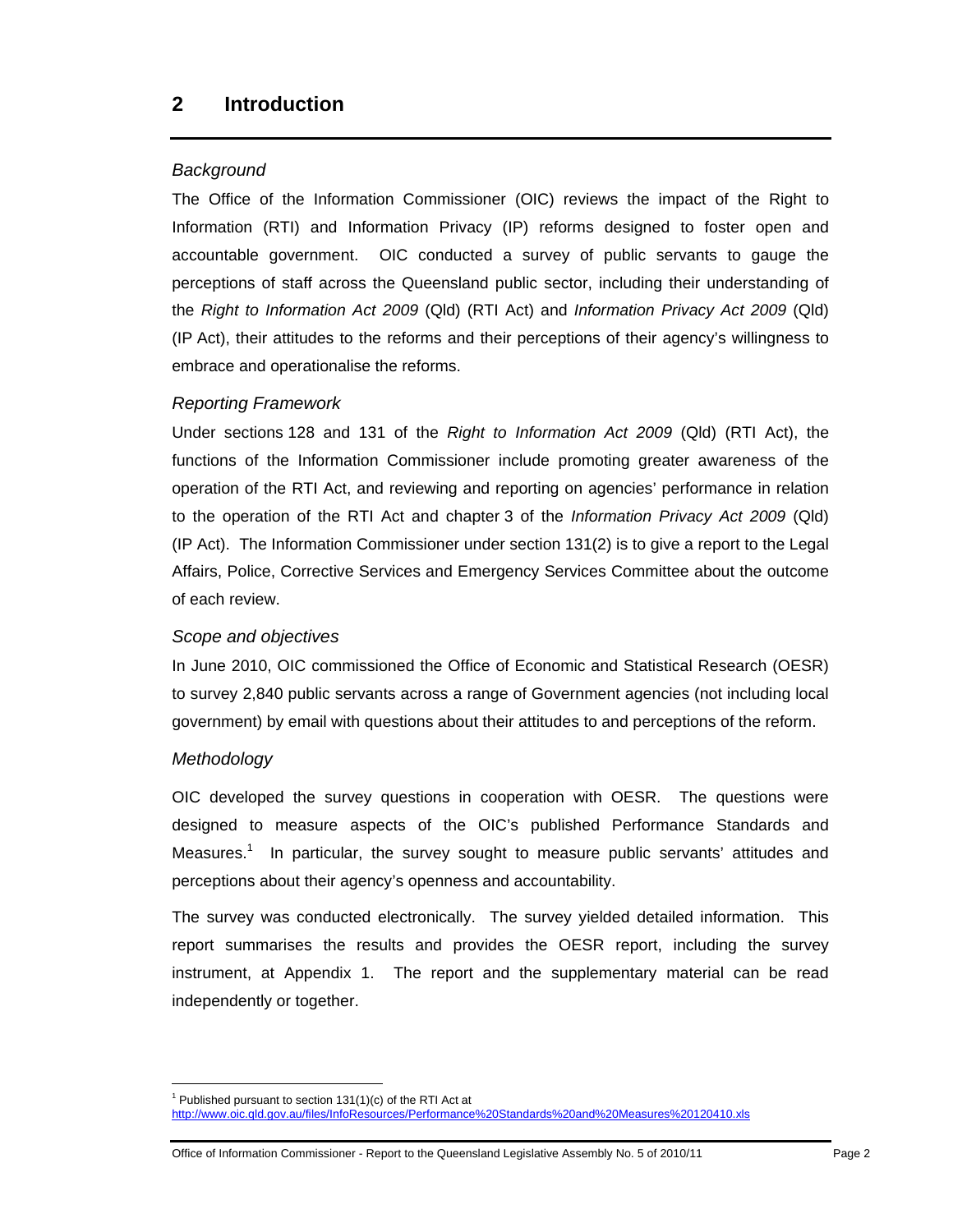## 2 Introduction

*Background*

The Office of the Information Commissioner (OIC) reviews the impact of the Right to Information (RTI) and Information Privacy (IP) reforms designed to foster open and accountable government. OIC conducted a survey of public servants to gauge the perceptions of staff across the Queensland public sector, including their understanding of the *Right to Information Act 2009* (Qld) (RTI Act) and *Information Privacy Act 2009* (Qld) (IP Act), their attitudes to the reforms and their perceptions of their agency's willingness to embrace and operationalise the reforms.

*Reporting Framework*

Under sections 128 and 131 of the *Right to Information Act 2009* (Qld) (RTI Act), the functions of the Information Commissioner include promoting greater awareness of the operation of the RTI Act, and reviewing and reporting on agencies' performance in relation to the operation of the RTI Act and chapter 3 of the *Information Privacy Act 2009* (Qld) (IP Act). The Information Commissioner under section 131(2) is to give a report to the Legal Affairs, Police, Corrective Services and Emergency Services Committee about the outcome of each review.

*Scope and objectives*

In June 2010, OIC commissioned the Office of Economic and Statistical Research (OESR) to survey 2,840 public servants across a range of Government agencies (not including local government) by email with questions about their attitudes to and perceptions of the reform.

*Methodology*

OIC developed the survey questions in cooperation with OESR. The questions were designed to measure aspects of the OIC's published Performance Standards and Measures.[1] In particular, the survey sought to measure public servants' attitudes and perceptions about their agency's openness and accountability.

The survey was conducted electronically. The survey yielded detailed information. This report summarises the results and provides the OESR report, including the survey instrument, at Appendix 1. The report and the supplementary material can be read independently or together.

---

[1] Published pursuant to section 131(1)(c) of the RTI Act at http://www.oic.qld.gov.au/files/InfoResources/Performance%20Standards%20and%20Measures%20120410.xls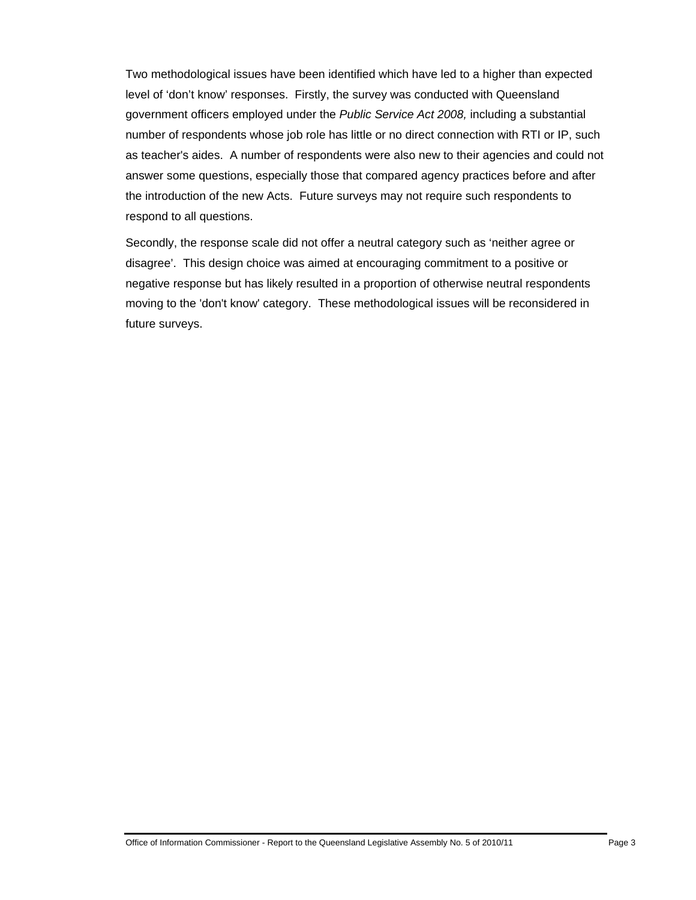Two methodological issues have been identified which have led to a higher than expected level of 'don't know' responses. Firstly, the survey was conducted with Queensland government officers employed under the *Public Service Act 2008,* including a substantial number of respondents whose job role has little or no direct connection with RTI or IP, such as teacher's aides. A number of respondents were also new to their agencies and could not answer some questions, especially those that compared agency practices before and after the introduction of the new Acts. Future surveys may not require such respondents to respond to all questions.

Secondly, the response scale did not offer a neutral category such as 'neither agree or disagree'. This design choice was aimed at encouraging commitment to a positive or negative response but has likely resulted in a proportion of otherwise neutral respondents moving to the 'don't know' category. These methodological issues will be reconsidered in future surveys.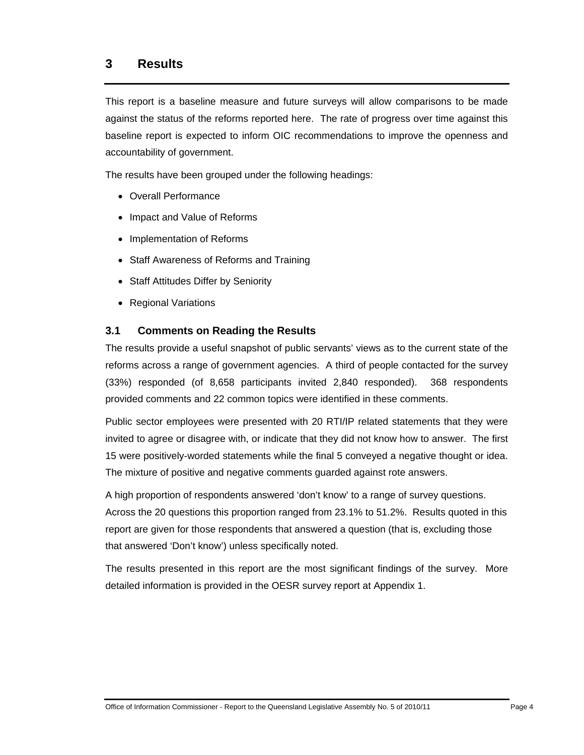# 3 Results

This report is a baseline measure and future surveys will allow comparisons to be made against the status of the reforms reported here. The rate of progress over time against this baseline report is expected to inform OIC recommendations to improve the openness and accountability of government.

The results have been grouped under the following headings:

- Overall Performance
- Impact and Value of Reforms
- Implementation of Reforms
- Staff Awareness of Reforms and Training
- Staff Attitudes Differ by Seniority
- Regional Variations

## 3.1 Comments on Reading the Results

The results provide a useful snapshot of public servants' views as to the current state of the reforms across a range of government agencies. A third of people contacted for the survey (33%) responded (of 8,658 participants invited 2,840 responded). 368 respondents provided comments and 22 common topics were identified in these comments.

Public sector employees were presented with 20 RTI/IP related statements that they were invited to agree or disagree with, or indicate that they did not know how to answer. The first 15 were positively-worded statements while the final 5 conveyed a negative thought or idea. The mixture of positive and negative comments guarded against rote answers.

A high proportion of respondents answered 'don't know' to a range of survey questions. Across the 20 questions this proportion ranged from 23.1% to 51.2%. Results quoted in this report are given for those respondents that answered a question (that is, excluding those that answered 'Don't know') unless specifically noted.

The results presented in this report are the most significant findings of the survey. More detailed information is provided in the OESR survey report at Appendix 1.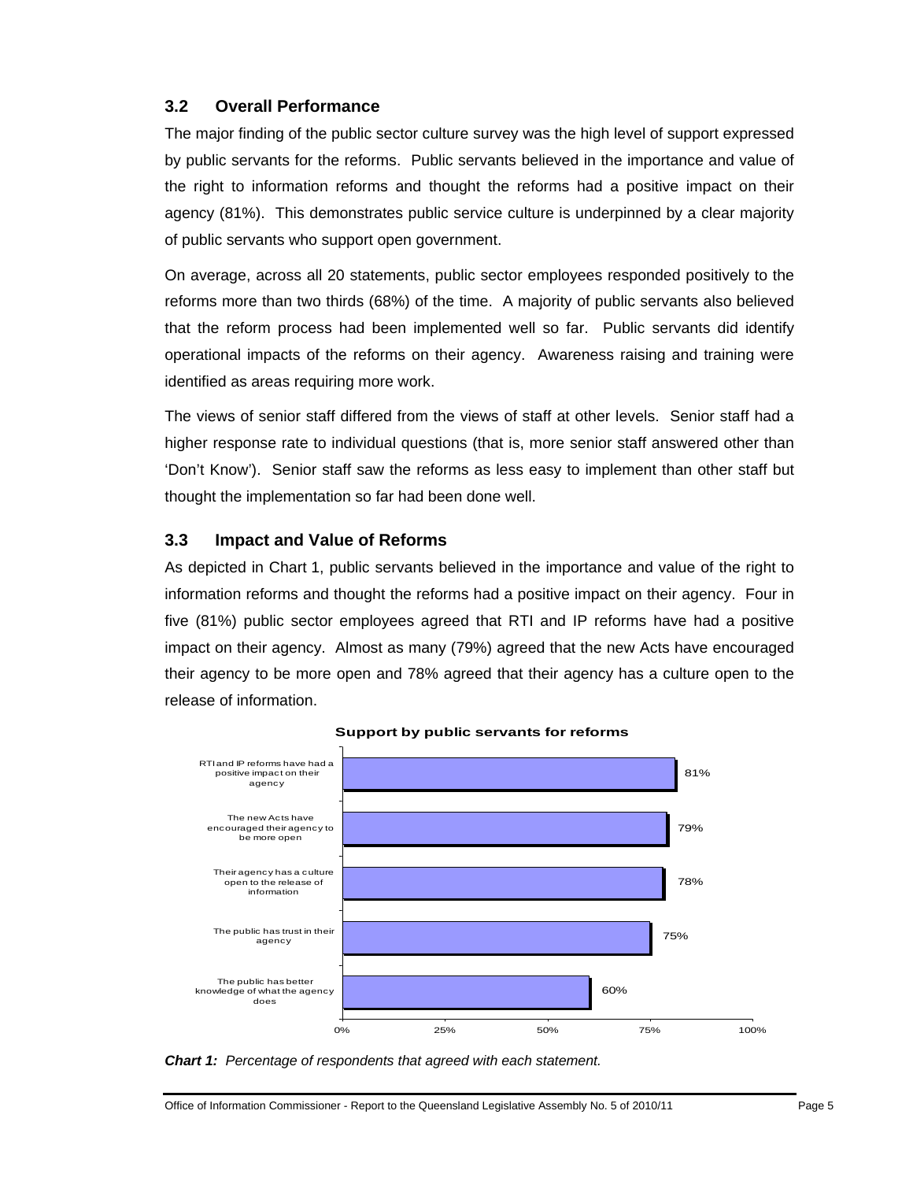### 3.2 Overall Performance

The major finding of the public sector culture survey was the high level of support expressed by public servants for the reforms. Public servants believed in the importance and value of the right to information reforms and thought the reforms had a positive impact on their agency (81%). This demonstrates public service culture is underpinned by a clear majority of public servants who support open government.

On average, across all 20 statements, public sector employees responded positively to the reforms more than two thirds (68%) of the time. A majority of public servants also believed that the reform process had been implemented well so far. Public servants did identify operational impacts of the reforms on their agency. Awareness raising and training were identified as areas requiring more work.

The views of senior staff differed from the views of staff at other levels. Senior staff had a higher response rate to individual questions (that is, more senior staff answered other than 'Don't Know'). Senior staff saw the reforms as less easy to implement than other staff but thought the implementation so far had been done well.

### 3.3 Impact and Value of Reforms

As depicted in Chart 1, public servants believed in the importance and value of the right to information reforms and thought the reforms had a positive impact on their agency. Four in five (81%) public sector employees agreed that RTI and IP reforms have had a positive impact on their agency. Almost as many (79%) agreed that the new Acts have encouraged their agency to be more open and 78% agreed that their agency has a culture open to the release of information.

**Support by public servants for reforms**

| Statement | Percentage |
|---|---|
| RTI and IP reforms have had a positive impact on their agency | 81% |
| The new Acts have encouraged their agency to be more open | 79% |
| Their agency has a culture open to the release of information | 78% |
| The public has trust in their agency | 75% |
| The public has better knowledge of what the agency does | 60% |

***Chart 1:** Percentage of respondents that agreed with each statement.*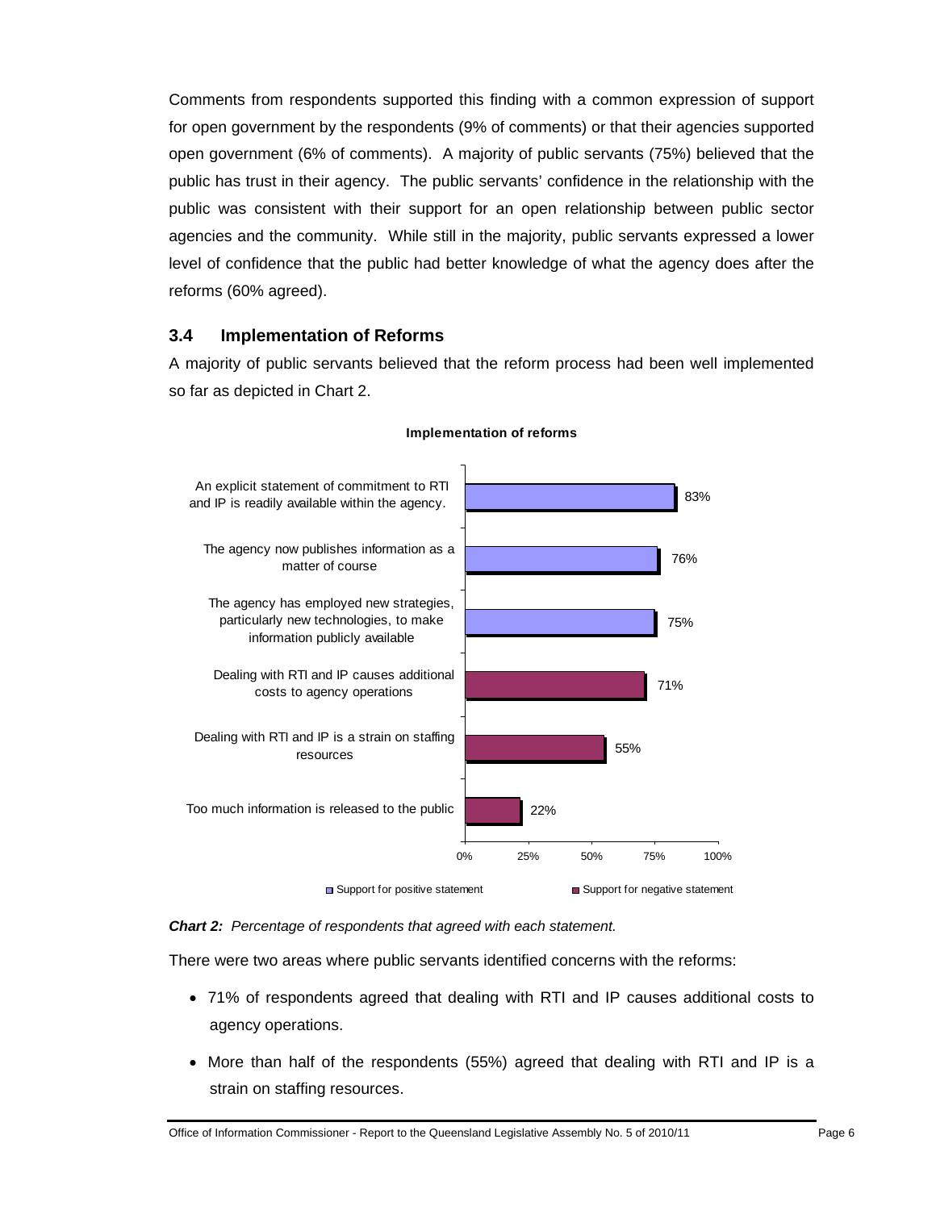Comments from respondents supported this finding with a common expression of support for open government by the respondents (9% of comments) or that their agencies supported open government (6% of comments). A majority of public servants (75%) believed that the public has trust in their agency. The public servants' confidence in the relationship with the public was consistent with their support for an open relationship between public sector agencies and the community. While still in the majority, public servants expressed a lower level of confidence that the public had better knowledge of what the agency does after the reforms (60% agreed).

## 3.4 Implementation of Reforms

A majority of public servants believed that the reform process had been well implemented so far as depicted in Chart 2.

**Implementation of reforms**

| Statement | Percentage agreed | Type |
| --- | --- | --- |
| An explicit statement of commitment to RTI and IP is readily available within the agency. | 83% | Support for positive statement |
| The agency now publishes information as a matter of course | 76% | Support for positive statement |
| The agency has employed new strategies, particularly new technologies, to make information publicly available | 75% | Support for positive statement |
| Dealing with RTI and IP causes additional costs to agency operations | 71% | Support for negative statement |
| Dealing with RTI and IP is a strain on staffing resources | 55% | Support for negative statement |
| Too much information is released to the public | 22% | Support for negative statement |

***Chart 2:*** *Percentage of respondents that agreed with each statement.*

There were two areas where public servants identified concerns with the reforms:

- 71% of respondents agreed that dealing with RTI and IP causes additional costs to agency operations.
- More than half of the respondents (55%) agreed that dealing with RTI and IP is a strain on staffing resources.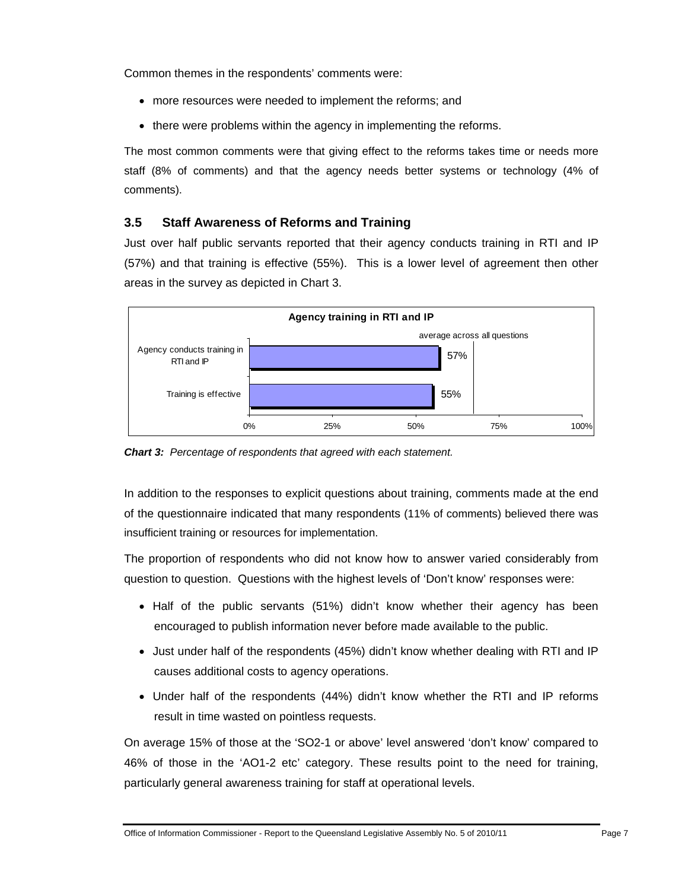Common themes in the respondents' comments were:

- more resources were needed to implement the reforms; and
- there were problems within the agency in implementing the reforms.

The most common comments were that giving effect to the reforms takes time or needs more staff (8% of comments) and that the agency needs better systems or technology (4% of comments).

### 3.5 Staff Awareness of Reforms and Training

Just over half public servants reported that their agency conducts training in RTI and IP (57%) and that training is effective (55%). This is a lower level of agreement then other areas in the survey as depicted in Chart 3.

**Agency training in RTI and IP**

| Statement | Percentage agreed |
|---|---|
| Agency conducts training in RTI and IP | 57% |
| Training is effective | 55% |

*(Chart also shows a marker for "average across all questions".)*

***Chart 3:*** *Percentage of respondents that agreed with each statement.*

In addition to the responses to explicit questions about training, comments made at the end of the questionnaire indicated that many respondents (11% of comments) believed there was insufficient training or resources for implementation.

The proportion of respondents who did not know how to answer varied considerably from question to question. Questions with the highest levels of 'Don't know' responses were:

- Half of the public servants (51%) didn't know whether their agency has been encouraged to publish information never before made available to the public.
- Just under half of the respondents (45%) didn't know whether dealing with RTI and IP causes additional costs to agency operations.
- Under half of the respondents (44%) didn't know whether the RTI and IP reforms result in time wasted on pointless requests.

On average 15% of those at the 'SO2-1 or above' level answered 'don't know' compared to 46% of those in the 'AO1-2 etc' category. These results point to the need for training, particularly general awareness training for staff at operational levels.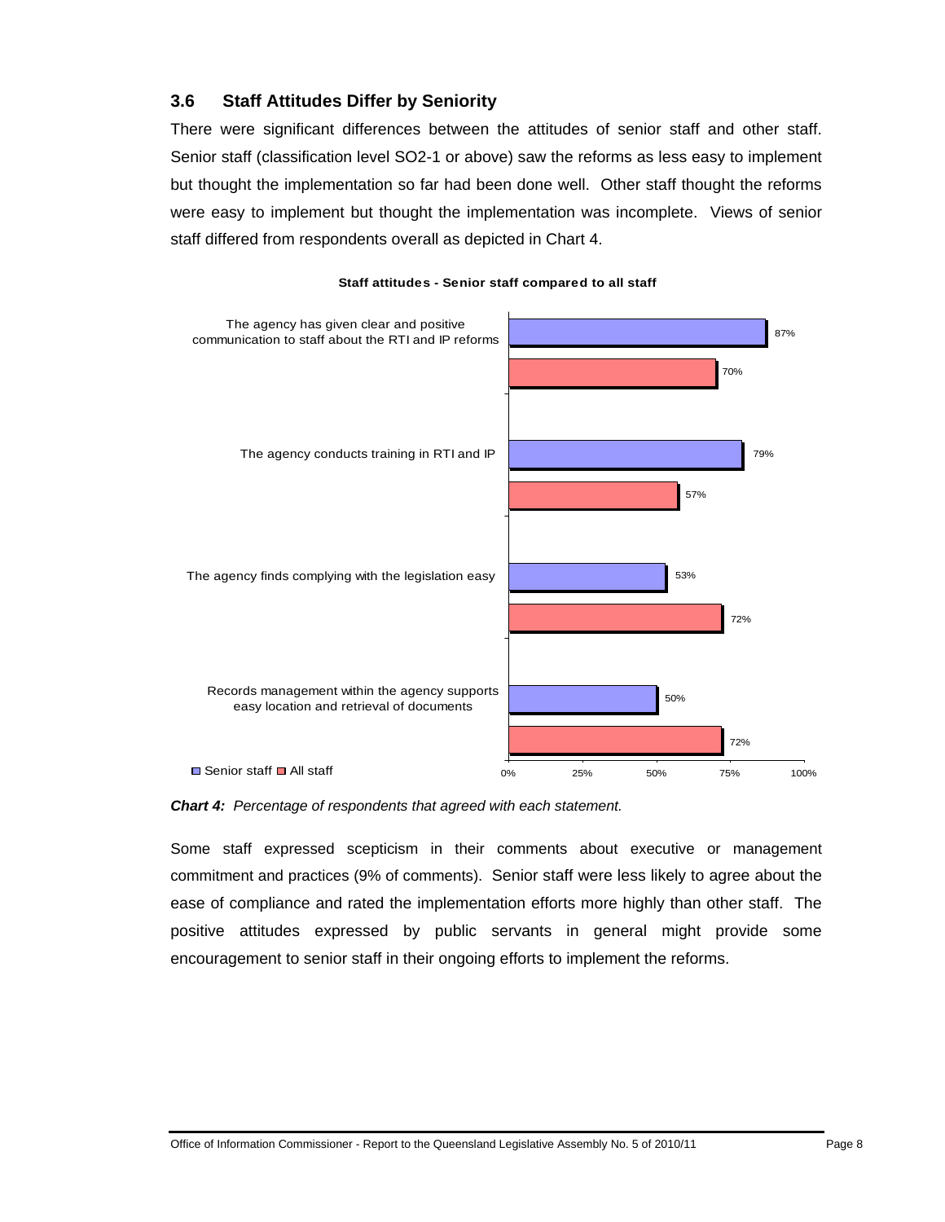## 3.6 Staff Attitudes Differ by Seniority

There were significant differences between the attitudes of senior staff and other staff. Senior staff (classification level SO2-1 or above) saw the reforms as less easy to implement but thought the implementation so far had been done well. Other staff thought the reforms were easy to implement but thought the implementation was incomplete. Views of senior staff differed from respondents overall as depicted in Chart 4.

**Staff attitudes - Senior staff compared to all staff**

| Statement | Senior staff | All staff |
|---|---|---|
| The agency has given clear and positive communication to staff about the RTI and IP reforms | 87% | 70% |
| The agency conducts training in RTI and IP | 79% | 57% |
| The agency finds complying with the legislation easy | 53% | 72% |
| Records management within the agency supports easy location and retrieval of documents | 50% | 72% |

***Chart 4:*** *Percentage of respondents that agreed with each statement.*

Some staff expressed scepticism in their comments about executive or management commitment and practices (9% of comments). Senior staff were less likely to agree about the ease of compliance and rated the implementation efforts more highly than other staff. The positive attitudes expressed by public servants in general might provide some encouragement to senior staff in their ongoing efforts to implement the reforms.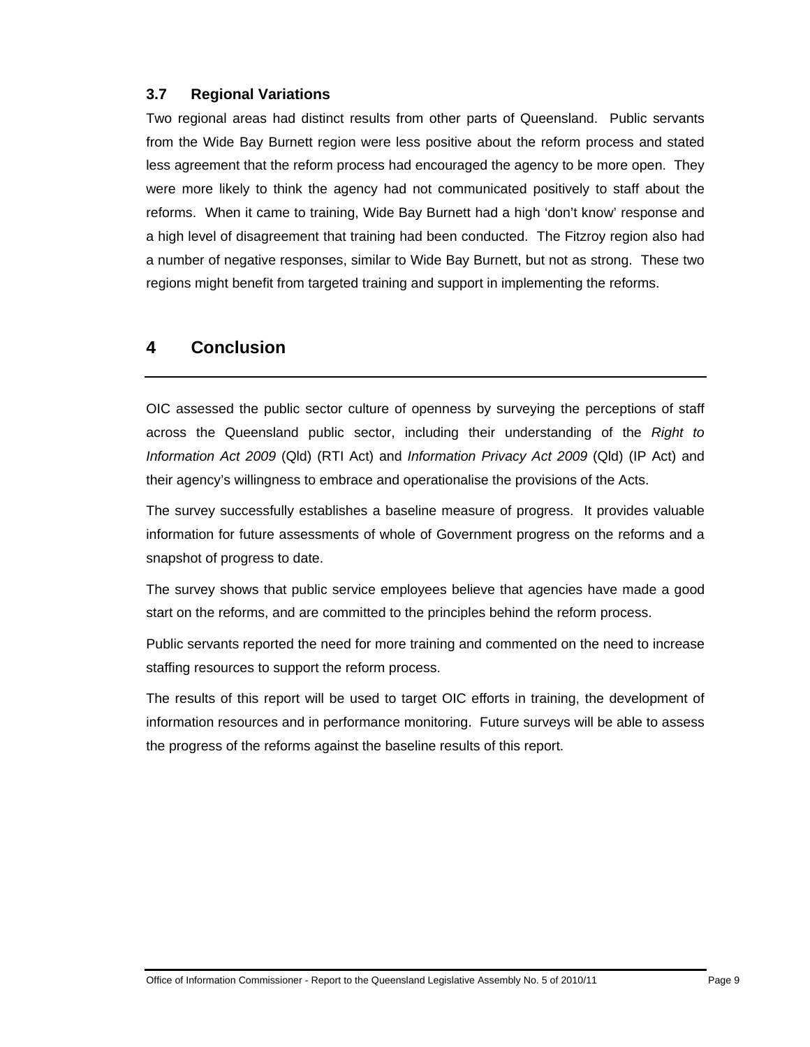### 3.7 Regional Variations

Two regional areas had distinct results from other parts of Queensland. Public servants from the Wide Bay Burnett region were less positive about the reform process and stated less agreement that the reform process had encouraged the agency to be more open. They were more likely to think the agency had not communicated positively to staff about the reforms. When it came to training, Wide Bay Burnett had a high 'don't know' response and a high level of disagreement that training had been conducted. The Fitzroy region also had a number of negative responses, similar to Wide Bay Burnett, but not as strong. These two regions might benefit from targeted training and support in implementing the reforms.

## 4 Conclusion

OIC assessed the public sector culture of openness by surveying the perceptions of staff across the Queensland public sector, including their understanding of the *Right to Information Act 2009* (Qld) (RTI Act) and *Information Privacy Act 2009* (Qld) (IP Act) and their agency's willingness to embrace and operationalise the provisions of the Acts.

The survey successfully establishes a baseline measure of progress. It provides valuable information for future assessments of whole of Government progress on the reforms and a snapshot of progress to date.

The survey shows that public service employees believe that agencies have made a good start on the reforms, and are committed to the principles behind the reform process.

Public servants reported the need for more training and commented on the need to increase staffing resources to support the reform process.

The results of this report will be used to target OIC efforts in training, the development of information resources and in performance monitoring. Future surveys will be able to assess the progress of the reforms against the baseline results of this report.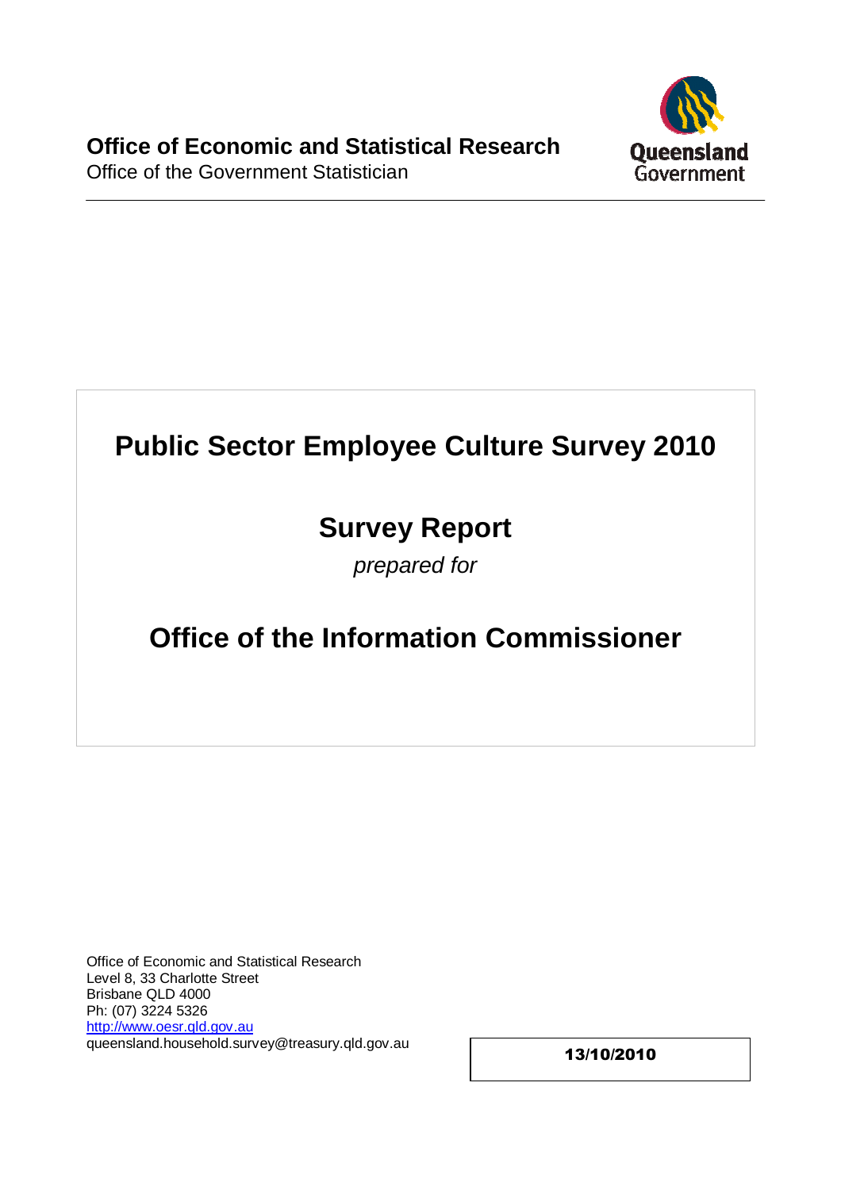**Office of Economic and Statistical Research**
Office of the Government Statistician

# Public Sector Employee Culture Survey 2010

## Survey Report

*prepared for*

## Office of the Information Commissioner

Office of Economic and Statistical Research
Level 8, 33 Charlotte Street
Brisbane QLD 4000
Ph: (07) 3224 5326
[http://www.oesr.qld.gov.au](http://www.oesr.qld.gov.au)
queensland.household.survey@treasury.qld.gov.au

**13/10/2010**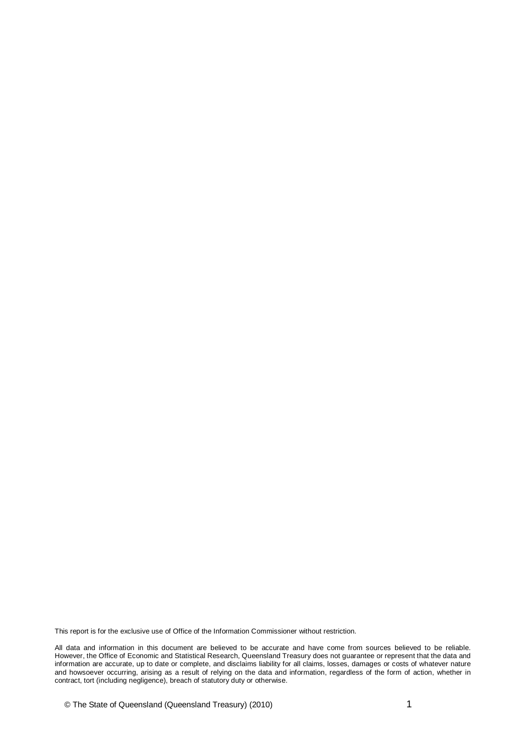This report is for the exclusive use of Office of the Information Commissioner without restriction.

All data and information in this document are believed to be accurate and have come from sources believed to be reliable. However, the Office of Economic and Statistical Research, Queensland Treasury does not guarantee or represent that the data and information are accurate, up to date or complete, and disclaims liability for all claims, losses, damages or costs of whatever nature and howsoever occurring, arising as a result of relying on the data and information, regardless of the form of action, whether in contract, tort (including negligence), breach of statutory duty or otherwise.

© The State of Queensland (Queensland Treasury) (2010)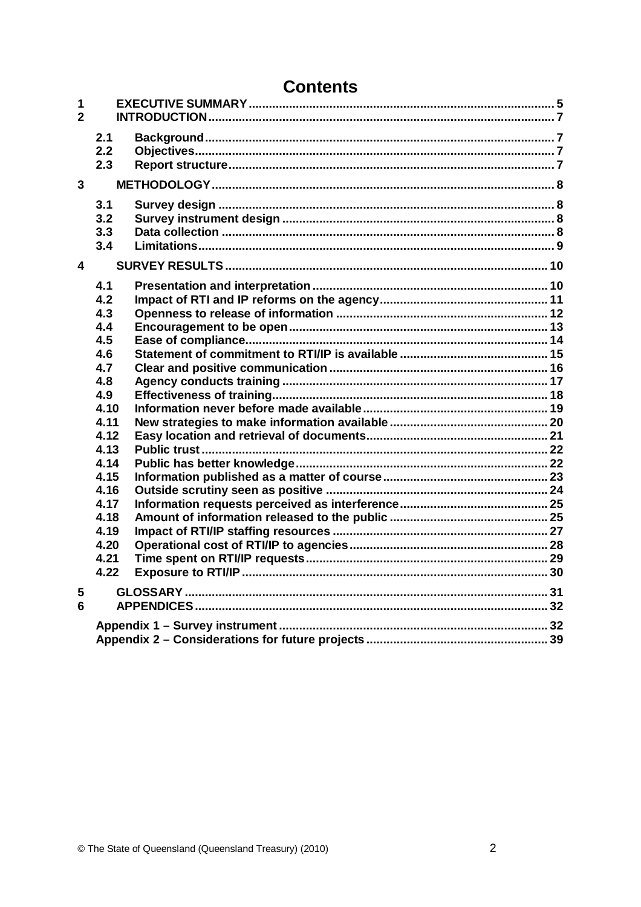# Contents

| | | |
|---|---|---|
| **1** | **EXECUTIVE SUMMARY** | **5** |
| **2** | **INTRODUCTION** | **7** |
| **2.1** | **Background** | **7** |
| **2.2** | **Objectives** | **7** |
| **2.3** | **Report structure** | **7** |
| **3** | **METHODOLOGY** | **8** |
| **3.1** | **Survey design** | **8** |
| **3.2** | **Survey instrument design** | **8** |
| **3.3** | **Data collection** | **8** |
| **3.4** | **Limitations** | **9** |
| **4** | **SURVEY RESULTS** | **10** |
| **4.1** | **Presentation and interpretation** | **10** |
| **4.2** | **Impact of RTI and IP reforms on the agency** | **11** |
| **4.3** | **Openness to release of information** | **12** |
| **4.4** | **Encouragement to be open** | **13** |
| **4.5** | **Ease of compliance** | **14** |
| **4.6** | **Statement of commitment to RTI/IP is available** | **15** |
| **4.7** | **Clear and positive communication** | **16** |
| **4.8** | **Agency conducts training** | **17** |
| **4.9** | **Effectiveness of training** | **18** |
| **4.10** | **Information never before made available** | **19** |
| **4.11** | **New strategies to make information available** | **20** |
| **4.12** | **Easy location and retrieval of documents** | **21** |
| **4.13** | **Public trust** | **22** |
| **4.14** | **Public has better knowledge** | **22** |
| **4.15** | **Information published as a matter of course** | **23** |
| **4.16** | **Outside scrutiny seen as positive** | **24** |
| **4.17** | **Information requests perceived as interference** | **25** |
| **4.18** | **Amount of information released to the public** | **25** |
| **4.19** | **Impact of RTI/IP staffing resources** | **27** |
| **4.20** | **Operational cost of RTI/IP to agencies** | **28** |
| **4.21** | **Time spent on RTI/IP requests** | **29** |
| **4.22** | **Exposure to RTI/IP** | **30** |
| **5** | **GLOSSARY** | **31** |
| **6** | **APPENDICES** | **32** |
| | **Appendix 1 – Survey instrument** | **32** |
| | **Appendix 2 – Considerations for future projects** | **39** |

© The State of Queensland (Queensland Treasury) (2010)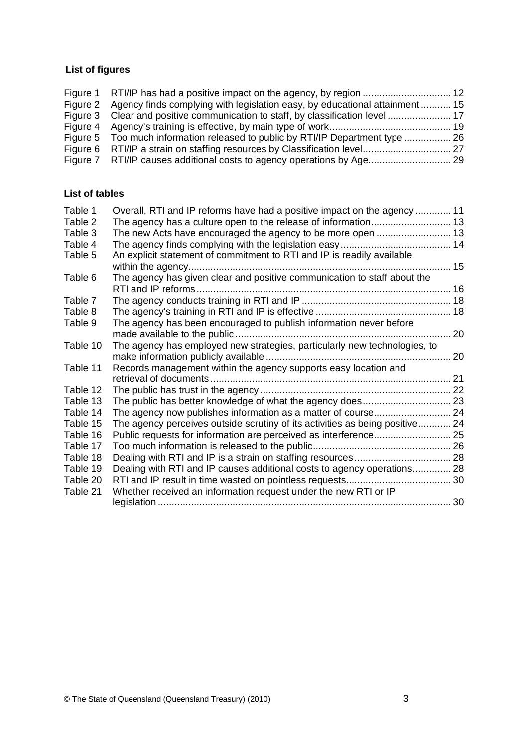## List of figures

| | | |
|---|---|---|
| Figure 1 | RTI/IP has had a positive impact on the agency, by region | 12 |
| Figure 2 | Agency finds complying with legislation easy, by educational attainment | 15 |
| Figure 3 | Clear and positive communication to staff, by classification level | 17 |
| Figure 4 | Agency's training is effective, by main type of work | 19 |
| Figure 5 | Too much information released to public by RTI/IP Department type | 26 |
| Figure 6 | RTI/IP a strain on staffing resources by Classification level | 27 |
| Figure 7 | RTI/IP causes additional costs to agency operations by Age | 29 |

## List of tables

| | | |
|---|---|---|
| Table 1 | Overall, RTI and IP reforms have had a positive impact on the agency | 11 |
| Table 2 | The agency has a culture open to the release of information | 13 |
| Table 3 | The new Acts have encouraged the agency to be more open | 13 |
| Table 4 | The agency finds complying with the legislation easy | 14 |
| Table 5 | An explicit statement of commitment to RTI and IP is readily available within the agency | 15 |
| Table 6 | The agency has given clear and positive communication to staff about the RTI and IP reforms | 16 |
| Table 7 | The agency conducts training in RTI and IP | 18 |
| Table 8 | The agency's training in RTI and IP is effective | 18 |
| Table 9 | The agency has been encouraged to publish information never before made available to the public | 20 |
| Table 10 | The agency has employed new strategies, particularly new technologies, to make information publicly available | 20 |
| Table 11 | Records management within the agency supports easy location and retrieval of documents | 21 |
| Table 12 | The public has trust in the agency | 22 |
| Table 13 | The public has better knowledge of what the agency does | 23 |
| Table 14 | The agency now publishes information as a matter of course | 24 |
| Table 15 | The agency perceives outside scrutiny of its activities as being positive | 24 |
| Table 16 | Public requests for information are perceived as interference | 25 |
| Table 17 | Too much information is released to the public | 26 |
| Table 18 | Dealing with RTI and IP is a strain on staffing resources | 28 |
| Table 19 | Dealing with RTI and IP causes additional costs to agency operations | 28 |
| Table 20 | RTI and IP result in time wasted on pointless requests | 30 |
| Table 21 | Whether received an information request under the new RTI or IP legislation | 30 |

© The State of Queensland (Queensland Treasury) (2010)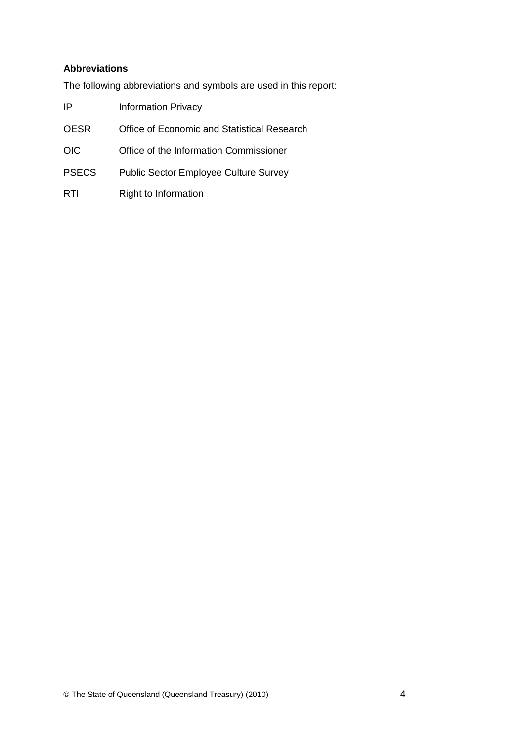**Abbreviations**

The following abbreviations and symbols are used in this report:

| | |
|---|---|
| IP | Information Privacy |
| OESR | Office of Economic and Statistical Research |
| OIC | Office of the Information Commissioner |
| PSECS | Public Sector Employee Culture Survey |
| RTI | Right to Information |

© The State of Queensland (Queensland Treasury) (2010)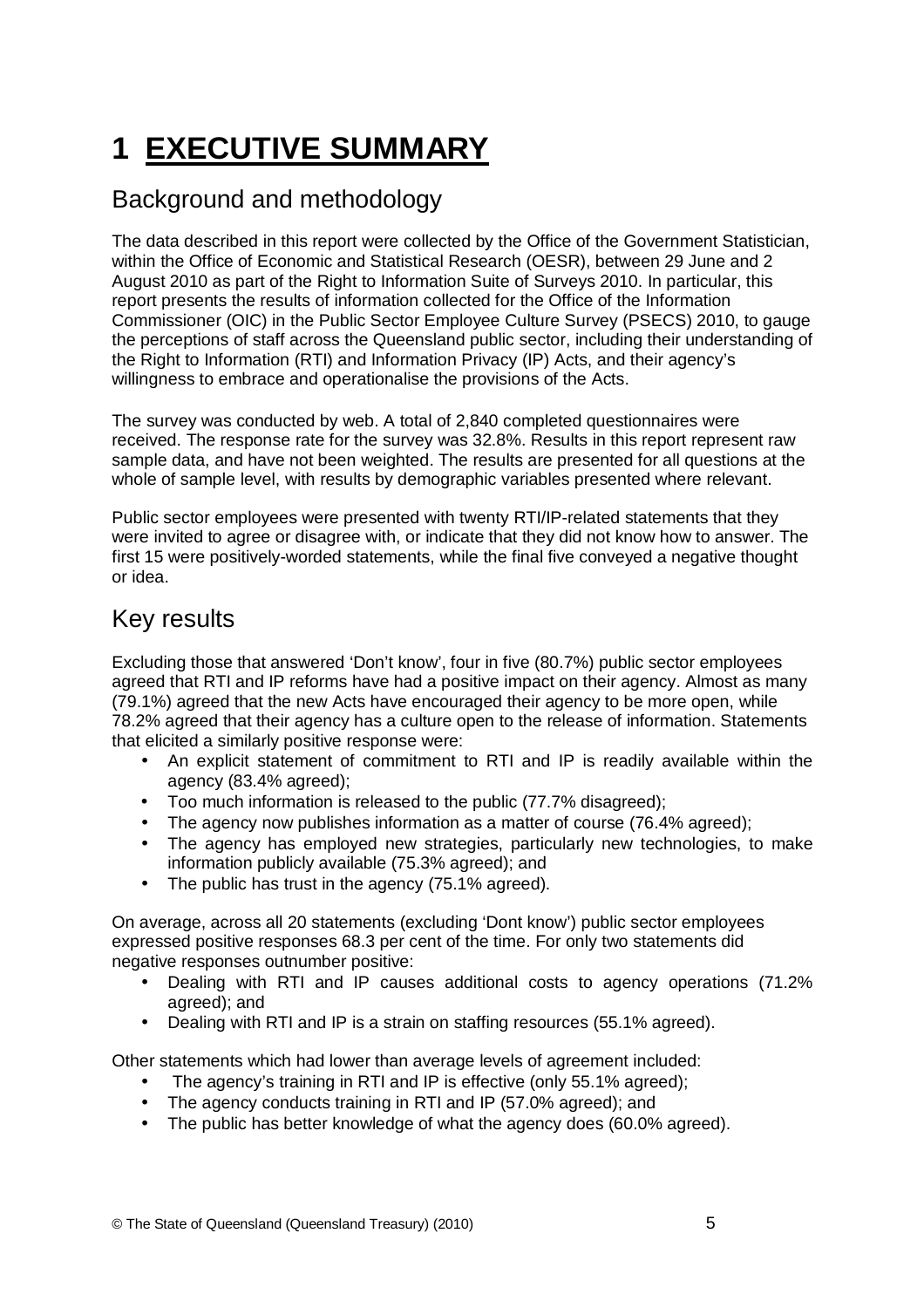# 1 EXECUTIVE SUMMARY

## Background and methodology

The data described in this report were collected by the Office of the Government Statistician, within the Office of Economic and Statistical Research (OESR), between 29 June and 2 August 2010 as part of the Right to Information Suite of Surveys 2010. In particular, this report presents the results of information collected for the Office of the Information Commissioner (OIC) in the Public Sector Employee Culture Survey (PSECS) 2010, to gauge the perceptions of staff across the Queensland public sector, including their understanding of the Right to Information (RTI) and Information Privacy (IP) Acts, and their agency's willingness to embrace and operationalise the provisions of the Acts.

The survey was conducted by web. A total of 2,840 completed questionnaires were received. The response rate for the survey was 32.8%. Results in this report represent raw sample data, and have not been weighted. The results are presented for all questions at the whole of sample level, with results by demographic variables presented where relevant.

Public sector employees were presented with twenty RTI/IP-related statements that they were invited to agree or disagree with, or indicate that they did not know how to answer. The first 15 were positively-worded statements, while the final five conveyed a negative thought or idea.

## Key results

Excluding those that answered 'Don't know', four in five (80.7%) public sector employees agreed that RTI and IP reforms have had a positive impact on their agency. Almost as many (79.1%) agreed that the new Acts have encouraged their agency to be more open, while 78.2% agreed that their agency has a culture open to the release of information. Statements that elicited a similarly positive response were:

- An explicit statement of commitment to RTI and IP is readily available within the agency (83.4% agreed);
- Too much information is released to the public (77.7% disagreed);
- The agency now publishes information as a matter of course (76.4% agreed);
- The agency has employed new strategies, particularly new technologies, to make information publicly available (75.3% agreed); and
- The public has trust in the agency (75.1% agreed).

On average, across all 20 statements (excluding 'Dont know') public sector employees expressed positive responses 68.3 per cent of the time. For only two statements did negative responses outnumber positive:

- Dealing with RTI and IP causes additional costs to agency operations (71.2% agreed); and
- Dealing with RTI and IP is a strain on staffing resources (55.1% agreed).

Other statements which had lower than average levels of agreement included:

- The agency's training in RTI and IP is effective (only 55.1% agreed);
- The agency conducts training in RTI and IP (57.0% agreed); and
- The public has better knowledge of what the agency does (60.0% agreed).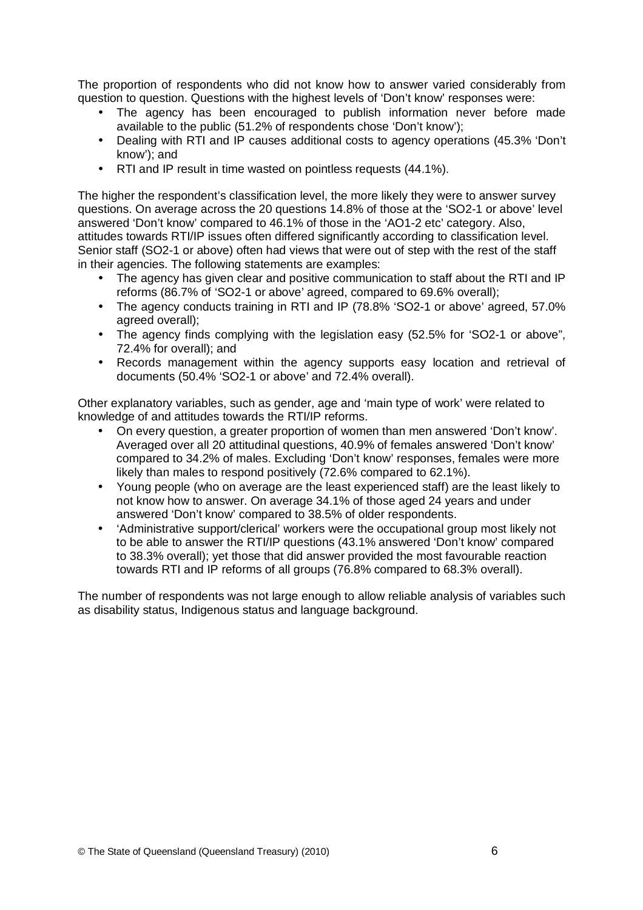The proportion of respondents who did not know how to answer varied considerably from question to question. Questions with the highest levels of 'Don't know' responses were:

- The agency has been encouraged to publish information never before made available to the public (51.2% of respondents chose 'Don't know');
- Dealing with RTI and IP causes additional costs to agency operations (45.3% 'Don't know'); and
- RTI and IP result in time wasted on pointless requests (44.1%).

The higher the respondent's classification level, the more likely they were to answer survey questions. On average across the 20 questions 14.8% of those at the 'SO2-1 or above' level answered 'Don't know' compared to 46.1% of those in the 'AO1-2 etc' category. Also, attitudes towards RTI/IP issues often differed significantly according to classification level. Senior staff (SO2-1 or above) often had views that were out of step with the rest of the staff in their agencies. The following statements are examples:

- The agency has given clear and positive communication to staff about the RTI and IP reforms (86.7% of 'SO2-1 or above' agreed, compared to 69.6% overall);
- The agency conducts training in RTI and IP (78.8% 'SO2-1 or above' agreed, 57.0% agreed overall);
- The agency finds complying with the legislation easy (52.5% for 'SO2-1 or above", 72.4% for overall); and
- Records management within the agency supports easy location and retrieval of documents (50.4% 'SO2-1 or above' and 72.4% overall).

Other explanatory variables, such as gender, age and 'main type of work' were related to knowledge of and attitudes towards the RTI/IP reforms.

- On every question, a greater proportion of women than men answered 'Don't know'. Averaged over all 20 attitudinal questions, 40.9% of females answered 'Don't know' compared to 34.2% of males. Excluding 'Don't know' responses, females were more likely than males to respond positively (72.6% compared to 62.1%).
- Young people (who on average are the least experienced staff) are the least likely to not know how to answer. On average 34.1% of those aged 24 years and under answered 'Don't know' compared to 38.5% of older respondents.
- 'Administrative support/clerical' workers were the occupational group most likely not to be able to answer the RTI/IP questions (43.1% answered 'Don't know' compared to 38.3% overall); yet those that did answer provided the most favourable reaction towards RTI and IP reforms of all groups (76.8% compared to 68.3% overall).

The number of respondents was not large enough to allow reliable analysis of variables such as disability status, Indigenous status and language background.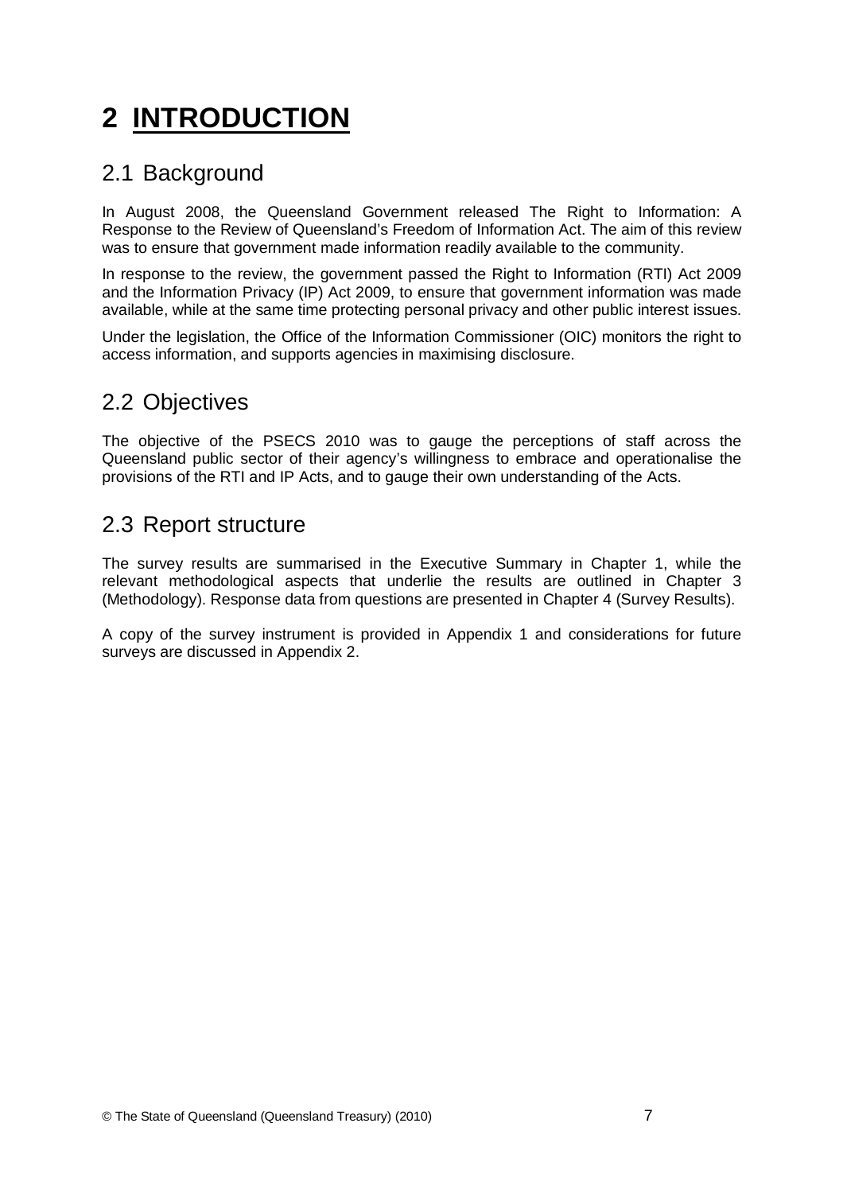# 2 INTRODUCTION

## 2.1 Background

In August 2008, the Queensland Government released The Right to Information: A Response to the Review of Queensland's Freedom of Information Act. The aim of this review was to ensure that government made information readily available to the community.

In response to the review, the government passed the Right to Information (RTI) Act 2009 and the Information Privacy (IP) Act 2009, to ensure that government information was made available, while at the same time protecting personal privacy and other public interest issues.

Under the legislation, the Office of the Information Commissioner (OIC) monitors the right to access information, and supports agencies in maximising disclosure.

## 2.2 Objectives

The objective of the PSECS 2010 was to gauge the perceptions of staff across the Queensland public sector of their agency's willingness to embrace and operationalise the provisions of the RTI and IP Acts, and to gauge their own understanding of the Acts.

## 2.3 Report structure

The survey results are summarised in the Executive Summary in Chapter 1, while the relevant methodological aspects that underlie the results are outlined in Chapter 3 (Methodology). Response data from questions are presented in Chapter 4 (Survey Results).

A copy of the survey instrument is provided in Appendix 1 and considerations for future surveys are discussed in Appendix 2.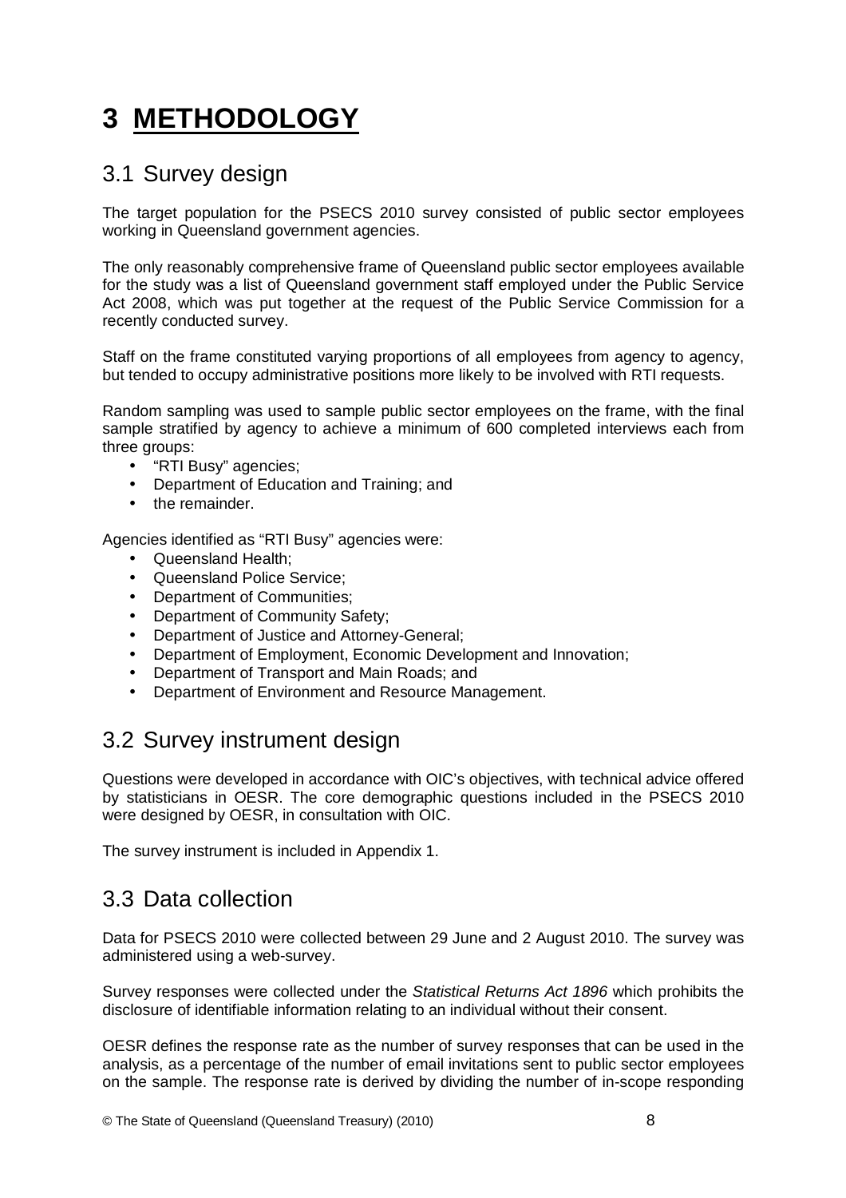# 3 METHODOLOGY

## 3.1 Survey design

The target population for the PSECS 2010 survey consisted of public sector employees working in Queensland government agencies.

The only reasonably comprehensive frame of Queensland public sector employees available for the study was a list of Queensland government staff employed under the Public Service Act 2008, which was put together at the request of the Public Service Commission for a recently conducted survey.

Staff on the frame constituted varying proportions of all employees from agency to agency, but tended to occupy administrative positions more likely to be involved with RTI requests.

Random sampling was used to sample public sector employees on the frame, with the final sample stratified by agency to achieve a minimum of 600 completed interviews each from three groups:

- "RTI Busy" agencies;
- Department of Education and Training; and
- the remainder.

Agencies identified as "RTI Busy" agencies were:

- Queensland Health;
- Queensland Police Service;
- Department of Communities;
- Department of Community Safety;
- Department of Justice and Attorney-General;
- Department of Employment, Economic Development and Innovation;
- Department of Transport and Main Roads; and
- Department of Environment and Resource Management.

## 3.2 Survey instrument design

Questions were developed in accordance with OIC's objectives, with technical advice offered by statisticians in OESR. The core demographic questions included in the PSECS 2010 were designed by OESR, in consultation with OIC.

The survey instrument is included in Appendix 1.

## 3.3 Data collection

Data for PSECS 2010 were collected between 29 June and 2 August 2010. The survey was administered using a web-survey.

Survey responses were collected under the *Statistical Returns Act 1896* which prohibits the disclosure of identifiable information relating to an individual without their consent.

OESR defines the response rate as the number of survey responses that can be used in the analysis, as a percentage of the number of email invitations sent to public sector employees on the sample. The response rate is derived by dividing the number of in-scope responding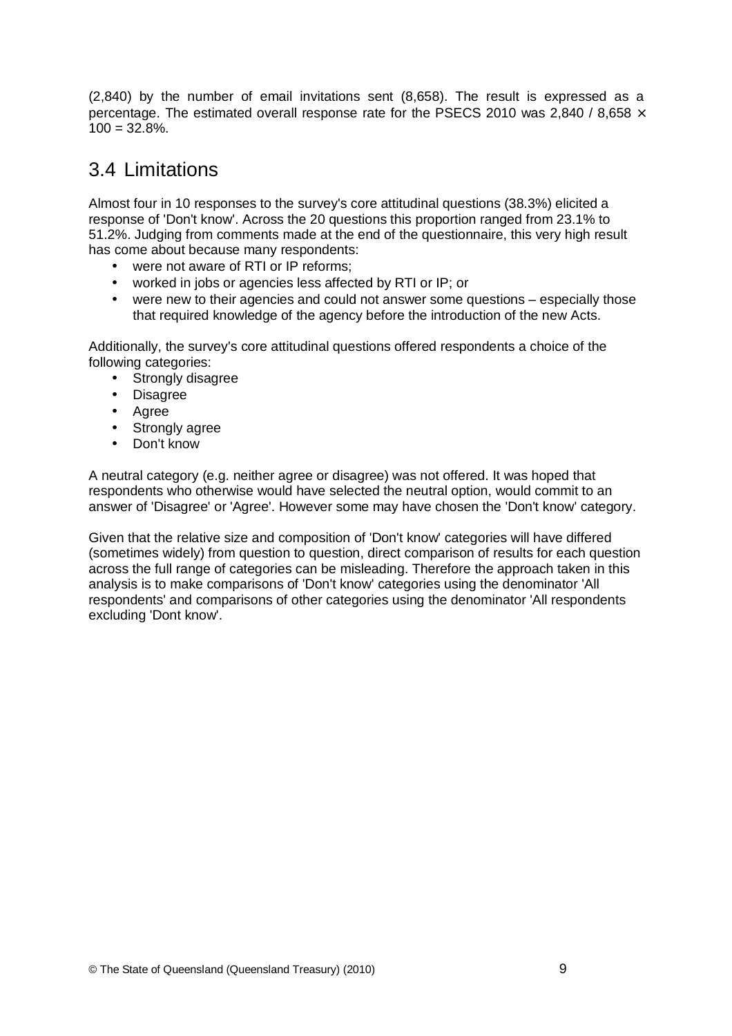(2,840) by the number of email invitations sent (8,658). The result is expressed as a percentage. The estimated overall response rate for the PSECS 2010 was 2,840 / 8,658 × 100 = 32.8%.

## 3.4 Limitations

Almost four in 10 responses to the survey's core attitudinal questions (38.3%) elicited a response of 'Don't know'. Across the 20 questions this proportion ranged from 23.1% to 51.2%. Judging from comments made at the end of the questionnaire, this very high result has come about because many respondents:

- were not aware of RTI or IP reforms;
- worked in jobs or agencies less affected by RTI or IP; or
- were new to their agencies and could not answer some questions – especially those that required knowledge of the agency before the introduction of the new Acts.

Additionally, the survey's core attitudinal questions offered respondents a choice of the following categories:

- Strongly disagree
- Disagree
- Agree
- Strongly agree
- Don't know

A neutral category (e.g. neither agree or disagree) was not offered. It was hoped that respondents who otherwise would have selected the neutral option, would commit to an answer of 'Disagree' or 'Agree'. However some may have chosen the 'Don't know' category.

Given that the relative size and composition of 'Don't know' categories will have differed (sometimes widely) from question to question, direct comparison of results for each question across the full range of categories can be misleading. Therefore the approach taken in this analysis is to make comparisons of 'Don't know' categories using the denominator 'All respondents' and comparisons of other categories using the denominator 'All respondents excluding 'Dont know'.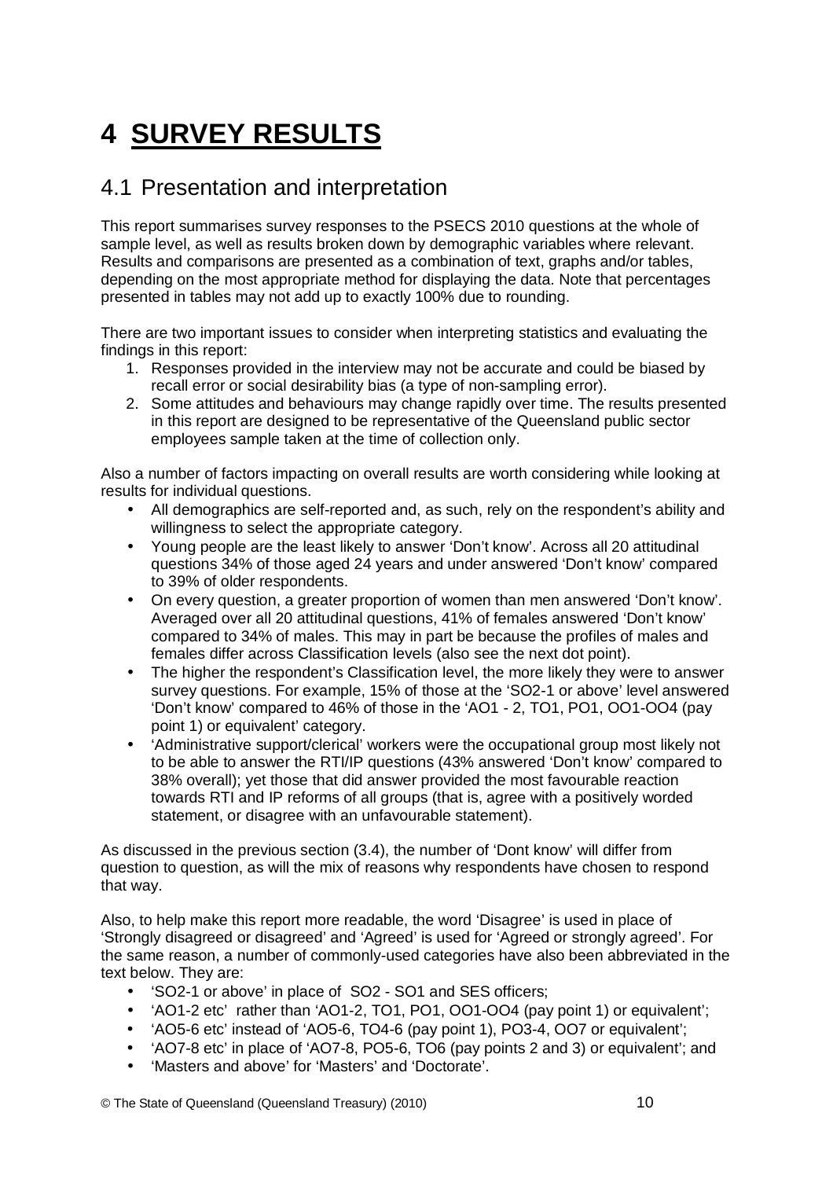# 4 SURVEY RESULTS

## 4.1 Presentation and interpretation

This report summarises survey responses to the PSECS 2010 questions at the whole of sample level, as well as results broken down by demographic variables where relevant. Results and comparisons are presented as a combination of text, graphs and/or tables, depending on the most appropriate method for displaying the data. Note that percentages presented in tables may not add up to exactly 100% due to rounding.

There are two important issues to consider when interpreting statistics and evaluating the findings in this report:

1. Responses provided in the interview may not be accurate and could be biased by recall error or social desirability bias (a type of non-sampling error).
2. Some attitudes and behaviours may change rapidly over time. The results presented in this report are designed to be representative of the Queensland public sector employees sample taken at the time of collection only.

Also a number of factors impacting on overall results are worth considering while looking at results for individual questions.

- All demographics are self-reported and, as such, rely on the respondent's ability and willingness to select the appropriate category.
- Young people are the least likely to answer 'Don't know'. Across all 20 attitudinal questions 34% of those aged 24 years and under answered 'Don't know' compared to 39% of older respondents.
- On every question, a greater proportion of women than men answered 'Don't know'. Averaged over all 20 attitudinal questions, 41% of females answered 'Don't know' compared to 34% of males. This may in part be because the profiles of males and females differ across Classification levels (also see the next dot point).
- The higher the respondent's Classification level, the more likely they were to answer survey questions. For example, 15% of those at the 'SO2-1 or above' level answered 'Don't know' compared to 46% of those in the 'AO1 - 2, TO1, PO1, OO1-OO4 (pay point 1) or equivalent' category.
- 'Administrative support/clerical' workers were the occupational group most likely not to be able to answer the RTI/IP questions (43% answered 'Don't know' compared to 38% overall); yet those that did answer provided the most favourable reaction towards RTI and IP reforms of all groups (that is, agree with a positively worded statement, or disagree with an unfavourable statement).

As discussed in the previous section (3.4), the number of 'Dont know' will differ from question to question, as will the mix of reasons why respondents have chosen to respond that way.

Also, to help make this report more readable, the word 'Disagree' is used in place of 'Strongly disagreed or disagreed' and 'Agreed' is used for 'Agreed or strongly agreed'. For the same reason, a number of commonly-used categories have also been abbreviated in the text below. They are:

- 'SO2-1 or above' in place of SO2 - SO1 and SES officers;
- 'AO1-2 etc' rather than 'AO1-2, TO1, PO1, OO1-OO4 (pay point 1) or equivalent';
- 'AO5-6 etc' instead of 'AO5-6, TO4-6 (pay point 1), PO3-4, OO7 or equivalent';
- 'AO7-8 etc' in place of 'AO7-8, PO5-6, TO6 (pay points 2 and 3) or equivalent'; and
- 'Masters and above' for 'Masters' and 'Doctorate'.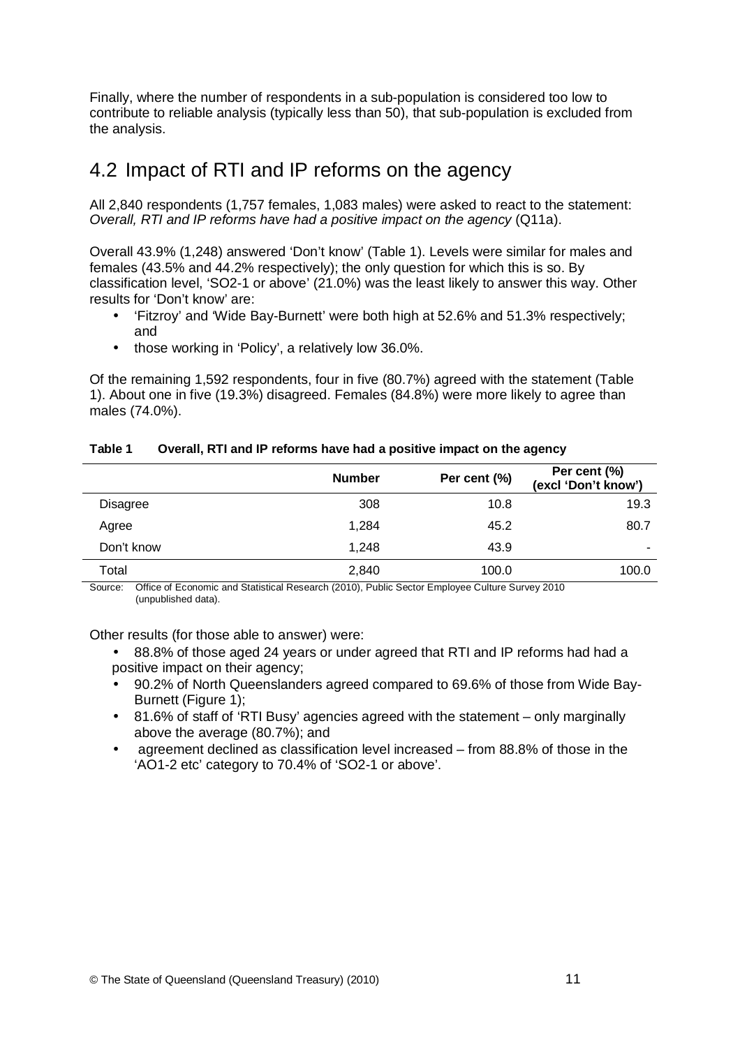Finally, where the number of respondents in a sub-population is considered too low to contribute to reliable analysis (typically less than 50), that sub-population is excluded from the analysis.

## 4.2 Impact of RTI and IP reforms on the agency

All 2,840 respondents (1,757 females, 1,083 males) were asked to react to the statement: *Overall, RTI and IP reforms have had a positive impact on the agency* (Q11a).

Overall 43.9% (1,248) answered 'Don't know' (Table 1). Levels were similar for males and females (43.5% and 44.2% respectively); the only question for which this is so. By classification level, 'SO2-1 or above' (21.0%) was the least likely to answer this way. Other results for 'Don't know' are:

- 'Fitzroy' and 'Wide Bay-Burnett' were both high at 52.6% and 51.3% respectively; and
- those working in 'Policy', a relatively low 36.0%.

Of the remaining 1,592 respondents, four in five (80.7%) agreed with the statement (Table 1). About one in five (19.3%) disagreed. Females (84.8%) were more likely to agree than males (74.0%).

**Table 1 Overall, RTI and IP reforms have had a positive impact on the agency**

| | Number | Per cent (%) | Per cent (%) (excl 'Don't know') |
|---|---|---|---|
| Disagree | 308 | 10.8 | 19.3 |
| Agree | 1,284 | 45.2 | 80.7 |
| Don't know | 1,248 | 43.9 | - |
| Total | 2,840 | 100.0 | 100.0 |

Source: Office of Economic and Statistical Research (2010), Public Sector Employee Culture Survey 2010 (unpublished data).

Other results (for those able to answer) were:

- 88.8% of those aged 24 years or under agreed that RTI and IP reforms had had a positive impact on their agency;
- 90.2% of North Queenslanders agreed compared to 69.6% of those from Wide Bay-Burnett (Figure 1);
- 81.6% of staff of 'RTI Busy' agencies agreed with the statement – only marginally above the average (80.7%); and
- agreement declined as classification level increased – from 88.8% of those in the 'AO1-2 etc' category to 70.4% of 'SO2-1 or above'.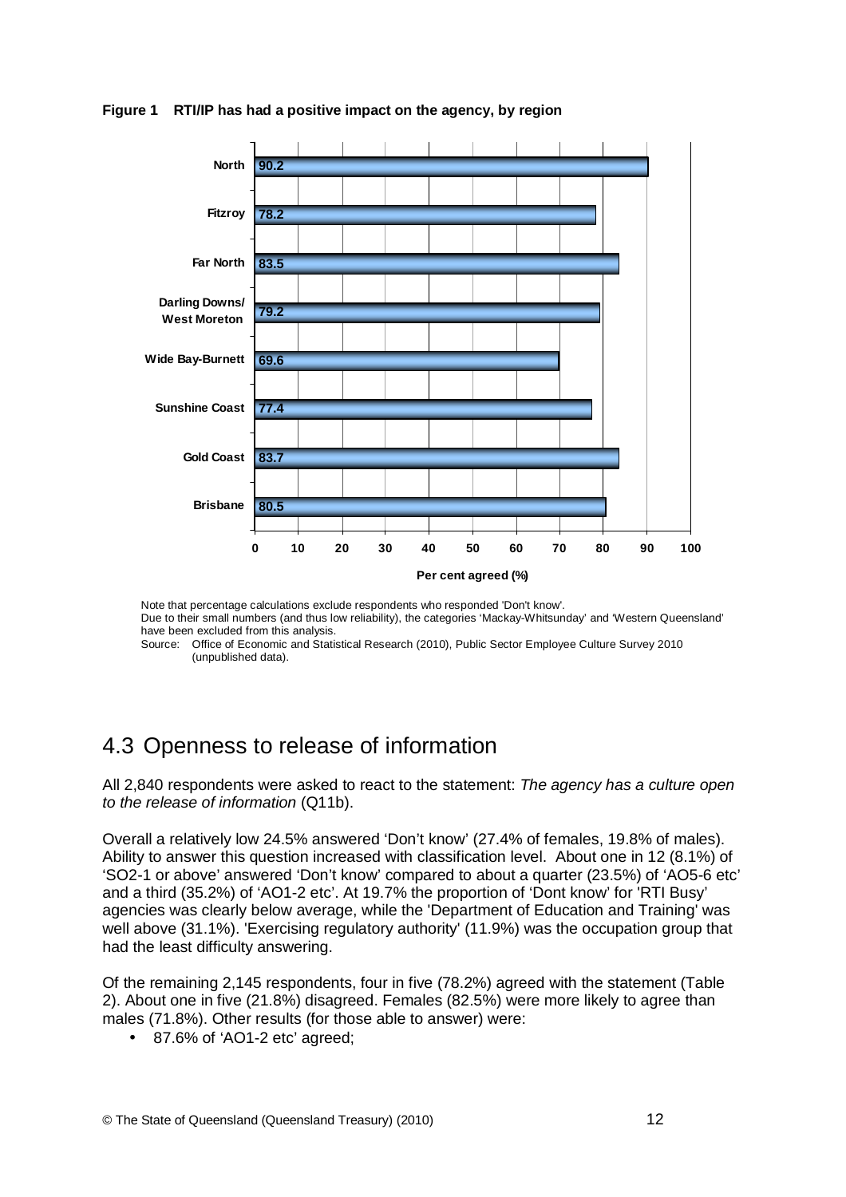**Figure 1 RTI/IP has had a positive impact on the agency, by region**

| Region | Per cent agreed (%) |
|---|---|
| North | 90.2 |
| Fitzroy | 78.2 |
| Far North | 83.5 |
| Darling Downs/ West Moreton | 79.2 |
| Wide Bay-Burnett | 69.6 |
| Sunshine Coast | 77.4 |
| Gold Coast | 83.7 |
| Brisbane | 80.5 |

Note that percentage calculations exclude respondents who responded 'Don't know'.
Due to their small numbers (and thus low reliability), the categories 'Mackay-Whitsunday' and 'Western Queensland' have been excluded from this analysis.
Source: Office of Economic and Statistical Research (2010), Public Sector Employee Culture Survey 2010 (unpublished data).

## 4.3 Openness to release of information

All 2,840 respondents were asked to react to the statement: *The agency has a culture open to the release of information* (Q11b).

Overall a relatively low 24.5% answered 'Don't know' (27.4% of females, 19.8% of males). Ability to answer this question increased with classification level. About one in 12 (8.1%) of 'SO2-1 or above' answered 'Don't know' compared to about a quarter (23.5%) of 'AO5-6 etc' and a third (35.2%) of 'AO1-2 etc'. At 19.7% the proportion of 'Dont know' for 'RTI Busy' agencies was clearly below average, while the 'Department of Education and Training' was well above (31.1%). 'Exercising regulatory authority' (11.9%) was the occupation group that had the least difficulty answering.

Of the remaining 2,145 respondents, four in five (78.2%) agreed with the statement (Table 2). About one in five (21.8%) disagreed. Females (82.5%) were more likely to agree than males (71.8%). Other results (for those able to answer) were:

- 87.6% of 'AO1-2 etc' agreed;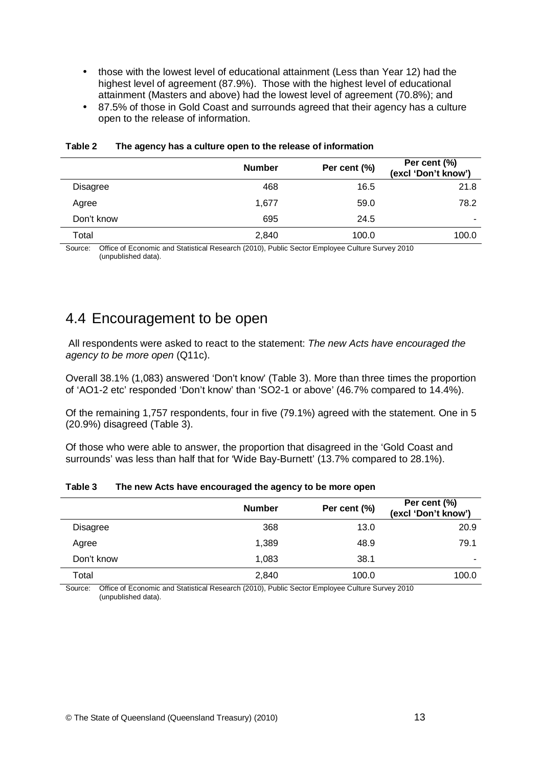- those with the lowest level of educational attainment (Less than Year 12) had the highest level of agreement (87.9%). Those with the highest level of educational attainment (Masters and above) had the lowest level of agreement (70.8%); and
- 87.5% of those in Gold Coast and surrounds agreed that their agency has a culture open to the release of information.

**Table 2 The agency has a culture open to the release of information**

| | Number | Per cent (%) | Per cent (%) (excl 'Don't know') |
|---|---|---|---|
| Disagree | 468 | 16.5 | 21.8 |
| Agree | 1,677 | 59.0 | 78.2 |
| Don't know | 695 | 24.5 | - |
| Total | 2,840 | 100.0 | 100.0 |

Source: Office of Economic and Statistical Research (2010), Public Sector Employee Culture Survey 2010 (unpublished data).

## 4.4 Encouragement to be open

All respondents were asked to react to the statement: *The new Acts have encouraged the agency to be more open* (Q11c).

Overall 38.1% (1,083) answered 'Don't know' (Table 3). More than three times the proportion of 'AO1-2 etc' responded 'Don't know' than 'SO2-1 or above' (46.7% compared to 14.4%).

Of the remaining 1,757 respondents, four in five (79.1%) agreed with the statement. One in 5 (20.9%) disagreed (Table 3).

Of those who were able to answer, the proportion that disagreed in the 'Gold Coast and surrounds' was less than half that for 'Wide Bay-Burnett' (13.7% compared to 28.1%).

**Table 3 The new Acts have encouraged the agency to be more open**

| | Number | Per cent (%) | Per cent (%) (excl 'Don't know') |
|---|---|---|---|
| Disagree | 368 | 13.0 | 20.9 |
| Agree | 1,389 | 48.9 | 79.1 |
| Don't know | 1,083 | 38.1 | - |
| Total | 2,840 | 100.0 | 100.0 |

Source: Office of Economic and Statistical Research (2010), Public Sector Employee Culture Survey 2010 (unpublished data).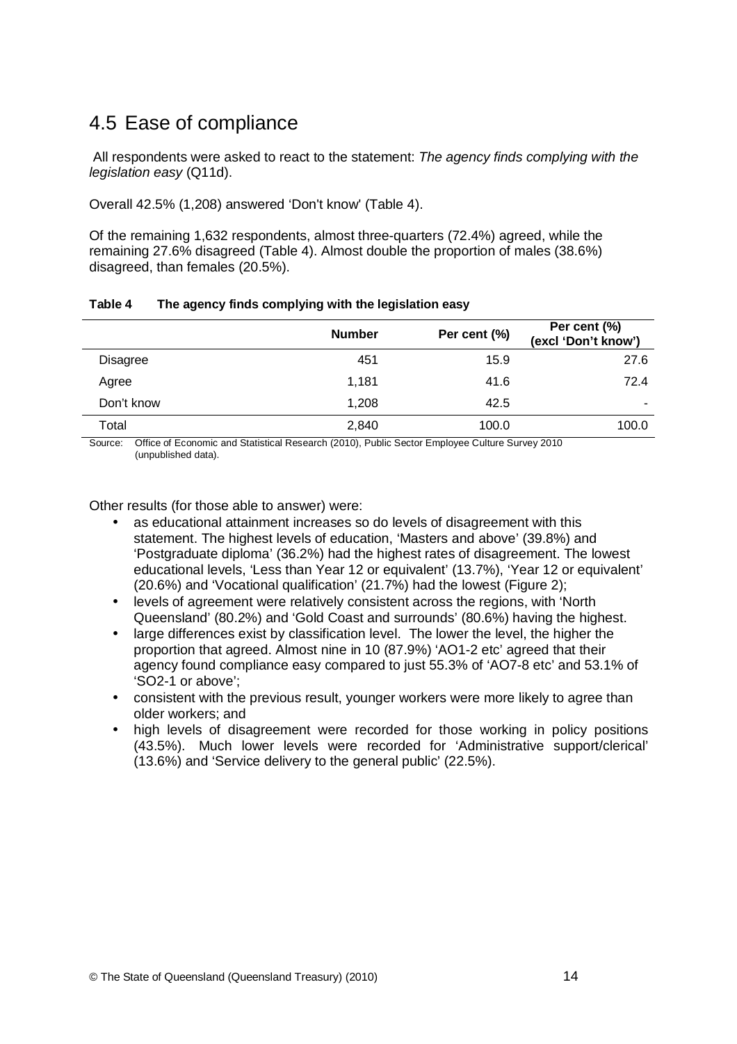## 4.5 Ease of compliance

All respondents were asked to react to the statement: *The agency finds complying with the legislation easy* (Q11d).

Overall 42.5% (1,208) answered 'Don't know' (Table 4).

Of the remaining 1,632 respondents, almost three-quarters (72.4%) agreed, while the remaining 27.6% disagreed (Table 4). Almost double the proportion of males (38.6%) disagreed, than females (20.5%).

**Table 4 The agency finds complying with the legislation easy**

| | Number | Per cent (%) | Per cent (%) (excl 'Don't know') |
|---|---|---|---|
| Disagree | 451 | 15.9 | 27.6 |
| Agree | 1,181 | 41.6 | 72.4 |
| Don't know | 1,208 | 42.5 | - |
| Total | 2,840 | 100.0 | 100.0 |

Source: Office of Economic and Statistical Research (2010), Public Sector Employee Culture Survey 2010 (unpublished data).

Other results (for those able to answer) were:

- as educational attainment increases so do levels of disagreement with this statement. The highest levels of education, 'Masters and above' (39.8%) and 'Postgraduate diploma' (36.2%) had the highest rates of disagreement. The lowest educational levels, 'Less than Year 12 or equivalent' (13.7%), 'Year 12 or equivalent' (20.6%) and 'Vocational qualification' (21.7%) had the lowest (Figure 2);
- levels of agreement were relatively consistent across the regions, with 'North Queensland' (80.2%) and 'Gold Coast and surrounds' (80.6%) having the highest.
- large differences exist by classification level. The lower the level, the higher the proportion that agreed. Almost nine in 10 (87.9%) 'AO1-2 etc' agreed that their agency found compliance easy compared to just 55.3% of 'AO7-8 etc' and 53.1% of 'SO2-1 or above';
- consistent with the previous result, younger workers were more likely to agree than older workers; and
- high levels of disagreement were recorded for those working in policy positions (43.5%). Much lower levels were recorded for 'Administrative support/clerical' (13.6%) and 'Service delivery to the general public' (22.5%).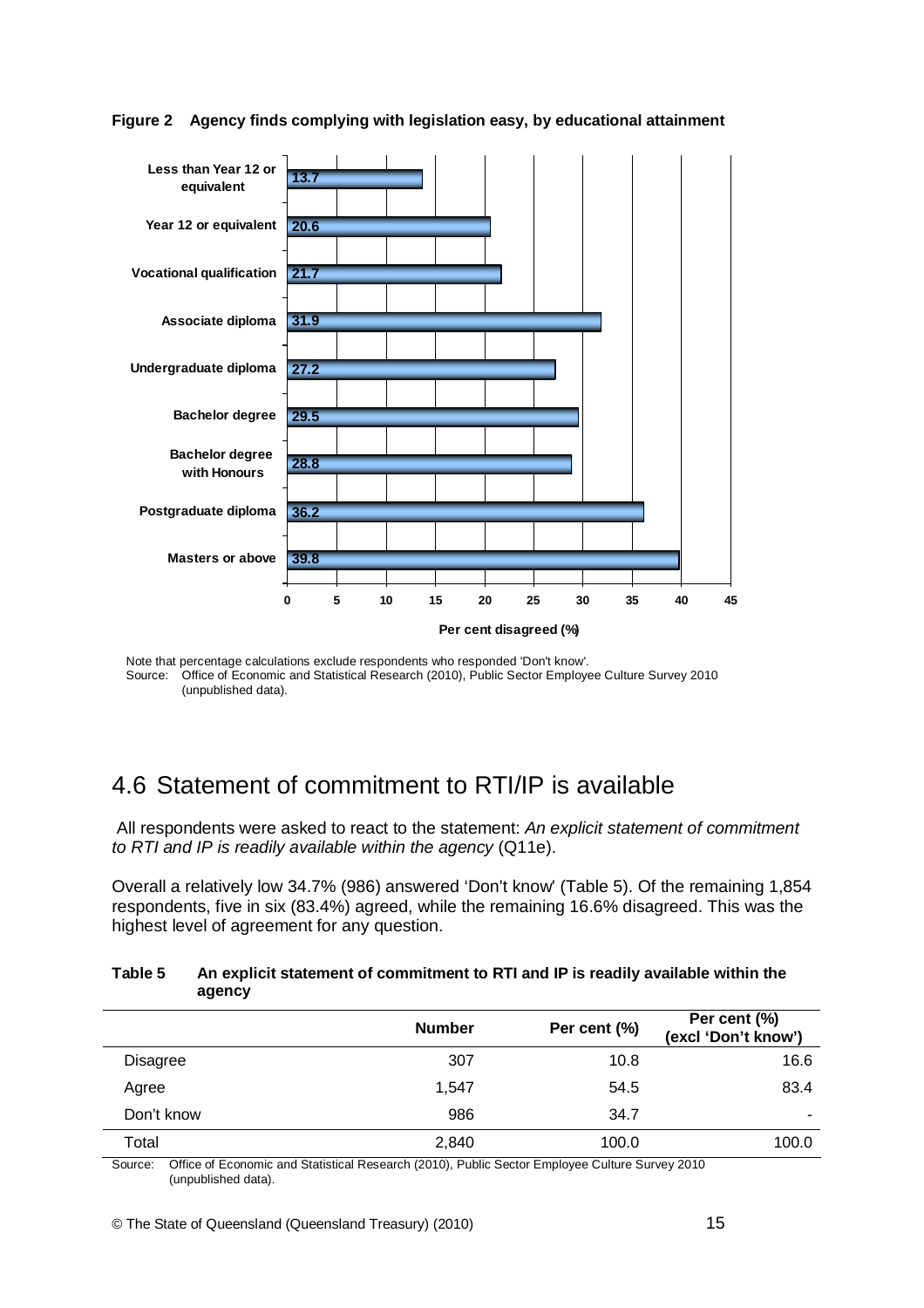**Figure 2 Agency finds complying with legislation easy, by educational attainment**

| Educational attainment | Per cent disagreed (%) |
|---|---|
| Less than Year 12 or equivalent | 13.7 |
| Year 12 or equivalent | 20.6 |
| Vocational qualification | 21.7 |
| Associate diploma | 31.9 |
| Undergraduate diploma | 27.2 |
| Bachelor degree | 29.5 |
| Bachelor degree with Honours | 28.8 |
| Postgraduate diploma | 36.2 |
| Masters or above | 39.8 |

Note that percentage calculations exclude respondents who responded 'Don't know'.
Source: Office of Economic and Statistical Research (2010), Public Sector Employee Culture Survey 2010 (unpublished data).

## 4.6 Statement of commitment to RTI/IP is available

All respondents were asked to react to the statement: *An explicit statement of commitment to RTI and IP is readily available within the agency* (Q11e).

Overall a relatively low 34.7% (986) answered 'Don't know' (Table 5). Of the remaining 1,854 respondents, five in six (83.4%) agreed, while the remaining 16.6% disagreed. This was the highest level of agreement for any question.

**Table 5 An explicit statement of commitment to RTI and IP is readily available within the agency**

| | Number | Per cent (%) | Per cent (%) (excl 'Don't know') |
|---|---|---|---|
| Disagree | 307 | 10.8 | 16.6 |
| Agree | 1,547 | 54.5 | 83.4 |
| Don't know | 986 | 34.7 | - |
| Total | 2,840 | 100.0 | 100.0 |

Source: Office of Economic and Statistical Research (2010), Public Sector Employee Culture Survey 2010 (unpublished data).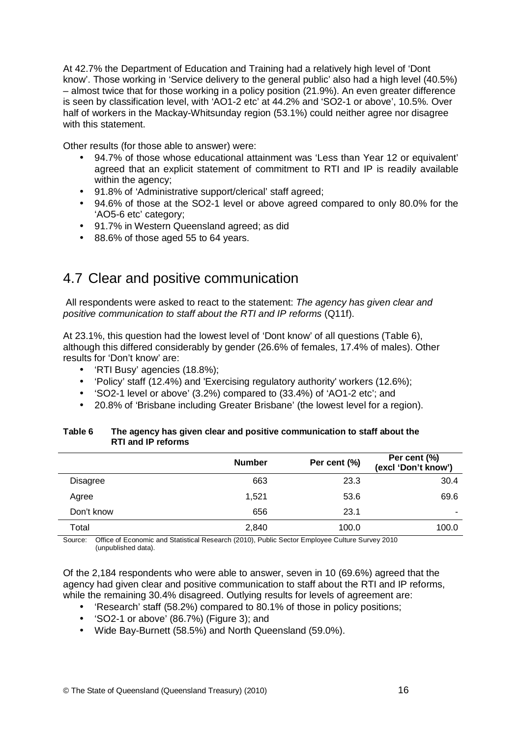At 42.7% the Department of Education and Training had a relatively high level of 'Dont know'. Those working in 'Service delivery to the general public' also had a high level (40.5%) – almost twice that for those working in a policy position (21.9%). An even greater difference is seen by classification level, with 'AO1-2 etc' at 44.2% and 'SO2-1 or above', 10.5%. Over half of workers in the Mackay-Whitsunday region (53.1%) could neither agree nor disagree with this statement.

Other results (for those able to answer) were:

- 94.7% of those whose educational attainment was 'Less than Year 12 or equivalent' agreed that an explicit statement of commitment to RTI and IP is readily available within the agency;
- 91.8% of 'Administrative support/clerical' staff agreed;
- 94.6% of those at the SO2-1 level or above agreed compared to only 80.0% for the 'AO5-6 etc' category;
- 91.7% in Western Queensland agreed; as did
- 88.6% of those aged 55 to 64 years.

## 4.7 Clear and positive communication

All respondents were asked to react to the statement: *The agency has given clear and positive communication to staff about the RTI and IP reforms* (Q11f).

At 23.1%, this question had the lowest level of 'Dont know' of all questions (Table 6), although this differed considerably by gender (26.6% of females, 17.4% of males). Other results for 'Don't know' are:

- 'RTI Busy' agencies (18.8%);
- 'Policy' staff (12.4%) and 'Exercising regulatory authority' workers (12.6%);
- 'SO2-1 level or above' (3.2%) compared to (33.4%) of 'AO1-2 etc'; and
- 20.8% of 'Brisbane including Greater Brisbane' (the lowest level for a region).

**Table 6 The agency has given clear and positive communication to staff about the RTI and IP reforms**

| | Number | Per cent (%) | Per cent (%) (excl 'Don't know') |
|---|---|---|---|
| Disagree | 663 | 23.3 | 30.4 |
| Agree | 1,521 | 53.6 | 69.6 |
| Don't know | 656 | 23.1 | - |
| Total | 2,840 | 100.0 | 100.0 |

Source: Office of Economic and Statistical Research (2010), Public Sector Employee Culture Survey 2010 (unpublished data).

Of the 2,184 respondents who were able to answer, seven in 10 (69.6%) agreed that the agency had given clear and positive communication to staff about the RTI and IP reforms, while the remaining 30.4% disagreed. Outlying results for levels of agreement are:

- 'Research' staff (58.2%) compared to 80.1% of those in policy positions;
- 'SO2-1 or above' (86.7%) (Figure 3); and
- Wide Bay-Burnett (58.5%) and North Queensland (59.0%).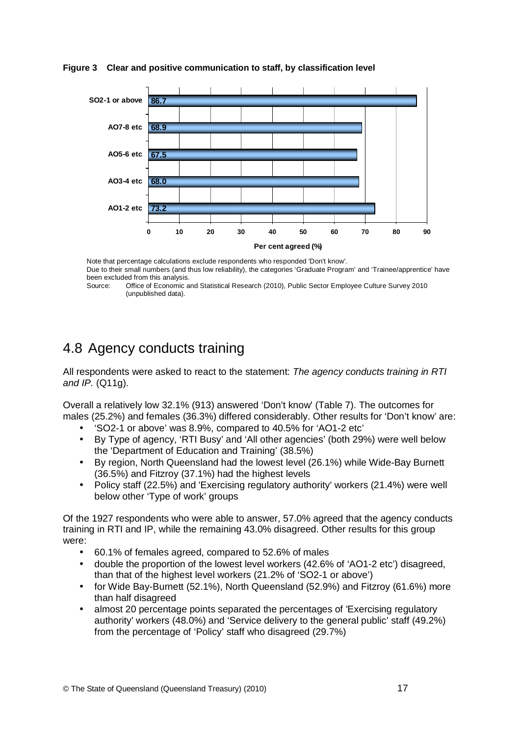**Figure 3 Clear and positive communication to staff, by classification level**

| Classification level | Per cent agreed (%) |
| --- | --- |
| SO2-1 or above | 86.7 |
| AO7-8 etc | 68.9 |
| AO5-6 etc | 67.5 |
| AO3-4 etc | 68.0 |
| AO1-2 etc | 73.2 |

Note that percentage calculations exclude respondents who responded 'Don't know'.
Due to their small numbers (and thus low reliability), the categories 'Graduate Program' and 'Trainee/apprentice' have been excluded from this analysis.
Source: Office of Economic and Statistical Research (2010), Public Sector Employee Culture Survey 2010 (unpublished data).

## 4.8 Agency conducts training

All respondents were asked to react to the statement: *The agency conducts training in RTI and IP.* (Q11g).

Overall a relatively low 32.1% (913) answered 'Don't know' (Table 7). The outcomes for males (25.2%) and females (36.3%) differed considerably. Other results for 'Don't know' are:

- 'SO2-1 or above' was 8.9%, compared to 40.5% for 'AO1-2 etc'
- By Type of agency, 'RTI Busy' and 'All other agencies' (both 29%) were well below the 'Department of Education and Training' (38.5%)
- By region, North Queensland had the lowest level (26.1%) while Wide-Bay Burnett (36.5%) and Fitzroy (37.1%) had the highest levels
- Policy staff (22.5%) and 'Exercising regulatory authority' workers (21.4%) were well below other 'Type of work' groups

Of the 1927 respondents who were able to answer, 57.0% agreed that the agency conducts training in RTI and IP, while the remaining 43.0% disagreed. Other results for this group were:

- 60.1% of females agreed, compared to 52.6% of males
- double the proportion of the lowest level workers (42.6% of 'AO1-2 etc') disagreed, than that of the highest level workers (21.2% of 'SO2-1 or above')
- for Wide Bay-Burnett (52.1%), North Queensland (52.9%) and Fitzroy (61.6%) more than half disagreed
- almost 20 percentage points separated the percentages of 'Exercising regulatory authority' workers (48.0%) and 'Service delivery to the general public' staff (49.2%) from the percentage of 'Policy' staff who disagreed (29.7%)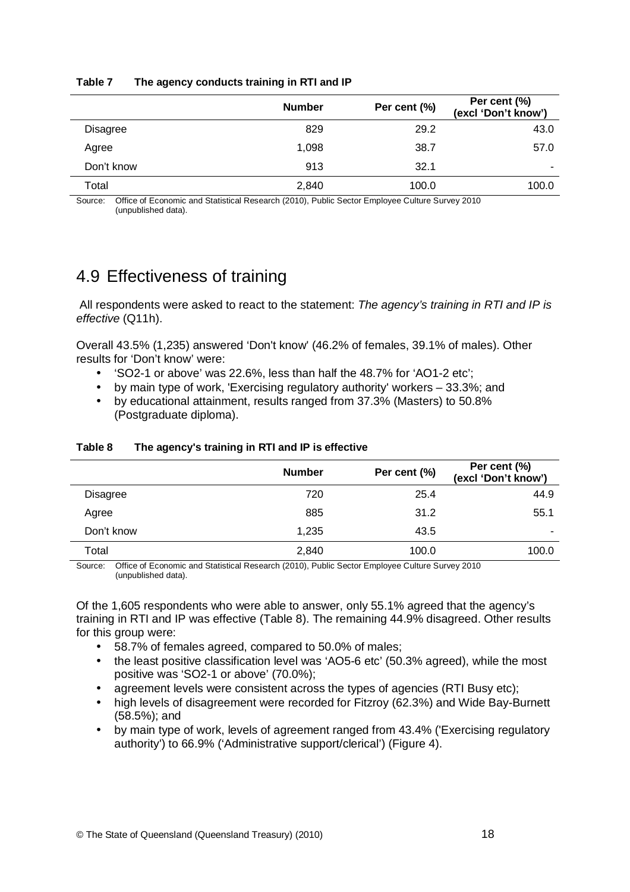**Table 7 The agency conducts training in RTI and IP**

| | Number | Per cent (%) | Per cent (%) (excl 'Don't know') |
|---|---|---|---|
| Disagree | 829 | 29.2 | 43.0 |
| Agree | 1,098 | 38.7 | 57.0 |
| Don't know | 913 | 32.1 | - |
| Total | 2,840 | 100.0 | 100.0 |

Source: Office of Economic and Statistical Research (2010), Public Sector Employee Culture Survey 2010 (unpublished data).

## 4.9 Effectiveness of training

All respondents were asked to react to the statement: *The agency's training in RTI and IP is effective* (Q11h).

Overall 43.5% (1,235) answered 'Don't know' (46.2% of females, 39.1% of males). Other results for 'Don't know' were:

- 'SO2-1 or above' was 22.6%, less than half the 48.7% for 'AO1-2 etc';
- by main type of work, 'Exercising regulatory authority' workers – 33.3%; and
- by educational attainment, results ranged from 37.3% (Masters) to 50.8% (Postgraduate diploma).

**Table 8 The agency's training in RTI and IP is effective**

| | Number | Per cent (%) | Per cent (%) (excl 'Don't know') |
|---|---|---|---|
| Disagree | 720 | 25.4 | 44.9 |
| Agree | 885 | 31.2 | 55.1 |
| Don't know | 1,235 | 43.5 | - |
| Total | 2,840 | 100.0 | 100.0 |

Source: Office of Economic and Statistical Research (2010), Public Sector Employee Culture Survey 2010 (unpublished data).

Of the 1,605 respondents who were able to answer, only 55.1% agreed that the agency's training in RTI and IP was effective (Table 8). The remaining 44.9% disagreed. Other results for this group were:

- 58.7% of females agreed, compared to 50.0% of males;
- the least positive classification level was 'AO5-6 etc' (50.3% agreed), while the most positive was 'SO2-1 or above' (70.0%);
- agreement levels were consistent across the types of agencies (RTI Busy etc);
- high levels of disagreement were recorded for Fitzroy (62.3%) and Wide Bay-Burnett (58.5%); and
- by main type of work, levels of agreement ranged from 43.4% ('Exercising regulatory authority') to 66.9% ('Administrative support/clerical') (Figure 4).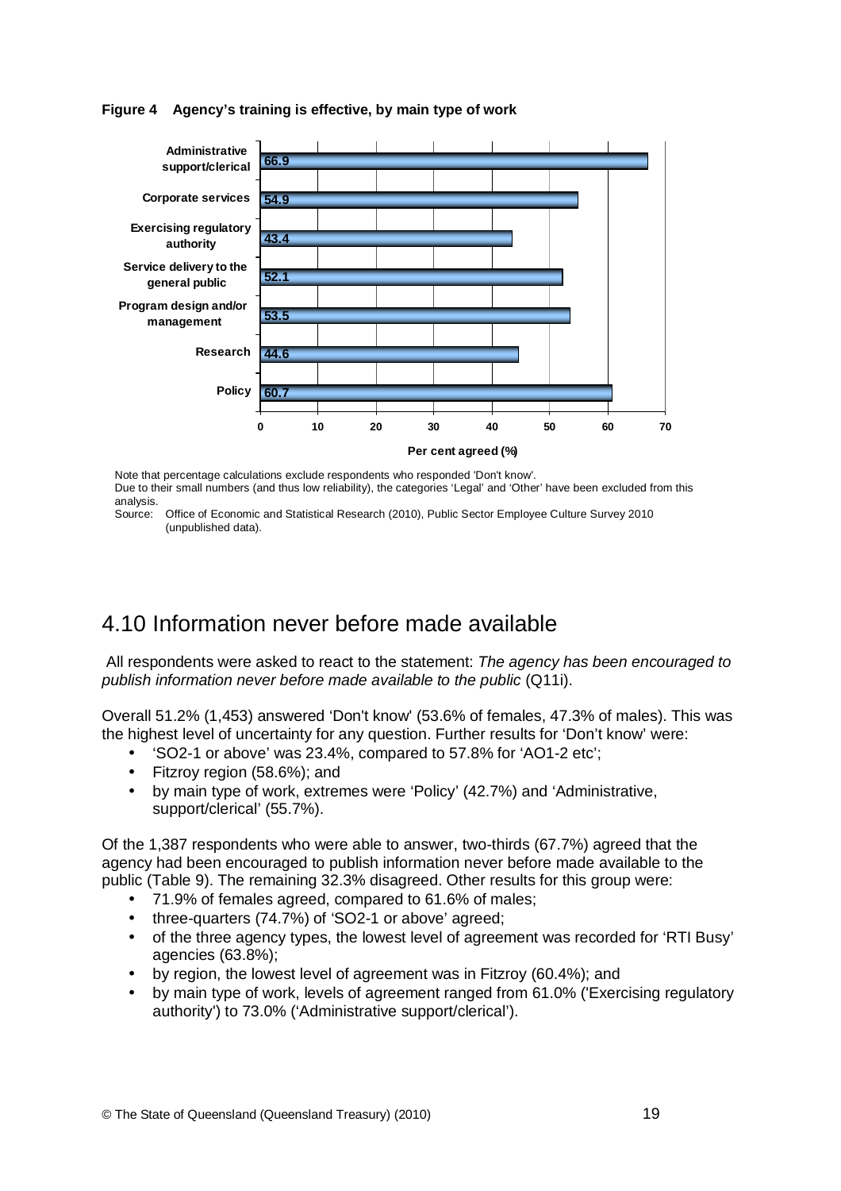**Figure 4 Agency's training is effective, by main type of work**

| Main type of work | Per cent agreed (%) |
|---|---|
| Administrative support/clerical | 66.9 |
| Corporate services | 54.9 |
| Exercising regulatory authority | 43.4 |
| Service delivery to the general public | 52.1 |
| Program design and/or management | 53.5 |
| Research | 44.6 |
| Policy | 60.7 |

Note that percentage calculations exclude respondents who responded 'Don't know'.
Due to their small numbers (and thus low reliability), the categories 'Legal' and 'Other' have been excluded from this analysis.
Source: Office of Economic and Statistical Research (2010), Public Sector Employee Culture Survey 2010 (unpublished data).

## 4.10 Information never before made available

All respondents were asked to react to the statement: *The agency has been encouraged to publish information never before made available to the public* (Q11i).

Overall 51.2% (1,453) answered 'Don't know' (53.6% of females, 47.3% of males). This was the highest level of uncertainty for any question. Further results for 'Don't know' were:

- 'SO2-1 or above' was 23.4%, compared to 57.8% for 'AO1-2 etc';
- Fitzroy region (58.6%); and
- by main type of work, extremes were 'Policy' (42.7%) and 'Administrative, support/clerical' (55.7%).

Of the 1,387 respondents who were able to answer, two-thirds (67.7%) agreed that the agency had been encouraged to publish information never before made available to the public (Table 9). The remaining 32.3% disagreed. Other results for this group were:

- 71.9% of females agreed, compared to 61.6% of males;
- three-quarters (74.7%) of 'SO2-1 or above' agreed;
- of the three agency types, the lowest level of agreement was recorded for 'RTI Busy' agencies (63.8%);
- by region, the lowest level of agreement was in Fitzroy (60.4%); and
- by main type of work, levels of agreement ranged from 61.0% ('Exercising regulatory authority') to 73.0% ('Administrative support/clerical').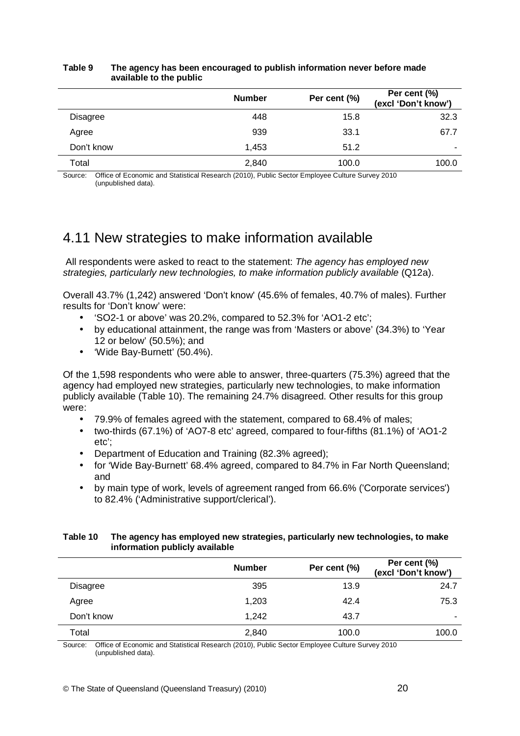**Table 9 The agency has been encouraged to publish information never before made available to the public**

| | Number | Per cent (%) | Per cent (%) (excl 'Don't know') |
|---|---|---|---|
| Disagree | 448 | 15.8 | 32.3 |
| Agree | 939 | 33.1 | 67.7 |
| Don't know | 1,453 | 51.2 | - |
| Total | 2,840 | 100.0 | 100.0 |

Source: Office of Economic and Statistical Research (2010), Public Sector Employee Culture Survey 2010 (unpublished data).

## 4.11 New strategies to make information available

All respondents were asked to react to the statement: *The agency has employed new strategies, particularly new technologies, to make information publicly available* (Q12a).

Overall 43.7% (1,242) answered 'Don't know' (45.6% of females, 40.7% of males). Further results for 'Don't know' were:

- 'SO2-1 or above' was 20.2%, compared to 52.3% for 'AO1-2 etc';
- by educational attainment, the range was from 'Masters or above' (34.3%) to 'Year 12 or below' (50.5%); and
- 'Wide Bay-Burnett' (50.4%).

Of the 1,598 respondents who were able to answer, three-quarters (75.3%) agreed that the agency had employed new strategies, particularly new technologies, to make information publicly available (Table 10). The remaining 24.7% disagreed. Other results for this group were:

- 79.9% of females agreed with the statement, compared to 68.4% of males;
- two-thirds (67.1%) of 'AO7-8 etc' agreed, compared to four-fifths (81.1%) of 'AO1-2 etc';
- Department of Education and Training (82.3% agreed);
- for 'Wide Bay-Burnett' 68.4% agreed, compared to 84.7% in Far North Queensland; and
- by main type of work, levels of agreement ranged from 66.6% ('Corporate services') to 82.4% ('Administrative support/clerical').

**Table 10 The agency has employed new strategies, particularly new technologies, to make information publicly available**

| | Number | Per cent (%) | Per cent (%) (excl 'Don't know') |
|---|---|---|---|
| Disagree | 395 | 13.9 | 24.7 |
| Agree | 1,203 | 42.4 | 75.3 |
| Don't know | 1,242 | 43.7 | - |
| Total | 2,840 | 100.0 | 100.0 |

Source: Office of Economic and Statistical Research (2010), Public Sector Employee Culture Survey 2010 (unpublished data).

© The State of Queensland (Queensland Treasury) (2010)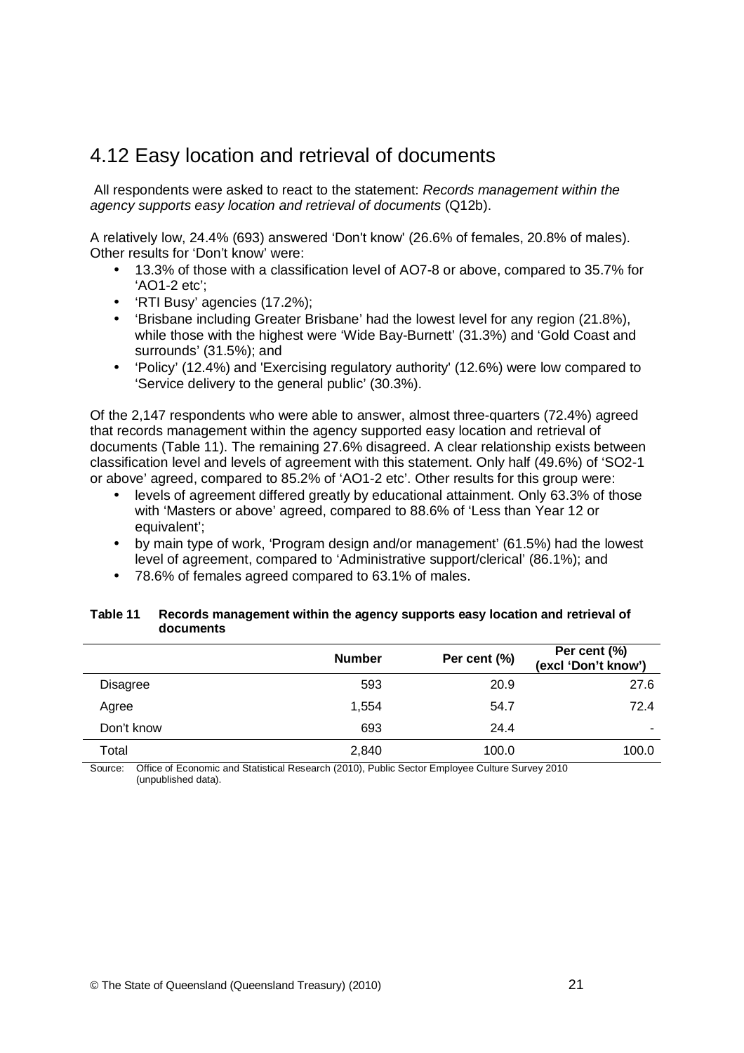## 4.12 Easy location and retrieval of documents

All respondents were asked to react to the statement: *Records management within the agency supports easy location and retrieval of documents* (Q12b).

A relatively low, 24.4% (693) answered 'Don't know' (26.6% of females, 20.8% of males). Other results for 'Don't know' were:

- 13.3% of those with a classification level of AO7-8 or above, compared to 35.7% for 'AO1-2 etc';
- 'RTI Busy' agencies (17.2%);
- 'Brisbane including Greater Brisbane' had the lowest level for any region (21.8%), while those with the highest were 'Wide Bay-Burnett' (31.3%) and 'Gold Coast and surrounds' (31.5%); and
- 'Policy' (12.4%) and 'Exercising regulatory authority' (12.6%) were low compared to 'Service delivery to the general public' (30.3%).

Of the 2,147 respondents who were able to answer, almost three-quarters (72.4%) agreed that records management within the agency supported easy location and retrieval of documents (Table 11). The remaining 27.6% disagreed. A clear relationship exists between classification level and levels of agreement with this statement. Only half (49.6%) of 'SO2-1 or above' agreed, compared to 85.2% of 'AO1-2 etc'. Other results for this group were:

- levels of agreement differed greatly by educational attainment. Only 63.3% of those with 'Masters or above' agreed, compared to 88.6% of 'Less than Year 12 or equivalent';
- by main type of work, 'Program design and/or management' (61.5%) had the lowest level of agreement, compared to 'Administrative support/clerical' (86.1%); and
- 78.6% of females agreed compared to 63.1% of males.

**Table 11 Records management within the agency supports easy location and retrieval of documents**

| | Number | Per cent (%) | Per cent (%) (excl 'Don't know') |
|---|---|---|---|
| Disagree | 593 | 20.9 | 27.6 |
| Agree | 1,554 | 54.7 | 72.4 |
| Don't know | 693 | 24.4 | - |
| Total | 2,840 | 100.0 | 100.0 |

Source: Office of Economic and Statistical Research (2010), Public Sector Employee Culture Survey 2010 (unpublished data).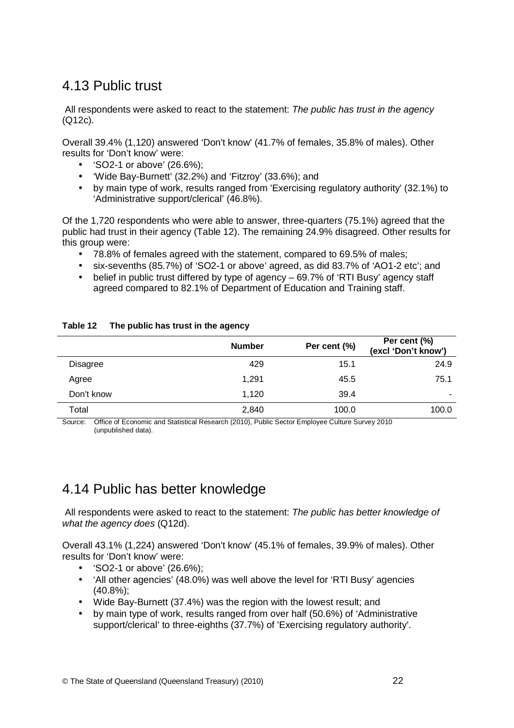## 4.13 Public trust

All respondents were asked to react to the statement: *The public has trust in the agency* (Q12c).

Overall 39.4% (1,120) answered 'Don't know' (41.7% of females, 35.8% of males). Other results for 'Don't know' were:

- 'SO2-1 or above' (26.6%);
- 'Wide Bay-Burnett' (32.2%) and 'Fitzroy' (33.6%); and
- by main type of work, results ranged from 'Exercising regulatory authority' (32.1%) to 'Administrative support/clerical' (46.8%).

Of the 1,720 respondents who were able to answer, three-quarters (75.1%) agreed that the public had trust in their agency (Table 12). The remaining 24.9% disagreed. Other results for this group were:

- 78.8% of females agreed with the statement, compared to 69.5% of males;
- six-sevenths (85.7%) of 'SO2-1 or above' agreed, as did 83.7% of 'AO1-2 etc'; and
- belief in public trust differed by type of agency – 69.7% of 'RTI Busy' agency staff agreed compared to 82.1% of Department of Education and Training staff.

**Table 12 The public has trust in the agency**

| | Number | Per cent (%) | Per cent (%) (excl 'Don't know') |
|---|---|---|---|
| Disagree | 429 | 15.1 | 24.9 |
| Agree | 1,291 | 45.5 | 75.1 |
| Don't know | 1,120 | 39.4 | - |
| Total | 2,840 | 100.0 | 100.0 |

Source: Office of Economic and Statistical Research (2010), Public Sector Employee Culture Survey 2010 (unpublished data).

## 4.14 Public has better knowledge

All respondents were asked to react to the statement: *The public has better knowledge of what the agency does* (Q12d).

Overall 43.1% (1,224) answered 'Don't know' (45.1% of females, 39.9% of males). Other results for 'Don't know' were:

- 'SO2-1 or above' (26.6%);
- 'All other agencies' (48.0%) was well above the level for 'RTI Busy' agencies (40.8%);
- Wide Bay-Burnett (37.4%) was the region with the lowest result; and
- by main type of work, results ranged from over half (50.6%) of 'Administrative support/clerical' to three-eighths (37.7%) of 'Exercising regulatory authority'.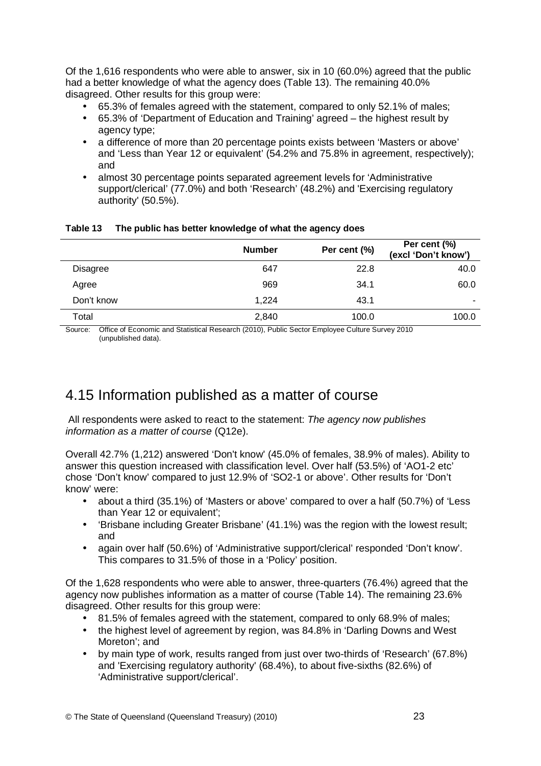Of the 1,616 respondents who were able to answer, six in 10 (60.0%) agreed that the public had a better knowledge of what the agency does (Table 13). The remaining 40.0% disagreed. Other results for this group were:

- 65.3% of females agreed with the statement, compared to only 52.1% of males;
- 65.3% of 'Department of Education and Training' agreed – the highest result by agency type;
- a difference of more than 20 percentage points exists between 'Masters or above' and 'Less than Year 12 or equivalent' (54.2% and 75.8% in agreement, respectively); and
- almost 30 percentage points separated agreement levels for 'Administrative support/clerical' (77.0%) and both 'Research' (48.2%) and 'Exercising regulatory authority' (50.5%).

**Table 13 The public has better knowledge of what the agency does**

| | Number | Per cent (%) | Per cent (%) (excl 'Don't know') |
|---|---|---|---|
| Disagree | 647 | 22.8 | 40.0 |
| Agree | 969 | 34.1 | 60.0 |
| Don't know | 1,224 | 43.1 | - |
| Total | 2,840 | 100.0 | 100.0 |

Source: Office of Economic and Statistical Research (2010), Public Sector Employee Culture Survey 2010 (unpublished data).

## 4.15 Information published as a matter of course

All respondents were asked to react to the statement: *The agency now publishes information as a matter of course* (Q12e).

Overall 42.7% (1,212) answered 'Don't know' (45.0% of females, 38.9% of males). Ability to answer this question increased with classification level. Over half (53.5%) of 'AO1-2 etc' chose 'Don't know' compared to just 12.9% of 'SO2-1 or above'. Other results for 'Don't know' were:

- about a third (35.1%) of 'Masters or above' compared to over a half (50.7%) of 'Less than Year 12 or equivalent';
- 'Brisbane including Greater Brisbane' (41.1%) was the region with the lowest result; and
- again over half (50.6%) of 'Administrative support/clerical' responded 'Don't know'. This compares to 31.5% of those in a 'Policy' position.

Of the 1,628 respondents who were able to answer, three-quarters (76.4%) agreed that the agency now publishes information as a matter of course (Table 14). The remaining 23.6% disagreed. Other results for this group were:

- 81.5% of females agreed with the statement, compared to only 68.9% of males;
- the highest level of agreement by region, was 84.8% in 'Darling Downs and West Moreton'; and
- by main type of work, results ranged from just over two-thirds of 'Research' (67.8%) and 'Exercising regulatory authority' (68.4%), to about five-sixths (82.6%) of 'Administrative support/clerical'.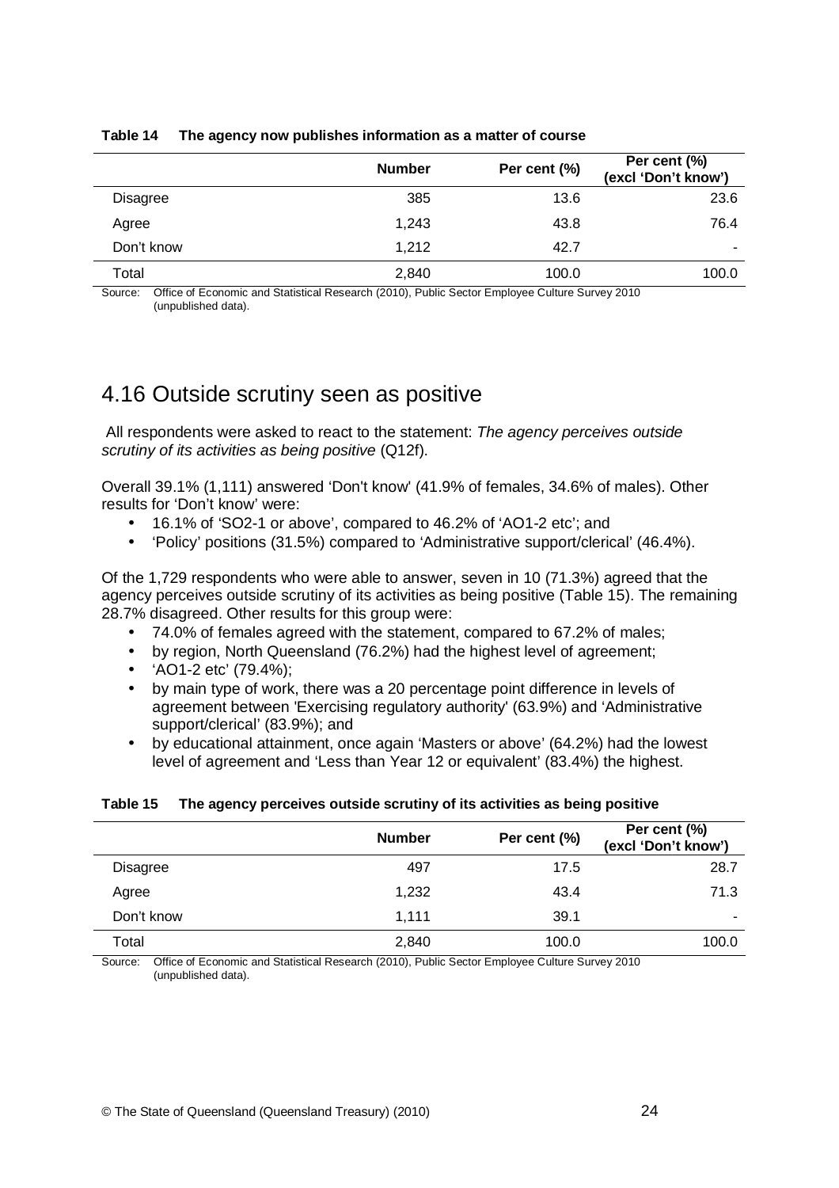**Table 14 The agency now publishes information as a matter of course**

| | Number | Per cent (%) | Per cent (%) (excl 'Don't know') |
|---|---|---|---|
| Disagree | 385 | 13.6 | 23.6 |
| Agree | 1,243 | 43.8 | 76.4 |
| Don't know | 1,212 | 42.7 | - |
| Total | 2,840 | 100.0 | 100.0 |

Source: Office of Economic and Statistical Research (2010), Public Sector Employee Culture Survey 2010 (unpublished data).

## 4.16 Outside scrutiny seen as positive

All respondents were asked to react to the statement: *The agency perceives outside scrutiny of its activities as being positive* (Q12f).

Overall 39.1% (1,111) answered 'Don't know' (41.9% of females, 34.6% of males). Other results for 'Don't know' were:

- 16.1% of 'SO2-1 or above', compared to 46.2% of 'AO1-2 etc'; and
- 'Policy' positions (31.5%) compared to 'Administrative support/clerical' (46.4%).

Of the 1,729 respondents who were able to answer, seven in 10 (71.3%) agreed that the agency perceives outside scrutiny of its activities as being positive (Table 15). The remaining 28.7% disagreed. Other results for this group were:

- 74.0% of females agreed with the statement, compared to 67.2% of males;
- by region, North Queensland (76.2%) had the highest level of agreement;
- 'AO1-2 etc' (79.4%);
- by main type of work, there was a 20 percentage point difference in levels of agreement between 'Exercising regulatory authority' (63.9%) and 'Administrative support/clerical' (83.9%); and
- by educational attainment, once again 'Masters or above' (64.2%) had the lowest level of agreement and 'Less than Year 12 or equivalent' (83.4%) the highest.

**Table 15 The agency perceives outside scrutiny of its activities as being positive**

| | Number | Per cent (%) | Per cent (%) (excl 'Don't know') |
|---|---|---|---|
| Disagree | 497 | 17.5 | 28.7 |
| Agree | 1,232 | 43.4 | 71.3 |
| Don't know | 1,111 | 39.1 | - |
| Total | 2,840 | 100.0 | 100.0 |

Source: Office of Economic and Statistical Research (2010), Public Sector Employee Culture Survey 2010 (unpublished data).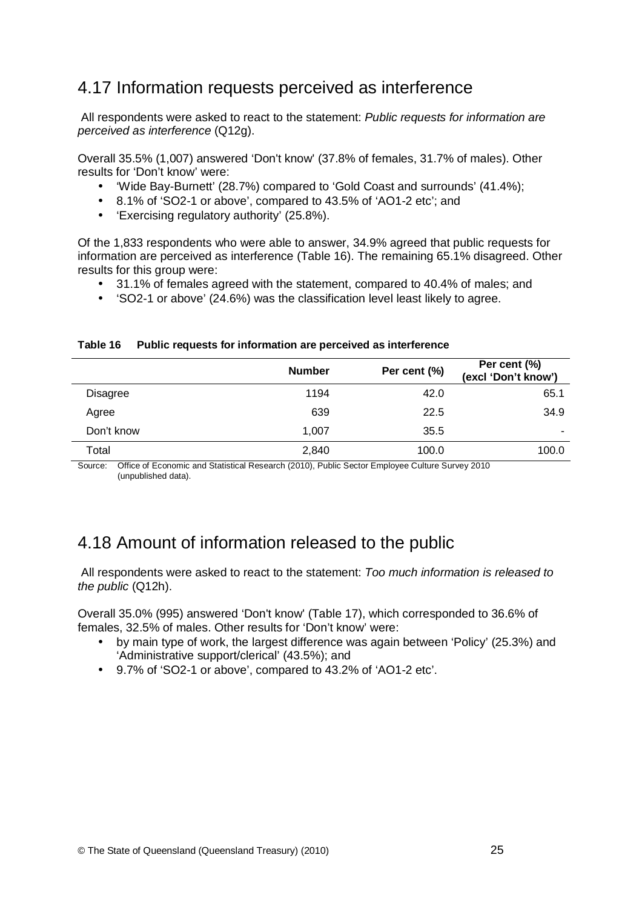## 4.17 Information requests perceived as interference

All respondents were asked to react to the statement: *Public requests for information are perceived as interference* (Q12g).

Overall 35.5% (1,007) answered 'Don't know' (37.8% of females, 31.7% of males). Other results for 'Don't know' were:

- 'Wide Bay-Burnett' (28.7%) compared to 'Gold Coast and surrounds' (41.4%);
- 8.1% of 'SO2-1 or above', compared to 43.5% of 'AO1-2 etc'; and
- 'Exercising regulatory authority' (25.8%).

Of the 1,833 respondents who were able to answer, 34.9% agreed that public requests for information are perceived as interference (Table 16). The remaining 65.1% disagreed. Other results for this group were:

- 31.1% of females agreed with the statement, compared to 40.4% of males; and
- 'SO2-1 or above' (24.6%) was the classification level least likely to agree.

**Table 16 Public requests for information are perceived as interference**

| | Number | Per cent (%) | Per cent (%) (excl 'Don't know') |
|---|---|---|---|
| Disagree | 1194 | 42.0 | 65.1 |
| Agree | 639 | 22.5 | 34.9 |
| Don't know | 1,007 | 35.5 | - |
| Total | 2,840 | 100.0 | 100.0 |

Source: Office of Economic and Statistical Research (2010), Public Sector Employee Culture Survey 2010 (unpublished data).

## 4.18 Amount of information released to the public

All respondents were asked to react to the statement: *Too much information is released to the public* (Q12h).

Overall 35.0% (995) answered 'Don't know' (Table 17), which corresponded to 36.6% of females, 32.5% of males. Other results for 'Don't know' were:

- by main type of work, the largest difference was again between 'Policy' (25.3%) and 'Administrative support/clerical' (43.5%); and
- 9.7% of 'SO2-1 or above', compared to 43.2% of 'AO1-2 etc'.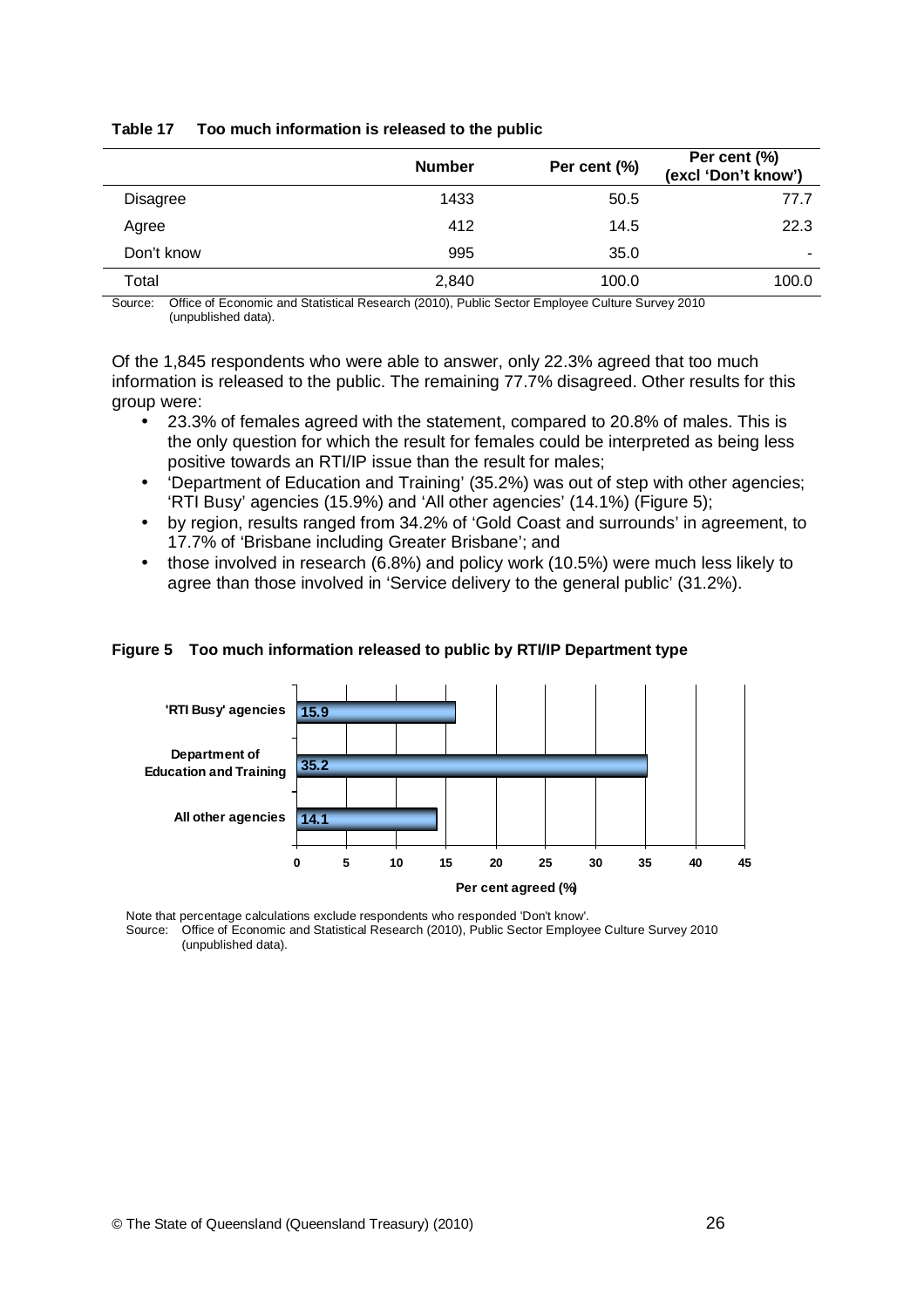**Table 17 Too much information is released to the public**

| | Number | Per cent (%) | Per cent (%) (excl 'Don't know') |
|---|---|---|---|
| Disagree | 1433 | 50.5 | 77.7 |
| Agree | 412 | 14.5 | 22.3 |
| Don't know | 995 | 35.0 | - |
| Total | 2,840 | 100.0 | 100.0 |

Source: Office of Economic and Statistical Research (2010), Public Sector Employee Culture Survey 2010 (unpublished data).

Of the 1,845 respondents who were able to answer, only 22.3% agreed that too much information is released to the public. The remaining 77.7% disagreed. Other results for this group were:

- 23.3% of females agreed with the statement, compared to 20.8% of males. This is the only question for which the result for females could be interpreted as being less positive towards an RTI/IP issue than the result for males;
- 'Department of Education and Training' (35.2%) was out of step with other agencies; 'RTI Busy' agencies (15.9%) and 'All other agencies' (14.1%) (Figure 5);
- by region, results ranged from 34.2% of 'Gold Coast and surrounds' in agreement, to 17.7% of 'Brisbane including Greater Brisbane'; and
- those involved in research (6.8%) and policy work (10.5%) were much less likely to agree than those involved in 'Service delivery to the general public' (31.2%).

**Figure 5 Too much information released to public by RTI/IP Department type**

| | Per cent agreed (%) |
|---|---|
| 'RTI Busy' agencies | 15.9 |
| Department of Education and Training | 35.2 |
| All other agencies | 14.1 |

Note that percentage calculations exclude respondents who responded 'Don't know'.
Source: Office of Economic and Statistical Research (2010), Public Sector Employee Culture Survey 2010 (unpublished data).

© The State of Queensland (Queensland Treasury) (2010)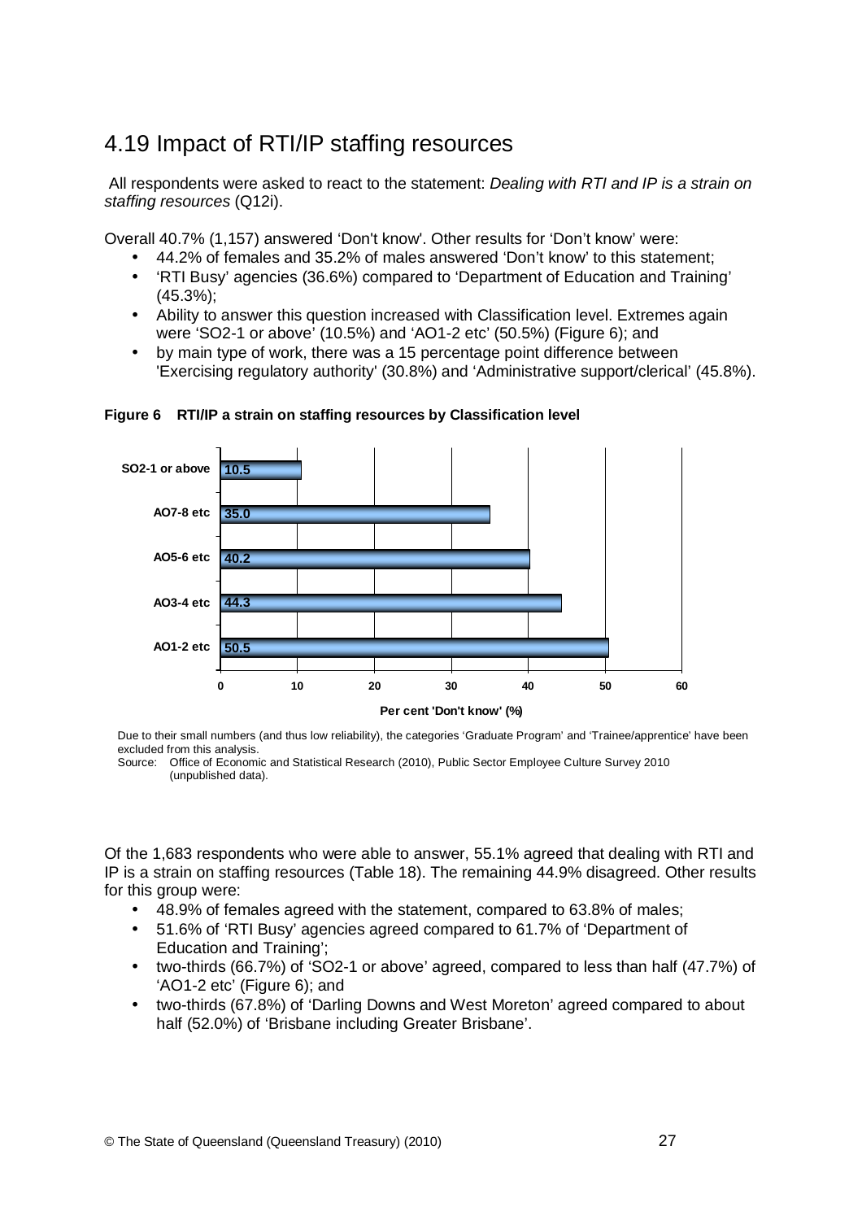## 4.19 Impact of RTI/IP staffing resources

All respondents were asked to react to the statement: *Dealing with RTI and IP is a strain on staffing resources* (Q12i).

Overall 40.7% (1,157) answered 'Don't know'. Other results for 'Don't know' were:

- 44.2% of females and 35.2% of males answered 'Don't know' to this statement;
- 'RTI Busy' agencies (36.6%) compared to 'Department of Education and Training' (45.3%);
- Ability to answer this question increased with Classification level. Extremes again were 'SO2-1 or above' (10.5%) and 'AO1-2 etc' (50.5%) (Figure 6); and
- by main type of work, there was a 15 percentage point difference between 'Exercising regulatory authority' (30.8%) and 'Administrative support/clerical' (45.8%).

**Figure 6 RTI/IP a strain on staffing resources by Classification level**

| Classification level | Per cent 'Don't know' (%) |
|---|---|
| SO2-1 or above | 10.5 |
| AO7-8 etc | 35.0 |
| AO5-6 etc | 40.2 |
| AO3-4 etc | 44.3 |
| AO1-2 etc | 50.5 |

Due to their small numbers (and thus low reliability), the categories 'Graduate Program' and 'Trainee/apprentice' have been excluded from this analysis.

Source: Office of Economic and Statistical Research (2010), Public Sector Employee Culture Survey 2010 (unpublished data).

Of the 1,683 respondents who were able to answer, 55.1% agreed that dealing with RTI and IP is a strain on staffing resources (Table 18). The remaining 44.9% disagreed. Other results for this group were:

- 48.9% of females agreed with the statement, compared to 63.8% of males;
- 51.6% of 'RTI Busy' agencies agreed compared to 61.7% of 'Department of Education and Training';
- two-thirds (66.7%) of 'SO2-1 or above' agreed, compared to less than half (47.7%) of 'AO1-2 etc' (Figure 6); and
- two-thirds (67.8%) of 'Darling Downs and West Moreton' agreed compared to about half (52.0%) of 'Brisbane including Greater Brisbane'.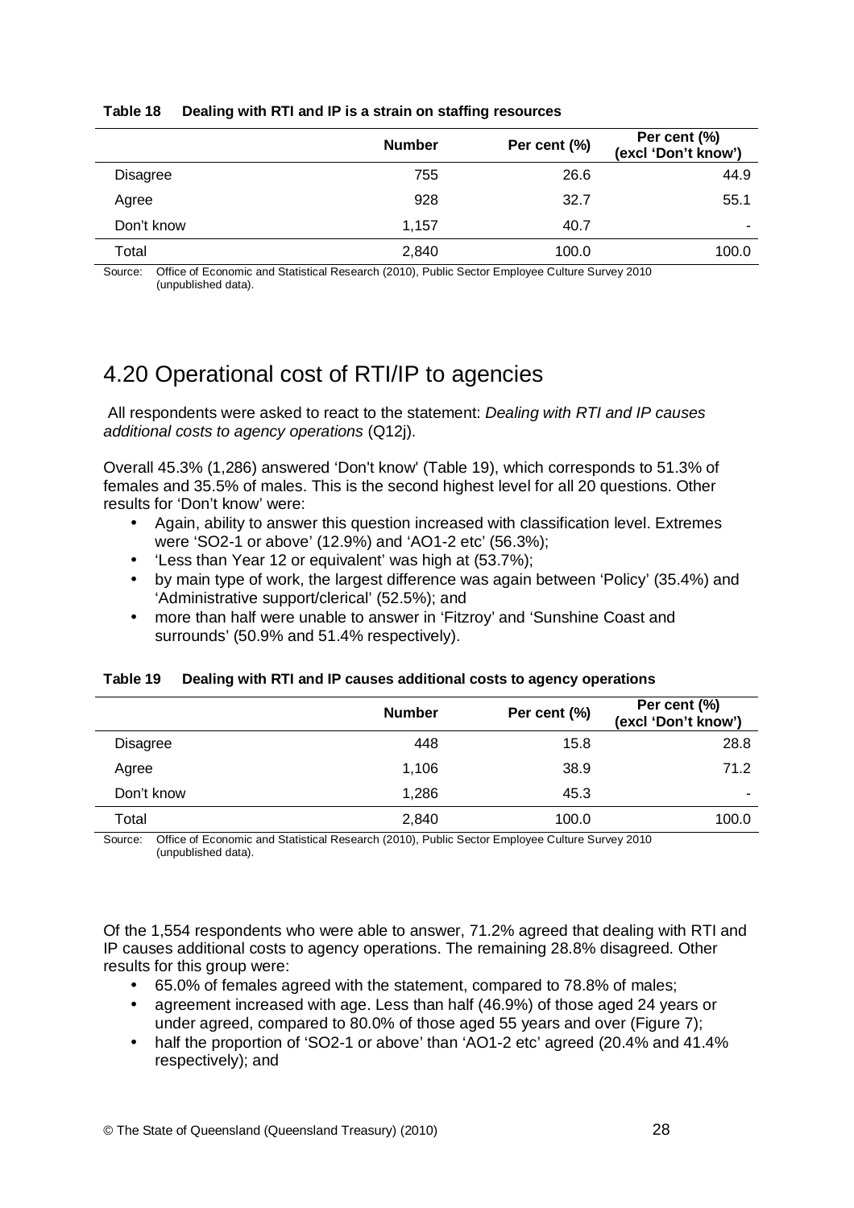**Table 18 Dealing with RTI and IP is a strain on staffing resources**

| | Number | Per cent (%) | Per cent (%) (excl 'Don't know') |
|---|---|---|---|
| Disagree | 755 | 26.6 | 44.9 |
| Agree | 928 | 32.7 | 55.1 |
| Don't know | 1,157 | 40.7 | - |
| Total | 2,840 | 100.0 | 100.0 |

Source: Office of Economic and Statistical Research (2010), Public Sector Employee Culture Survey 2010 (unpublished data).

## 4.20 Operational cost of RTI/IP to agencies

All respondents were asked to react to the statement: *Dealing with RTI and IP causes additional costs to agency operations* (Q12j).

Overall 45.3% (1,286) answered 'Don't know' (Table 19), which corresponds to 51.3% of females and 35.5% of males. This is the second highest level for all 20 questions. Other results for 'Don't know' were:

- Again, ability to answer this question increased with classification level. Extremes were 'SO2-1 or above' (12.9%) and 'AO1-2 etc' (56.3%);
- 'Less than Year 12 or equivalent' was high at (53.7%);
- by main type of work, the largest difference was again between 'Policy' (35.4%) and 'Administrative support/clerical' (52.5%); and
- more than half were unable to answer in 'Fitzroy' and 'Sunshine Coast and surrounds' (50.9% and 51.4% respectively).

**Table 19 Dealing with RTI and IP causes additional costs to agency operations**

| | Number | Per cent (%) | Per cent (%) (excl 'Don't know') |
|---|---|---|---|
| Disagree | 448 | 15.8 | 28.8 |
| Agree | 1,106 | 38.9 | 71.2 |
| Don't know | 1,286 | 45.3 | - |
| Total | 2,840 | 100.0 | 100.0 |

Source: Office of Economic and Statistical Research (2010), Public Sector Employee Culture Survey 2010 (unpublished data).

Of the 1,554 respondents who were able to answer, 71.2% agreed that dealing with RTI and IP causes additional costs to agency operations. The remaining 28.8% disagreed. Other results for this group were:

- 65.0% of females agreed with the statement, compared to 78.8% of males;
- agreement increased with age. Less than half (46.9%) of those aged 24 years or under agreed, compared to 80.0% of those aged 55 years and over (Figure 7);
- half the proportion of 'SO2-1 or above' than 'AO1-2 etc' agreed (20.4% and 41.4% respectively); and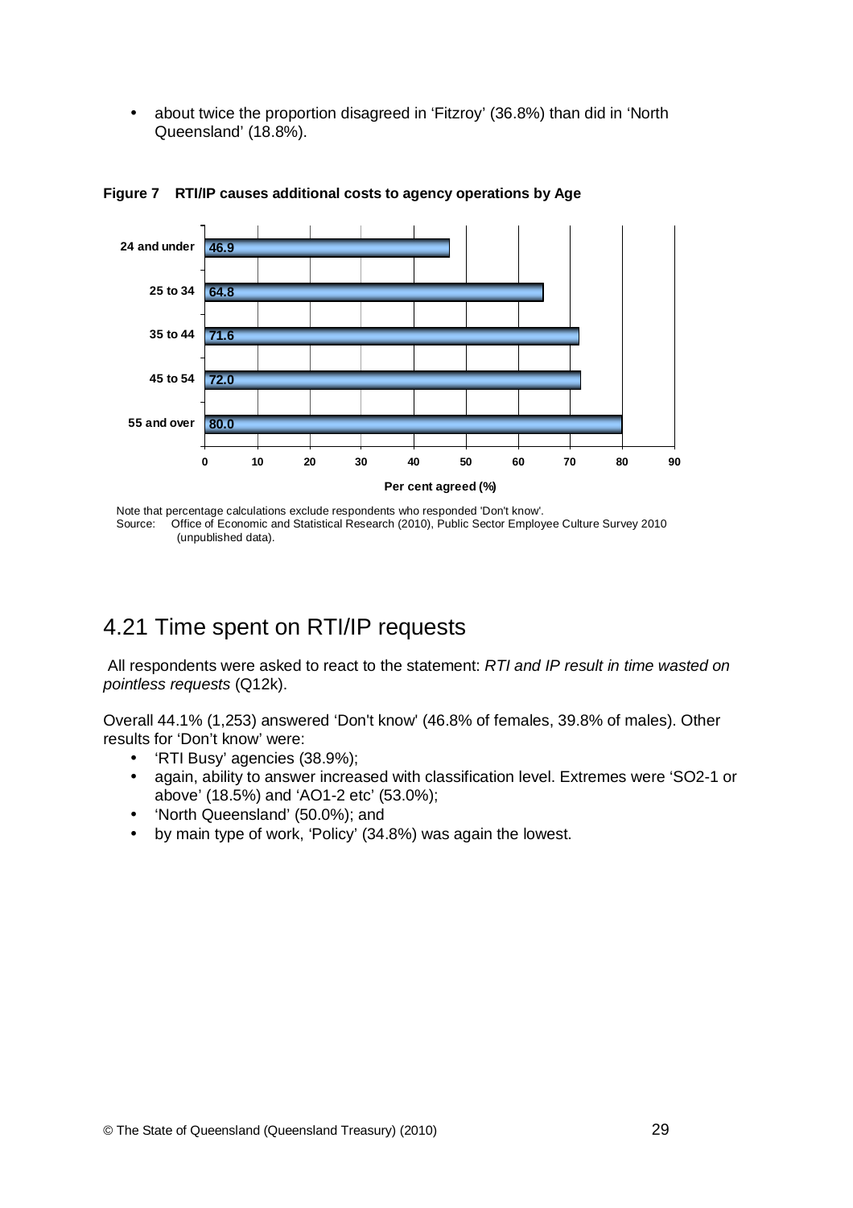- about twice the proportion disagreed in 'Fitzroy' (36.8%) than did in 'North Queensland' (18.8%).

**Figure 7 RTI/IP causes additional costs to agency operations by Age**

| Age | Per cent agreed (%) |
|---|---|
| 24 and under | 46.9 |
| 25 to 34 | 64.8 |
| 35 to 44 | 71.6 |
| 45 to 54 | 72.0 |
| 55 and over | 80.0 |

Note that percentage calculations exclude respondents who responded 'Don't know'.
Source: Office of Economic and Statistical Research (2010), Public Sector Employee Culture Survey 2010 (unpublished data).

## 4.21 Time spent on RTI/IP requests

All respondents were asked to react to the statement: *RTI and IP result in time wasted on pointless requests* (Q12k).

Overall 44.1% (1,253) answered 'Don't know' (46.8% of females, 39.8% of males). Other results for 'Don't know' were:

- 'RTI Busy' agencies (38.9%);
- again, ability to answer increased with classification level. Extremes were 'SO2-1 or above' (18.5%) and 'AO1-2 etc' (53.0%);
- 'North Queensland' (50.0%); and
- by main type of work, 'Policy' (34.8%) was again the lowest.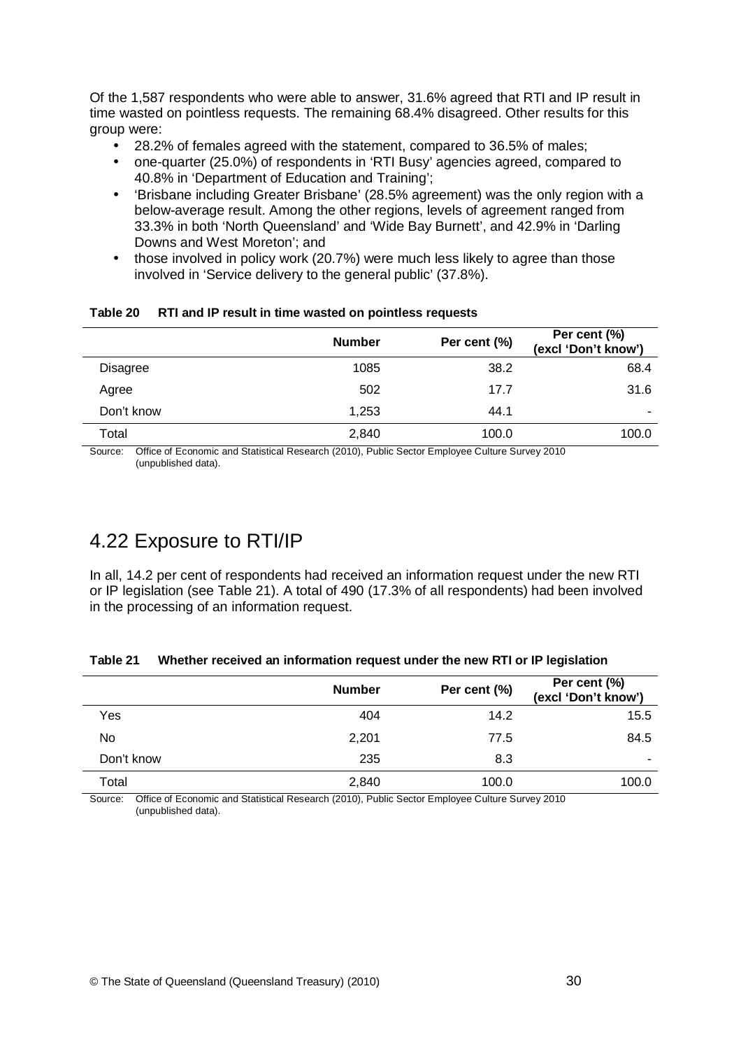Of the 1,587 respondents who were able to answer, 31.6% agreed that RTI and IP result in time wasted on pointless requests. The remaining 68.4% disagreed. Other results for this group were:

- 28.2% of females agreed with the statement, compared to 36.5% of males;
- one-quarter (25.0%) of respondents in 'RTI Busy' agencies agreed, compared to 40.8% in 'Department of Education and Training';
- 'Brisbane including Greater Brisbane' (28.5% agreement) was the only region with a below-average result. Among the other regions, levels of agreement ranged from 33.3% in both 'North Queensland' and 'Wide Bay Burnett', and 42.9% in 'Darling Downs and West Moreton'; and
- those involved in policy work (20.7%) were much less likely to agree than those involved in 'Service delivery to the general public' (37.8%).

**Table 20 RTI and IP result in time wasted on pointless requests**

| | Number | Per cent (%) | Per cent (%) (excl 'Don't know') |
|---|---|---|---|
| Disagree | 1085 | 38.2 | 68.4 |
| Agree | 502 | 17.7 | 31.6 |
| Don't know | 1,253 | 44.1 | - |
| Total | 2,840 | 100.0 | 100.0 |

Source: Office of Economic and Statistical Research (2010), Public Sector Employee Culture Survey 2010 (unpublished data).

## 4.22 Exposure to RTI/IP

In all, 14.2 per cent of respondents had received an information request under the new RTI or IP legislation (see Table 21). A total of 490 (17.3% of all respondents) had been involved in the processing of an information request.

**Table 21 Whether received an information request under the new RTI or IP legislation**

| | Number | Per cent (%) | Per cent (%) (excl 'Don't know') |
|---|---|---|---|
| Yes | 404 | 14.2 | 15.5 |
| No | 2,201 | 77.5 | 84.5 |
| Don't know | 235 | 8.3 | - |
| Total | 2,840 | 100.0 | 100.0 |

Source: Office of Economic and Statistical Research (2010), Public Sector Employee Culture Survey 2010 (unpublished data).

© The State of Queensland (Queensland Treasury) (2010)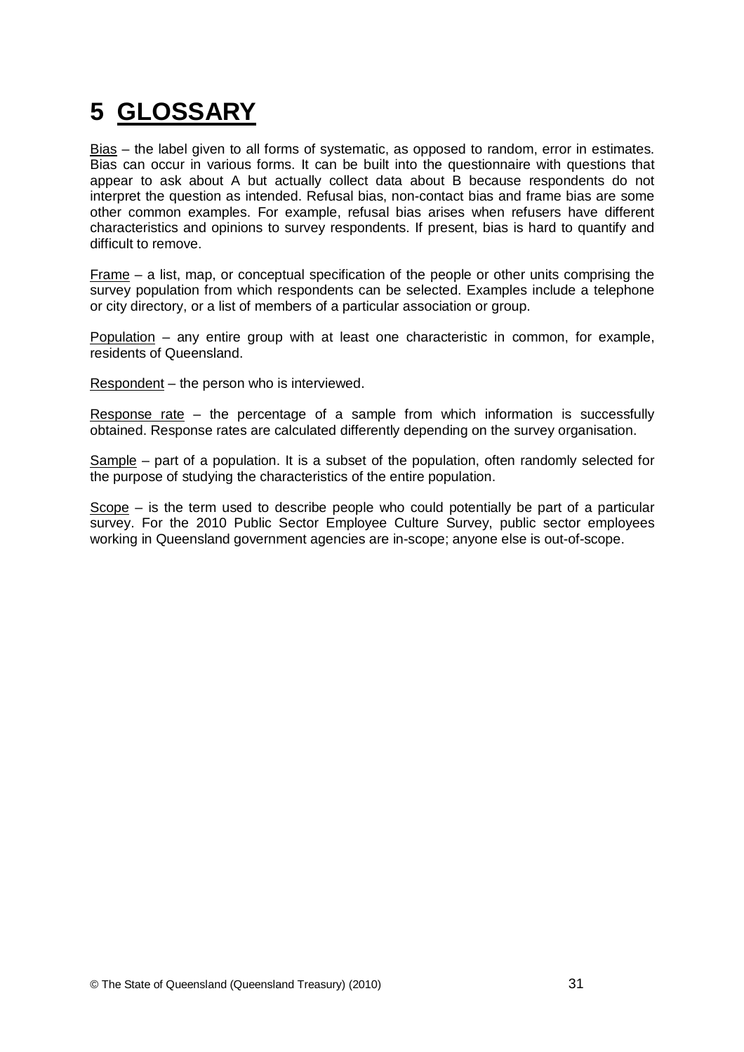# 5 GLOSSARY

Bias – the label given to all forms of systematic, as opposed to random, error in estimates. Bias can occur in various forms. It can be built into the questionnaire with questions that appear to ask about A but actually collect data about B because respondents do not interpret the question as intended. Refusal bias, non-contact bias and frame bias are some other common examples. For example, refusal bias arises when refusers have different characteristics and opinions to survey respondents. If present, bias is hard to quantify and difficult to remove.

Frame – a list, map, or conceptual specification of the people or other units comprising the survey population from which respondents can be selected. Examples include a telephone or city directory, or a list of members of a particular association or group.

Population – any entire group with at least one characteristic in common, for example, residents of Queensland.

Respondent – the person who is interviewed.

Response rate – the percentage of a sample from which information is successfully obtained. Response rates are calculated differently depending on the survey organisation.

Sample – part of a population. It is a subset of the population, often randomly selected for the purpose of studying the characteristics of the entire population.

Scope – is the term used to describe people who could potentially be part of a particular survey. For the 2010 Public Sector Employee Culture Survey, public sector employees working in Queensland government agencies are in-scope; anyone else is out-of-scope.

© The State of Queensland (Queensland Treasury) (2010)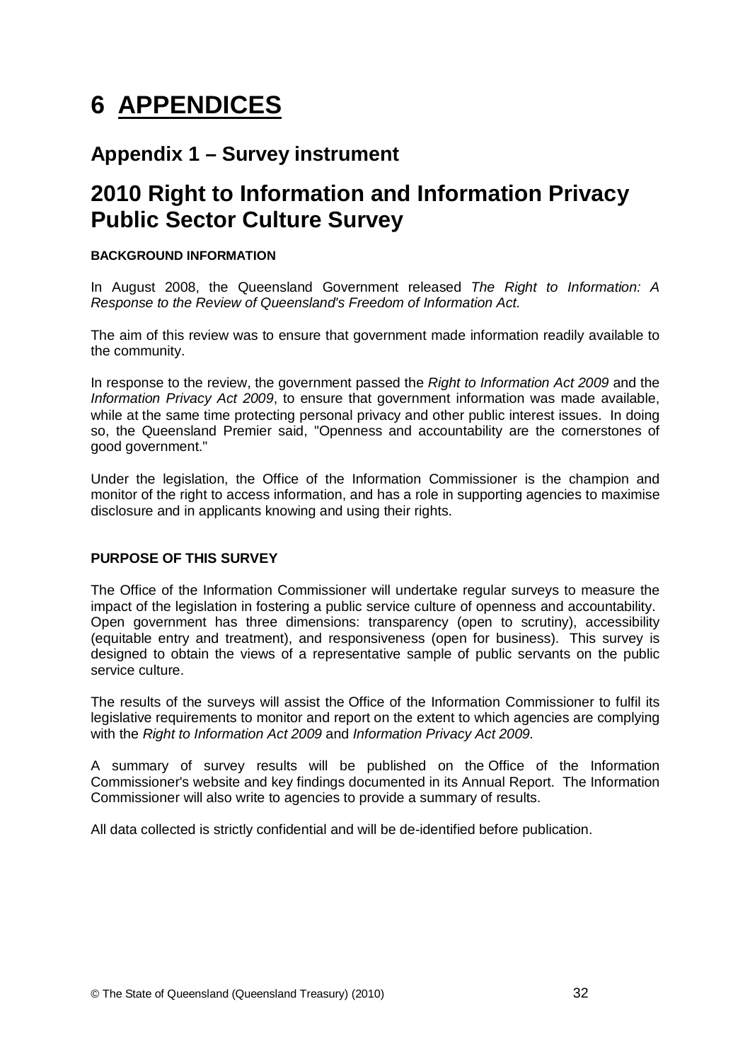# 6 APPENDICES

## Appendix 1 – Survey instrument

## 2010 Right to Information and Information Privacy Public Sector Culture Survey

**BACKGROUND INFORMATION**

In August 2008, the Queensland Government released *The Right to Information: A Response to the Review of Queensland's Freedom of Information Act.*

The aim of this review was to ensure that government made information readily available to the community.

In response to the review, the government passed the *Right to Information Act 2009* and the *Information Privacy Act 2009*, to ensure that government information was made available, while at the same time protecting personal privacy and other public interest issues. In doing so, the Queensland Premier said, "Openness and accountability are the cornerstones of good government."

Under the legislation, the Office of the Information Commissioner is the champion and monitor of the right to access information, and has a role in supporting agencies to maximise disclosure and in applicants knowing and using their rights.

**PURPOSE OF THIS SURVEY**

The Office of the Information Commissioner will undertake regular surveys to measure the impact of the legislation in fostering a public service culture of openness and accountability. Open government has three dimensions: transparency (open to scrutiny), accessibility (equitable entry and treatment), and responsiveness (open for business). This survey is designed to obtain the views of a representative sample of public servants on the public service culture.

The results of the surveys will assist the Office of the Information Commissioner to fulfil its legislative requirements to monitor and report on the extent to which agencies are complying with the *Right to Information Act 2009* and *Information Privacy Act 2009.*

A summary of survey results will be published on the Office of the Information Commissioner's website and key findings documented in its Annual Report. The Information Commissioner will also write to agencies to provide a summary of results.

All data collected is strictly confidential and will be de-identified before publication.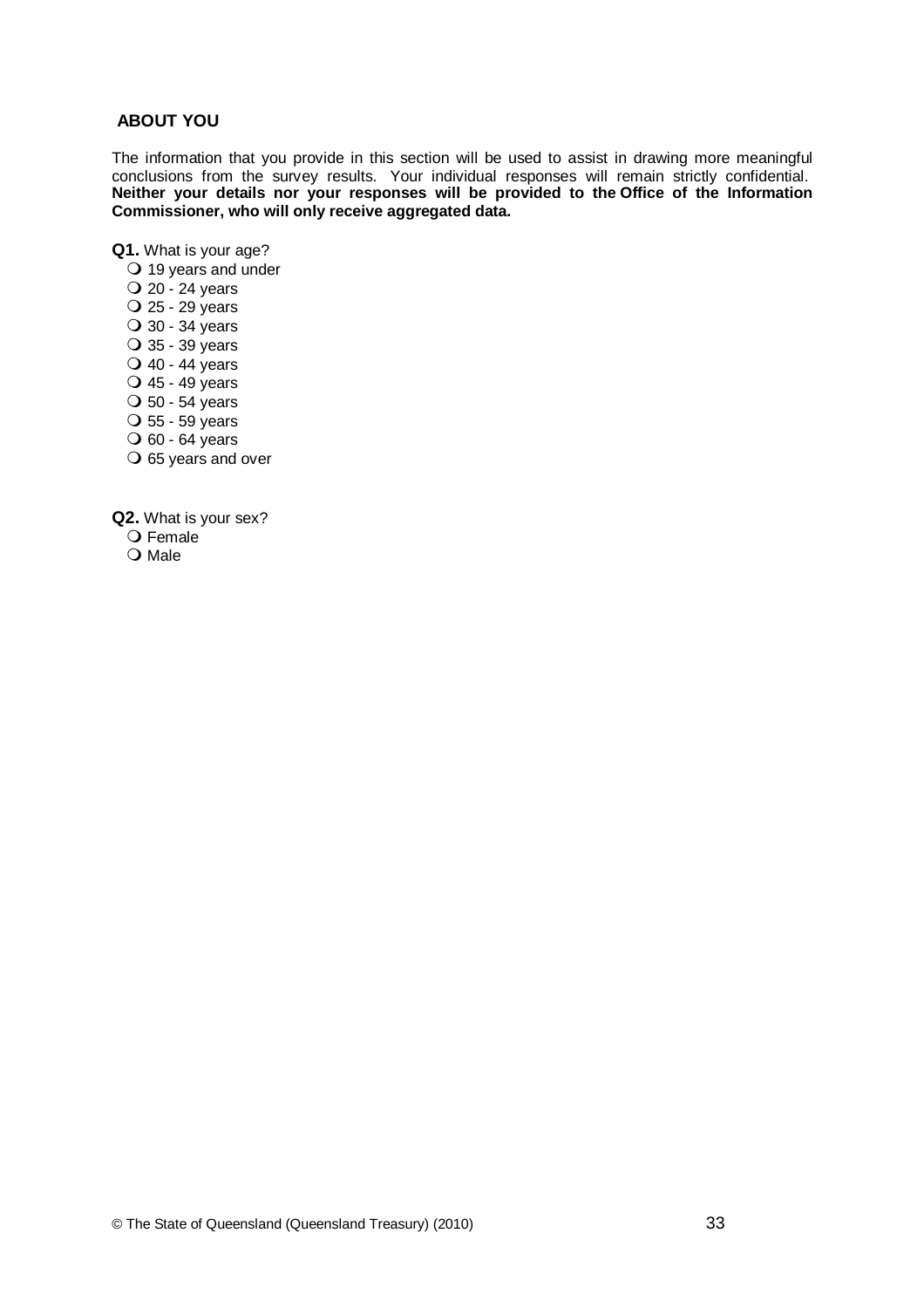## ABOUT YOU

The information that you provide in this section will be used to assist in drawing more meaningful conclusions from the survey results. Your individual responses will remain strictly confidential. **Neither your details nor your responses will be provided to the Office of the Information Commissioner, who will only receive aggregated data.**

**Q1.** What is your age?

- ❍ 19 years and under
- ❍ 20 - 24 years
- ❍ 25 - 29 years
- ❍ 30 - 34 years
- ❍ 35 - 39 years
- ❍ 40 - 44 years
- ❍ 45 - 49 years
- ❍ 50 - 54 years
- ❍ 55 - 59 years
- ❍ 60 - 64 years
- ❍ 65 years and over

**Q2.** What is your sex?

- ❍ Female
- ❍ Male

© The State of Queensland (Queensland Treasury) (2010)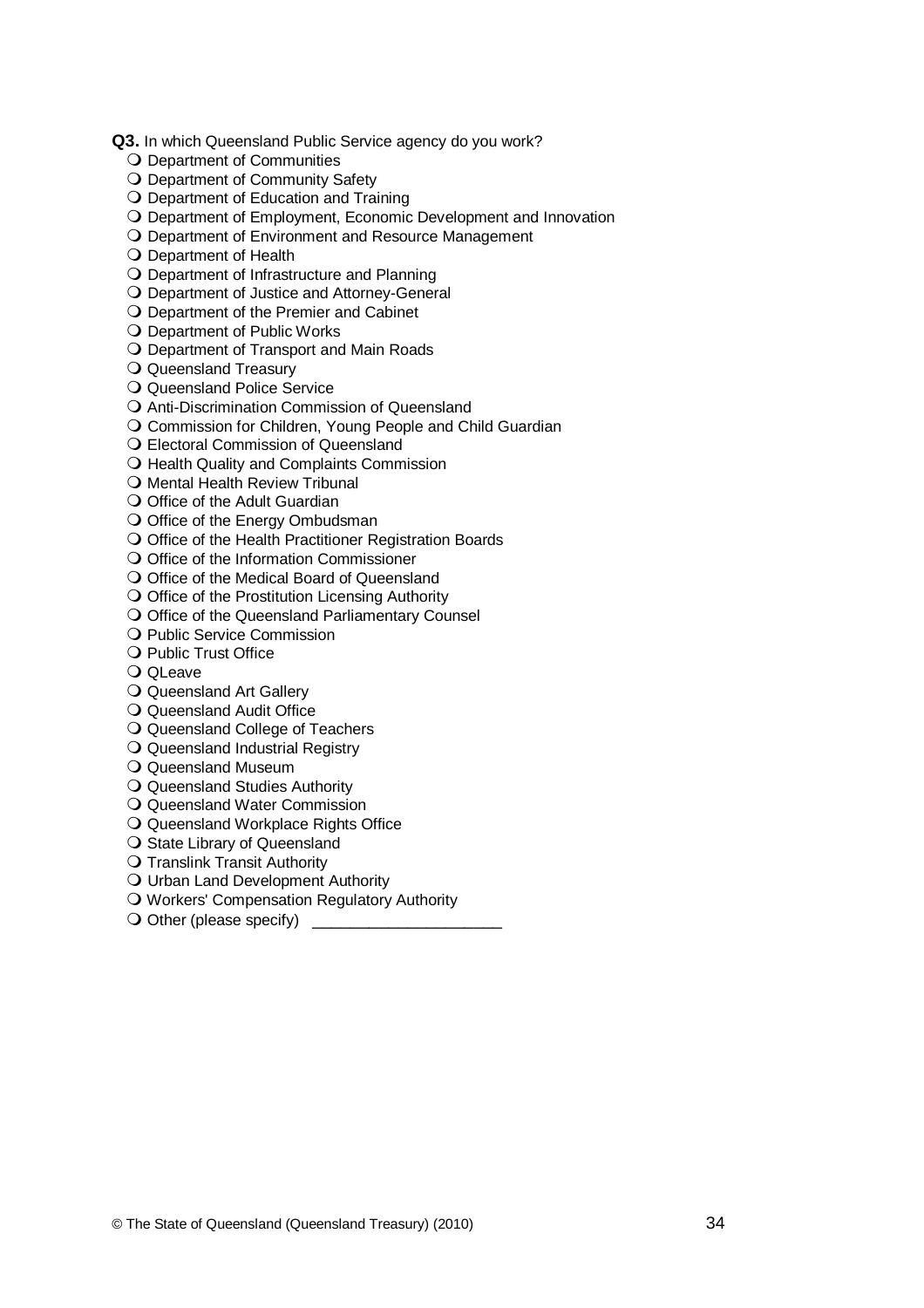**Q3.** In which Queensland Public Service agency do you work?

- ❍ Department of Communities
- ❍ Department of Community Safety
- ❍ Department of Education and Training
- ❍ Department of Employment, Economic Development and Innovation
- ❍ Department of Environment and Resource Management
- ❍ Department of Health
- ❍ Department of Infrastructure and Planning
- ❍ Department of Justice and Attorney-General
- ❍ Department of the Premier and Cabinet
- ❍ Department of Public Works
- ❍ Department of Transport and Main Roads
- ❍ Queensland Treasury
- ❍ Queensland Police Service
- ❍ Anti-Discrimination Commission of Queensland
- ❍ Commission for Children, Young People and Child Guardian
- ❍ Electoral Commission of Queensland
- ❍ Health Quality and Complaints Commission
- ❍ Mental Health Review Tribunal
- ❍ Office of the Adult Guardian
- ❍ Office of the Energy Ombudsman
- ❍ Office of the Health Practitioner Registration Boards
- ❍ Office of the Information Commissioner
- ❍ Office of the Medical Board of Queensland
- ❍ Office of the Prostitution Licensing Authority
- ❍ Office of the Queensland Parliamentary Counsel
- ❍ Public Service Commission
- ❍ Public Trust Office
- ❍ QLeave
- ❍ Queensland Art Gallery
- ❍ Queensland Audit Office
- ❍ Queensland College of Teachers
- ❍ Queensland Industrial Registry
- ❍ Queensland Museum
- ❍ Queensland Studies Authority
- ❍ Queensland Water Commission
- ❍ Queensland Workplace Rights Office
- ❍ State Library of Queensland
- ❍ Translink Transit Authority
- ❍ Urban Land Development Authority
- ❍ Workers' Compensation Regulatory Authority
- ❍ Other (please specify) ______________________

© The State of Queensland (Queensland Treasury) (2010)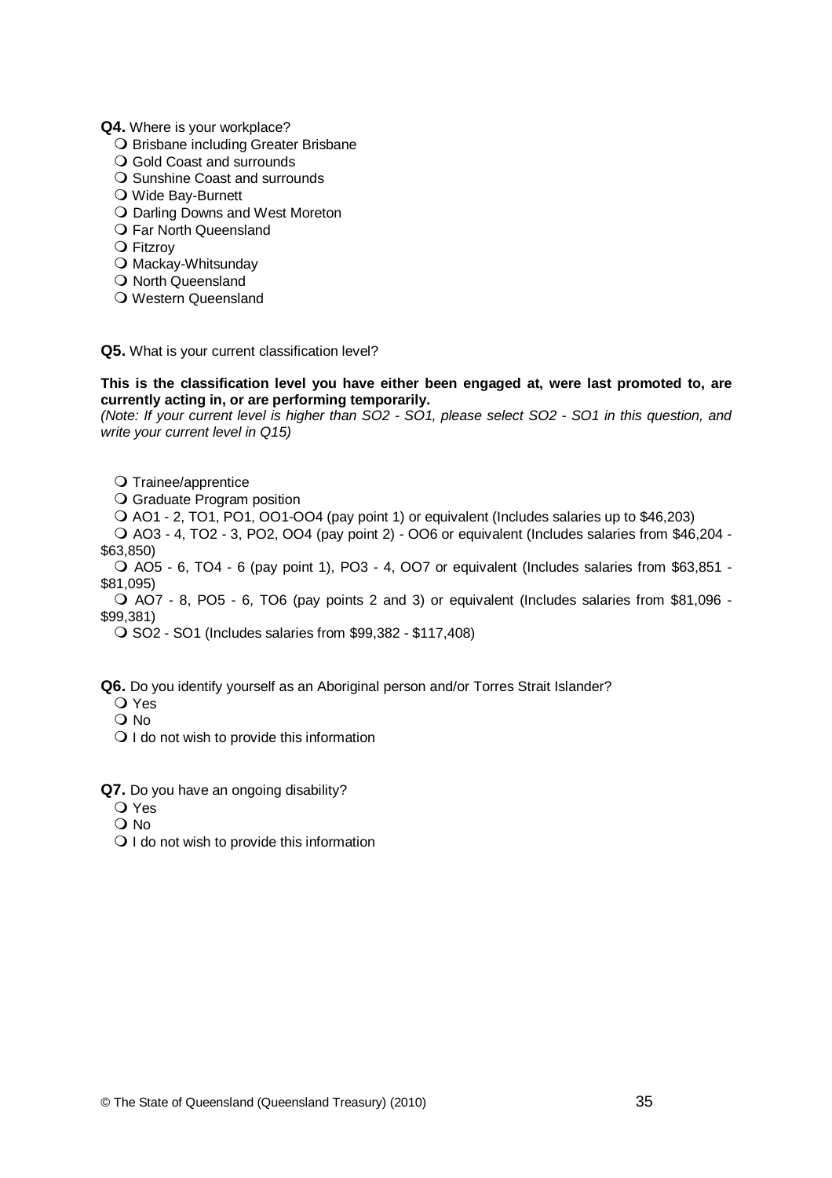**Q4.** Where is your workplace?

- ❍ Brisbane including Greater Brisbane
- ❍ Gold Coast and surrounds
- ❍ Sunshine Coast and surrounds
- ❍ Wide Bay-Burnett
- ❍ Darling Downs and West Moreton
- ❍ Far North Queensland
- ❍ Fitzroy
- ❍ Mackay-Whitsunday
- ❍ North Queensland
- ❍ Western Queensland

**Q5.** What is your current classification level?

**This is the classification level you have either been engaged at, were last promoted to, are currently acting in, or are performing temporarily.**

*(Note: If your current level is higher than SO2 - SO1, please select SO2 - SO1 in this question, and write your current level in Q15)*

- ❍ Trainee/apprentice
- ❍ Graduate Program position
- ❍ AO1 - 2, TO1, PO1, OO1-OO4 (pay point 1) or equivalent (Includes salaries up to $46,203)
- ❍ AO3 - 4, TO2 - 3, PO2, OO4 (pay point 2) - OO6 or equivalent (Includes salaries from $46,204 - $63,850)
- ❍ AO5 - 6, TO4 - 6 (pay point 1), PO3 - 4, OO7 or equivalent (Includes salaries from $63,851 - $81,095)
- ❍ AO7 - 8, PO5 - 6, TO6 (pay points 2 and 3) or equivalent (Includes salaries from $81,096 - $99,381)
- ❍ SO2 - SO1 (Includes salaries from $99,382 - $117,408)

**Q6.** Do you identify yourself as an Aboriginal person and/or Torres Strait Islander?

- ❍ Yes
- ❍ No
- ❍ I do not wish to provide this information

**Q7.** Do you have an ongoing disability?

- ❍ Yes
- ❍ No
- ❍ I do not wish to provide this information

© The State of Queensland (Queensland Treasury) (2010)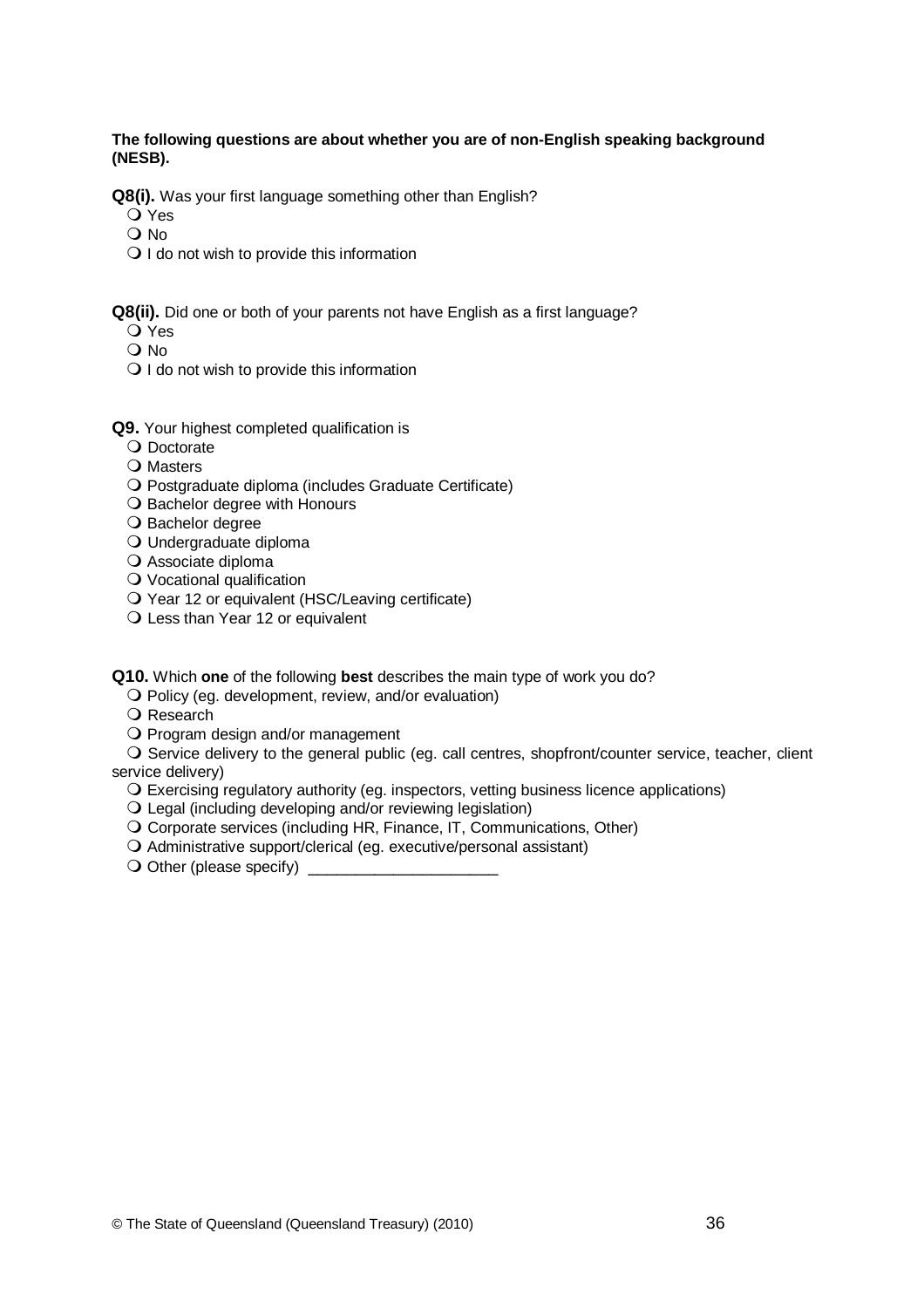**The following questions are about whether you are of non-English speaking background (NESB).**

**Q8(i).** Was your first language something other than English?

- ❍ Yes
- ❍ No
- ❍ I do not wish to provide this information

**Q8(ii).** Did one or both of your parents not have English as a first language?

- ❍ Yes
- ❍ No
- ❍ I do not wish to provide this information

**Q9.** Your highest completed qualification is

- ❍ Doctorate
- ❍ Masters
- ❍ Postgraduate diploma (includes Graduate Certificate)
- ❍ Bachelor degree with Honours
- ❍ Bachelor degree
- ❍ Undergraduate diploma
- ❍ Associate diploma
- ❍ Vocational qualification
- ❍ Year 12 or equivalent (HSC/Leaving certificate)
- ❍ Less than Year 12 or equivalent

**Q10.** Which **one** of the following **best** describes the main type of work you do?

- ❍ Policy (eg. development, review, and/or evaluation)
- ❍ Research
- ❍ Program design and/or management
- ❍ Service delivery to the general public (eg. call centres, shopfront/counter service, teacher, client service delivery)
- ❍ Exercising regulatory authority (eg. inspectors, vetting business licence applications)
- ❍ Legal (including developing and/or reviewing legislation)
- ❍ Corporate services (including HR, Finance, IT, Communications, Other)
- ❍ Administrative support/clerical (eg. executive/personal assistant)
- ❍ Other (please specify) ______________________

© The State of Queensland (Queensland Treasury) (2010)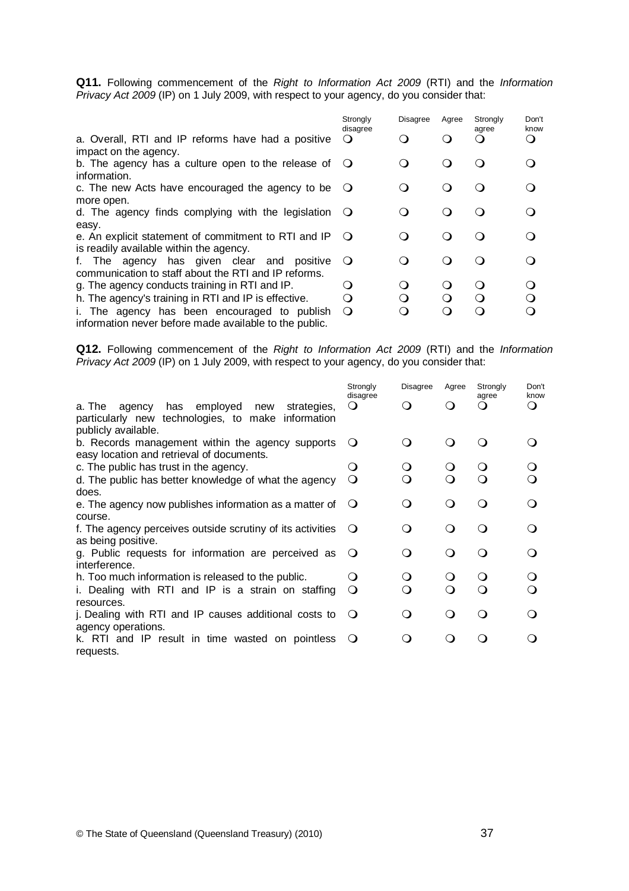**Q11.** Following commencement of the *Right to Information Act 2009* (RTI) and the *Information Privacy Act 2009* (IP) on 1 July 2009, with respect to your agency, do you consider that:

| | Strongly disagree | Disagree | Agree | Strongly agree | Don't know |
|---|---|---|---|---|---|
| a. Overall, RTI and IP reforms have had a positive impact on the agency. | ❍ | ❍ | ❍ | ❍ | ❍ |
| b. The agency has a culture open to the release of information. | ❍ | ❍ | ❍ | ❍ | ❍ |
| c. The new Acts have encouraged the agency to be more open. | ❍ | ❍ | ❍ | ❍ | ❍ |
| d. The agency finds complying with the legislation easy. | ❍ | ❍ | ❍ | ❍ | ❍ |
| e. An explicit statement of commitment to RTI and IP is readily available within the agency. | ❍ | ❍ | ❍ | ❍ | ❍ |
| f. The agency has given clear and positive communication to staff about the RTI and IP reforms. | ❍ | ❍ | ❍ | ❍ | ❍ |
| g. The agency conducts training in RTI and IP. | ❍ | ❍ | ❍ | ❍ | ❍ |
| h. The agency's training in RTI and IP is effective. | ❍ | ❍ | ❍ | ❍ | ❍ |
| i. The agency has been encouraged to publish information never before made available to the public. | ❍ | ❍ | ❍ | ❍ | ❍ |

**Q12.** Following commencement of the *Right to Information Act 2009* (RTI) and the *Information Privacy Act 2009* (IP) on 1 July 2009, with respect to your agency, do you consider that:

| | Strongly disagree | Disagree | Agree | Strongly agree | Don't know |
|---|---|---|---|---|---|
| a. The agency has employed new strategies, particularly new technologies, to make information publicly available. | ❍ | ❍ | ❍ | ❍ | ❍ |
| b. Records management within the agency supports easy location and retrieval of documents. | ❍ | ❍ | ❍ | ❍ | ❍ |
| c. The public has trust in the agency. | ❍ | ❍ | ❍ | ❍ | ❍ |
| d. The public has better knowledge of what the agency does. | ❍ | ❍ | ❍ | ❍ | ❍ |
| e. The agency now publishes information as a matter of course. | ❍ | ❍ | ❍ | ❍ | ❍ |
| f. The agency perceives outside scrutiny of its activities as being positive. | ❍ | ❍ | ❍ | ❍ | ❍ |
| g. Public requests for information are perceived as interference. | ❍ | ❍ | ❍ | ❍ | ❍ |
| h. Too much information is released to the public. | ❍ | ❍ | ❍ | ❍ | ❍ |
| i. Dealing with RTI and IP is a strain on staffing resources. | ❍ | ❍ | ❍ | ❍ | ❍ |
| j. Dealing with RTI and IP causes additional costs to agency operations. | ❍ | ❍ | ❍ | ❍ | ❍ |
| k. RTI and IP result in time wasted on pointless requests. | ❍ | ❍ | ❍ | ❍ | ❍ |

© The State of Queensland (Queensland Treasury) (2010)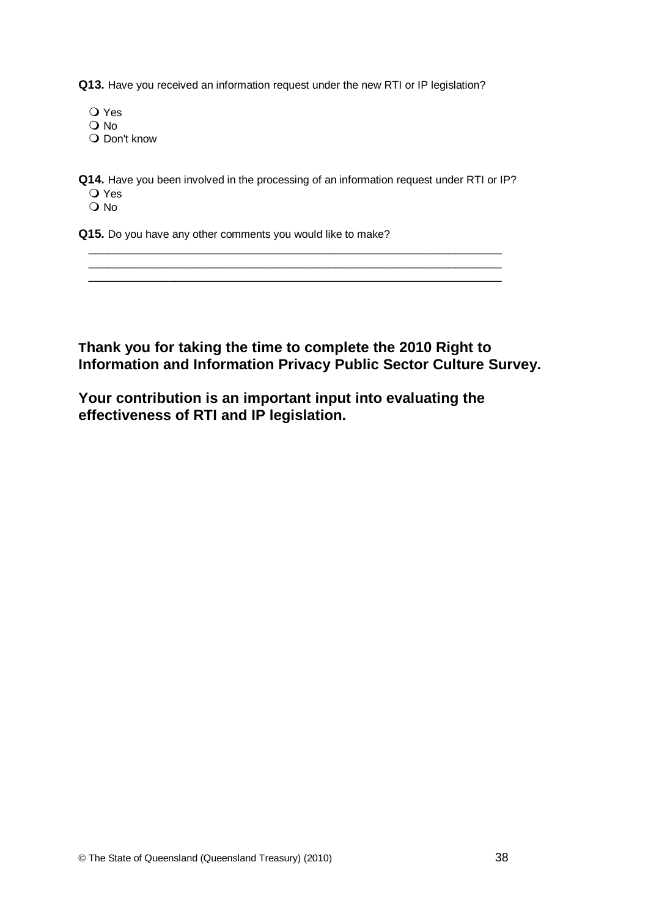**Q13.** Have you received an information request under the new RTI or IP legislation?

- ❍ Yes
- ❍ No
- ❍ Don't know

**Q14.** Have you been involved in the processing of an information request under RTI or IP?

- ❍ Yes
- ❍ No

**Q15.** Do you have any other comments you would like to make?

\_\_\_\_\_\_\_\_\_\_\_\_\_\_\_\_\_\_\_\_\_\_\_\_\_\_\_\_\_\_\_\_\_\_\_\_\_\_\_\_\_\_\_\_\_\_\_\_\_\_\_\_\_\_\_\_\_\_\_\_\_\_\_\_\_\_\_\_\_\_
\_\_\_\_\_\_\_\_\_\_\_\_\_\_\_\_\_\_\_\_\_\_\_\_\_\_\_\_\_\_\_\_\_\_\_\_\_\_\_\_\_\_\_\_\_\_\_\_\_\_\_\_\_\_\_\_\_\_\_\_\_\_\_\_\_\_\_\_\_\_
\_\_\_\_\_\_\_\_\_\_\_\_\_\_\_\_\_\_\_\_\_\_\_\_\_\_\_\_\_\_\_\_\_\_\_\_\_\_\_\_\_\_\_\_\_\_\_\_\_\_\_\_\_\_\_\_\_\_\_\_\_\_\_\_\_\_\_\_\_\_

**Thank you for taking the time to complete the 2010 Right to Information and Information Privacy Public Sector Culture Survey.**

**Your contribution is an important input into evaluating the effectiveness of RTI and IP legislation.**

© The State of Queensland (Queensland Treasury) (2010)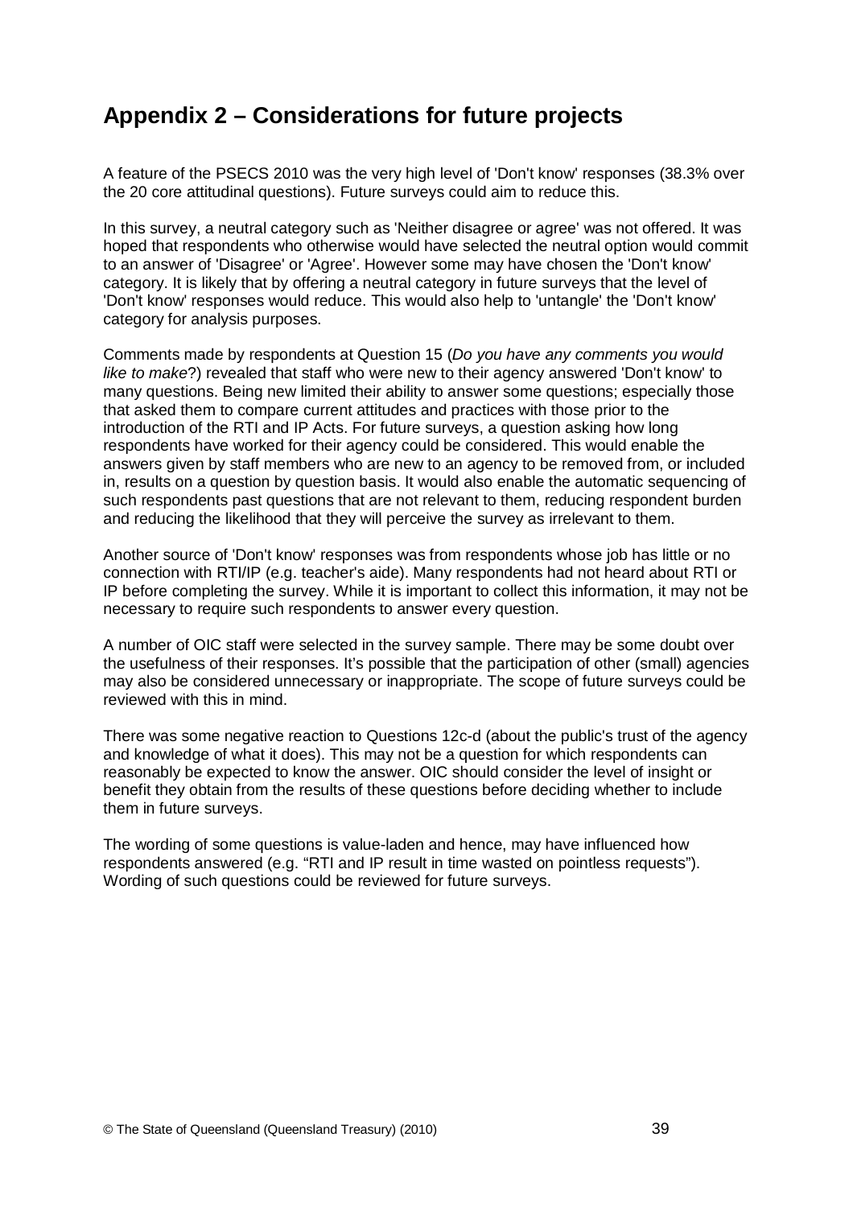## Appendix 2 – Considerations for future projects

A feature of the PSECS 2010 was the very high level of 'Don't know' responses (38.3% over the 20 core attitudinal questions). Future surveys could aim to reduce this.

In this survey, a neutral category such as 'Neither disagree or agree' was not offered. It was hoped that respondents who otherwise would have selected the neutral option would commit to an answer of 'Disagree' or 'Agree'. However some may have chosen the 'Don't know' category. It is likely that by offering a neutral category in future surveys that the level of 'Don't know' responses would reduce. This would also help to 'untangle' the 'Don't know' category for analysis purposes.

Comments made by respondents at Question 15 (*Do you have any comments you would like to make*?) revealed that staff who were new to their agency answered 'Don't know' to many questions. Being new limited their ability to answer some questions; especially those that asked them to compare current attitudes and practices with those prior to the introduction of the RTI and IP Acts. For future surveys, a question asking how long respondents have worked for their agency could be considered. This would enable the answers given by staff members who are new to an agency to be removed from, or included in, results on a question by question basis. It would also enable the automatic sequencing of such respondents past questions that are not relevant to them, reducing respondent burden and reducing the likelihood that they will perceive the survey as irrelevant to them.

Another source of 'Don't know' responses was from respondents whose job has little or no connection with RTI/IP (e.g. teacher's aide). Many respondents had not heard about RTI or IP before completing the survey. While it is important to collect this information, it may not be necessary to require such respondents to answer every question.

A number of OIC staff were selected in the survey sample. There may be some doubt over the usefulness of their responses. It's possible that the participation of other (small) agencies may also be considered unnecessary or inappropriate. The scope of future surveys could be reviewed with this in mind.

There was some negative reaction to Questions 12c-d (about the public's trust of the agency and knowledge of what it does). This may not be a question for which respondents can reasonably be expected to know the answer. OIC should consider the level of insight or benefit they obtain from the results of these questions before deciding whether to include them in future surveys.

The wording of some questions is value-laden and hence, may have influenced how respondents answered (e.g. "RTI and IP result in time wasted on pointless requests"). Wording of such questions could be reviewed for future surveys.